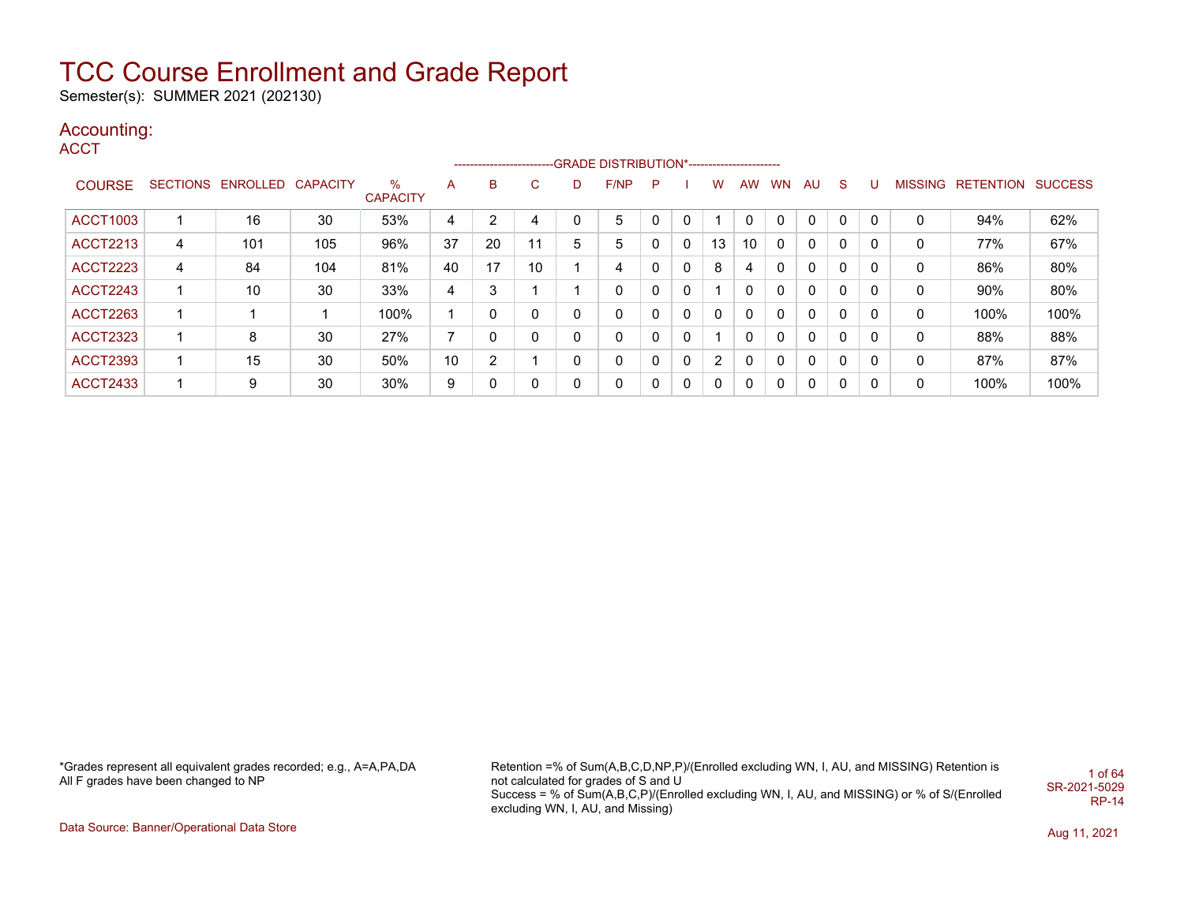# TCC Course Enrollment and Grade Report

Semester(s): SUMMER 2021 (202130)

## Accounting:

### ACCT

| COURSE | SECTIONS | ENROLLED | CAPACITY | % CAPACITY | A | B | C | D | F/NP | P | I | W | AW | WN | AU | S | U | MISSING | RETENTION | SUCCESS |
|---|---|---|---|---|---|---|---|---|---|---|---|---|---|---|---|---|---|---|---|---|
| | | | | | GRADE DISTRIBUTION* | | | | | | | | | | | | | | | |
| ACCT1003 | 1 | 16 | 30 | 53% | 4 | 2 | 4 | 0 | 5 | 0 | 0 | 1 | 0 | 0 | 0 | 0 | 0 | 0 | 94% | 62% |
| ACCT2213 | 4 | 101 | 105 | 96% | 37 | 20 | 11 | 5 | 5 | 0 | 0 | 13 | 10 | 0 | 0 | 0 | 0 | 0 | 77% | 67% |
| ACCT2223 | 4 | 84 | 104 | 81% | 40 | 17 | 10 | 1 | 4 | 0 | 0 | 8 | 4 | 0 | 0 | 0 | 0 | 0 | 86% | 80% |
| ACCT2243 | 1 | 10 | 30 | 33% | 4 | 3 | 1 | 1 | 0 | 0 | 0 | 1 | 0 | 0 | 0 | 0 | 0 | 0 | 90% | 80% |
| ACCT2263 | 1 | 1 | 1 | 100% | 1 | 0 | 0 | 0 | 0 | 0 | 0 | 0 | 0 | 0 | 0 | 0 | 0 | 0 | 100% | 100% |
| ACCT2323 | 1 | 8 | 30 | 27% | 7 | 0 | 0 | 0 | 0 | 0 | 0 | 1 | 0 | 0 | 0 | 0 | 0 | 0 | 88% | 88% |
| ACCT2393 | 1 | 15 | 30 | 50% | 10 | 2 | 1 | 0 | 0 | 0 | 0 | 2 | 0 | 0 | 0 | 0 | 0 | 0 | 87% | 87% |
| ACCT2433 | 1 | 9 | 30 | 30% | 9 | 0 | 0 | 0 | 0 | 0 | 0 | 0 | 0 | 0 | 0 | 0 | 0 | 0 | 100% | 100% |

*Grades represent all equivalent grades recorded; e.g., A=A,PA,DA
All F grades have been changed to NP

Retention =% of Sum(A,B,C,D,NP,P)/(Enrolled excluding WN, I, AU, and MISSING) Retention is not calculated for grades of S and U
Success = % of Sum(A,B,C,P)/(Enrolled excluding WN, I, AU, and MISSING) or % of S/(Enrolled excluding WN, I, AU, and Missing)

SR-2021-5029
RP-14

Data Source: Banner/Operational Data Store

Aug 11, 2021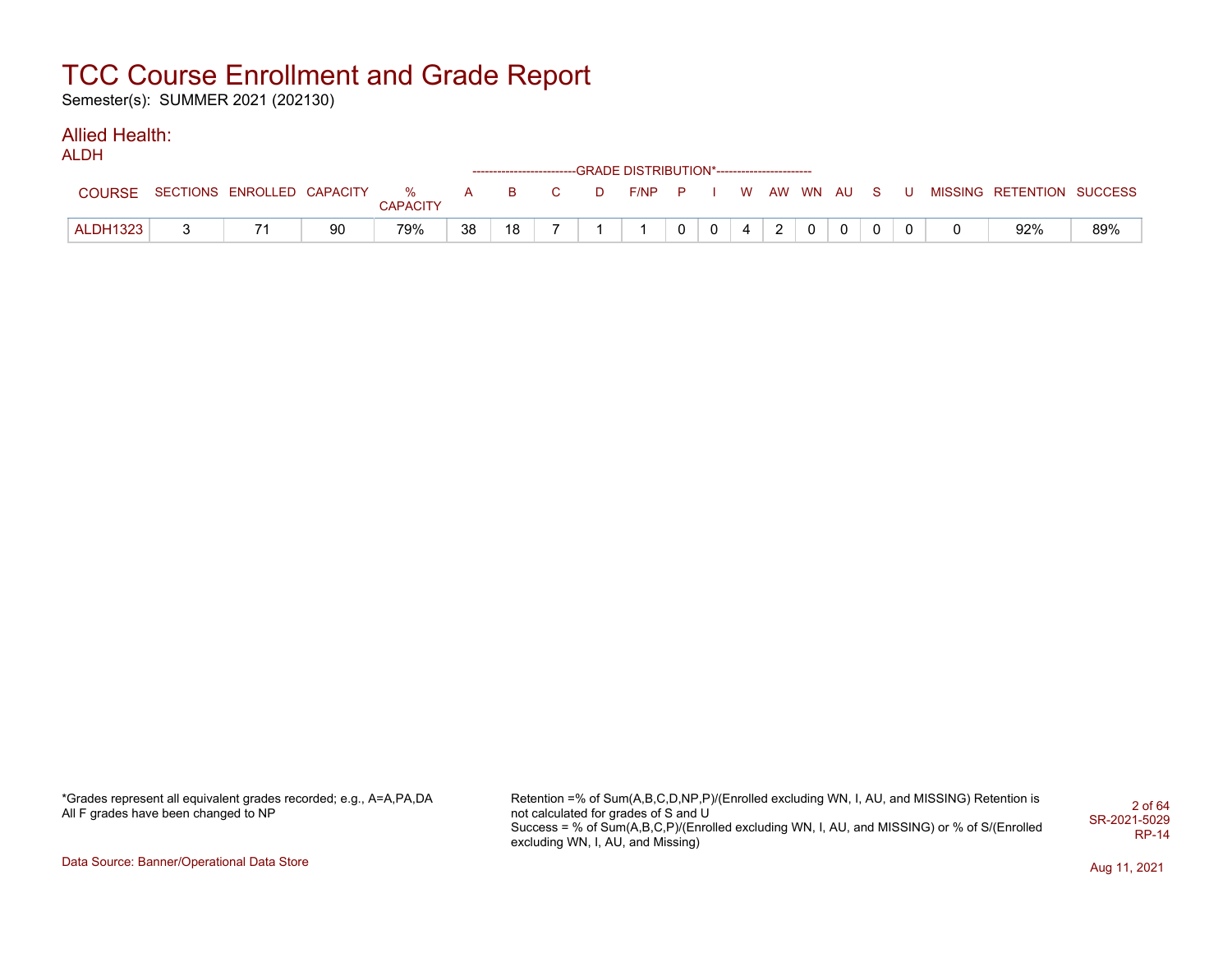# TCC Course Enrollment and Grade Report

Semester(s): SUMMER 2021 (202130)

## Allied Health:

ALDH

| COURSE | SECTIONS | ENROLLED | CAPACITY | % CAPACITY | A | B | C | D | F/NP | P | I | W | AW | WN | AU | S | U | MISSING | RETENTION | SUCCESS |
|---|---|---|---|---|---|---|---|---|---|---|---|---|---|---|---|---|---|---|---|---|
| | | | | | GRADE DISTRIBUTION* | | | | | | | | | | | | | | | |
| ALDH1323 | 3 | 71 | 90 | 79% | 38 | 18 | 7 | 1 | 1 | 0 | 0 | 4 | 2 | 0 | 0 | 0 | 0 | 0 | 92% | 89% |

*Grades represent all equivalent grades recorded; e.g., A=A,PA,DA
All F grades have been changed to NP

Retention =% of Sum(A,B,C,D,NP,P)/(Enrolled excluding WN, I, AU, and MISSING) Retention is not calculated for grades of S and U
Success = % of Sum(A,B,C,P)/(Enrolled excluding WN, I, AU, and MISSING) or % of S/(Enrolled excluding WN, I, AU, and Missing)

SR-2021-5029
RP-14

Data Source: Banner/Operational Data Store

Aug 11, 2021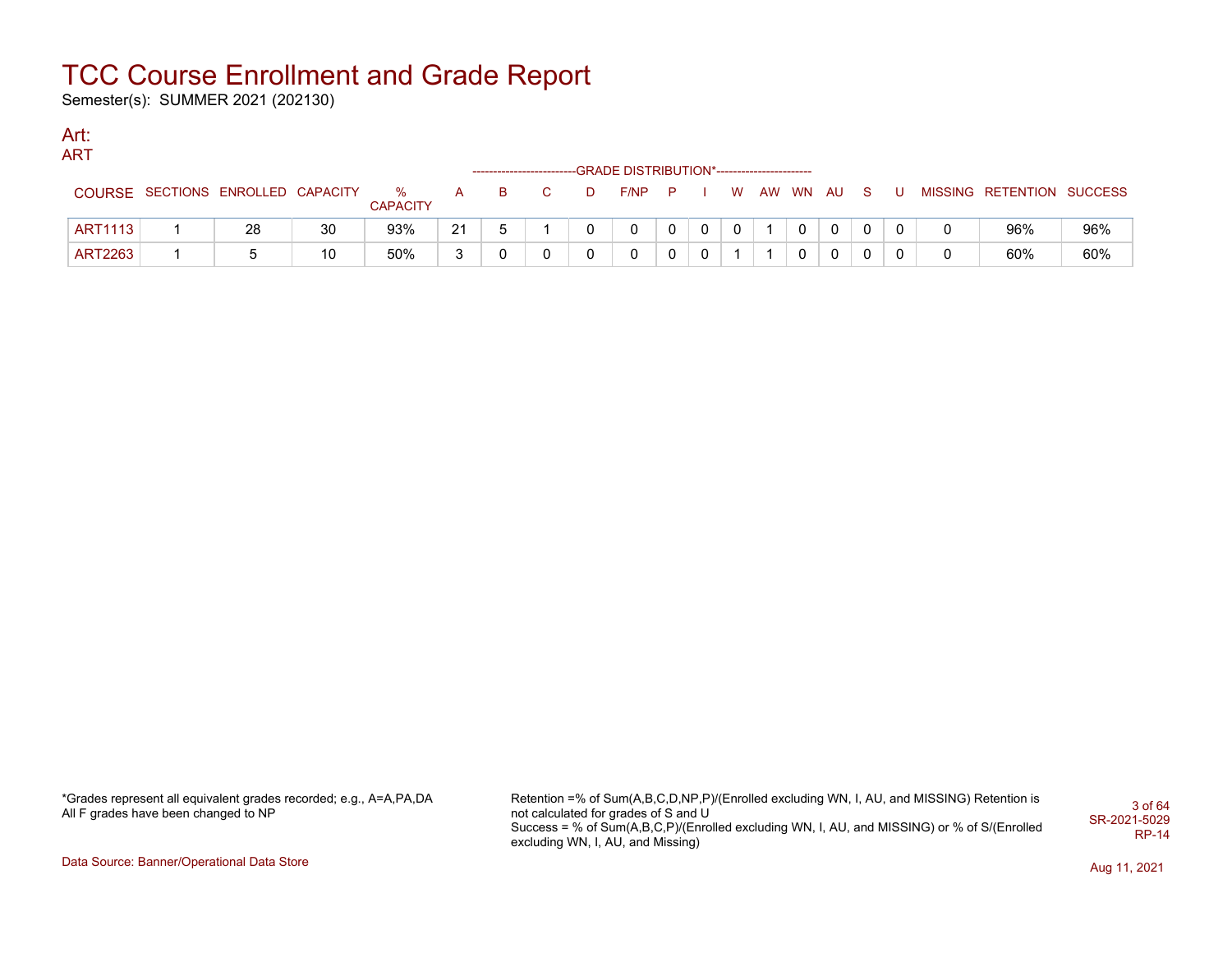# TCC Course Enrollment and Grade Report

Semester(s): SUMMER 2021 (202130)

## Art:

### ART

| COURSE | SECTIONS | ENROLLED | CAPACITY | % CAPACITY | A | B | C | D | F/NP | P | I | W | AW | WN | AU | S | U | MISSING | RETENTION | SUCCESS |
|---|---|---|---|---|---|---|---|---|---|---|---|---|---|---|---|---|---|---|---|---|
| | | | | | GRADE DISTRIBUTION* | | | | | | | | | | | | | | | |
| ART1113 | 1 | 28 | 30 | 93% | 21 | 5 | 1 | 0 | 0 | 0 | 0 | 0 | 1 | 0 | 0 | 0 | 0 | 0 | 96% | 96% |
| ART2263 | 1 | 5 | 10 | 50% | 3 | 0 | 0 | 0 | 0 | 0 | 0 | 1 | 1 | 0 | 0 | 0 | 0 | 0 | 60% | 60% |

*Grades represent all equivalent grades recorded; e.g., A=A,PA,DA
All F grades have been changed to NP

Retention =% of Sum(A,B,C,D,NP,P)/(Enrolled excluding WN, I, AU, and MISSING) Retention is not calculated for grades of S and U
Success = % of Sum(A,B,C,P)/(Enrolled excluding WN, I, AU, and MISSING) or % of S/(Enrolled excluding WN, I, AU, and Missing)

SR-2021-5029
RP-14

Data Source: Banner/Operational Data Store

Aug 11, 2021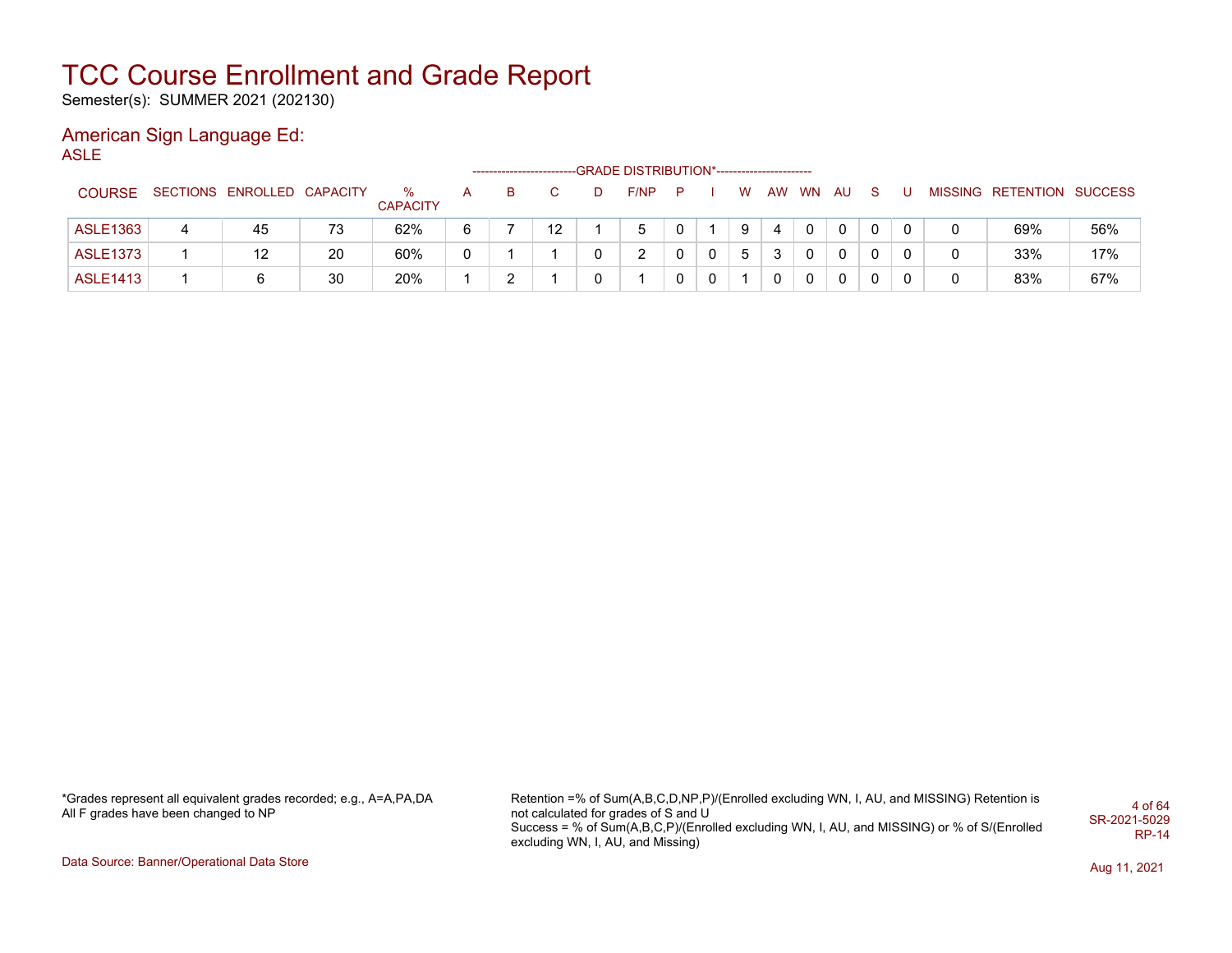# TCC Course Enrollment and Grade Report

Semester(s): SUMMER 2021 (202130)

## American Sign Language Ed:

### ASLE

| COURSE | SECTIONS | ENROLLED | CAPACITY | % CAPACITY | A | B | C | D | F/NP | P | I | W | AW | WN | AU | S | U | MISSING | RETENTION | SUCCESS |
|---|---|---|---|---|---|---|---|---|---|---|---|---|---|---|---|---|---|---|---|---|
| | | | | | GRADE DISTRIBUTION* | | | | | | | | | | | | | | | |
| ASLE1363 | 4 | 45 | 73 | 62% | 6 | 7 | 12 | 1 | 5 | 0 | 1 | 9 | 4 | 0 | 0 | 0 | 0 | 0 | 69% | 56% |
| ASLE1373 | 1 | 12 | 20 | 60% | 0 | 1 | 1 | 0 | 2 | 0 | 0 | 5 | 3 | 0 | 0 | 0 | 0 | 0 | 33% | 17% |
| ASLE1413 | 1 | 6 | 30 | 20% | 1 | 2 | 1 | 0 | 1 | 0 | 0 | 1 | 0 | 0 | 0 | 0 | 0 | 0 | 83% | 67% |

*Grades represent all equivalent grades recorded; e.g., A=A,PA,DA
All F grades have been changed to NP

Retention =% of Sum(A,B,C,D,NP,P)/(Enrolled excluding WN, I, AU, and MISSING) Retention is not calculated for grades of S and U
Success = % of Sum(A,B,C,P)/(Enrolled excluding WN, I, AU, and MISSING) or % of S/(Enrolled excluding WN, I, AU, and Missing)

SR-2021-5029
RP-14

Data Source: Banner/Operational Data Store

Aug 11, 2021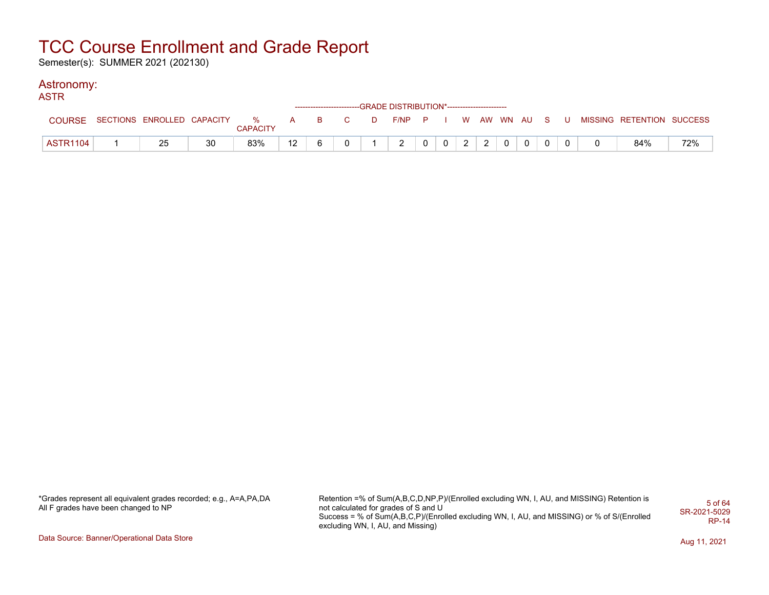# TCC Course Enrollment and Grade Report

Semester(s): SUMMER 2021 (202130)

## Astronomy:

### ASTR

| COURSE | SECTIONS | ENROLLED | CAPACITY | % CAPACITY | A | B | C | D | F/NP | P | I | W | AW | WN | AU | S | U | MISSING | RETENTION | SUCCESS |
|---|---|---|---|---|---|---|---|---|---|---|---|---|---|---|---|---|---|---|---|---|
| | | | | | GRADE DISTRIBUTION* | | | | | | | | | | | | | | | |
| ASTR1104 | 1 | 25 | 30 | 83% | 12 | 6 | 0 | 1 | 2 | 0 | 0 | 2 | 2 | 0 | 0 | 0 | 0 | 0 | 84% | 72% |

*Grades represent all equivalent grades recorded; e.g., A=A,PA,DA
All F grades have been changed to NP

Retention =% of Sum(A,B,C,D,NP,P)/(Enrolled excluding WN, I, AU, and MISSING) Retention is not calculated for grades of S and U
Success = % of Sum(A,B,C,P)/(Enrolled excluding WN, I, AU, and MISSING) or % of S/(Enrolled excluding WN, I, AU, and Missing)

SR-2021-5029
RP-14

Data Source: Banner/Operational Data Store

Aug 11, 2021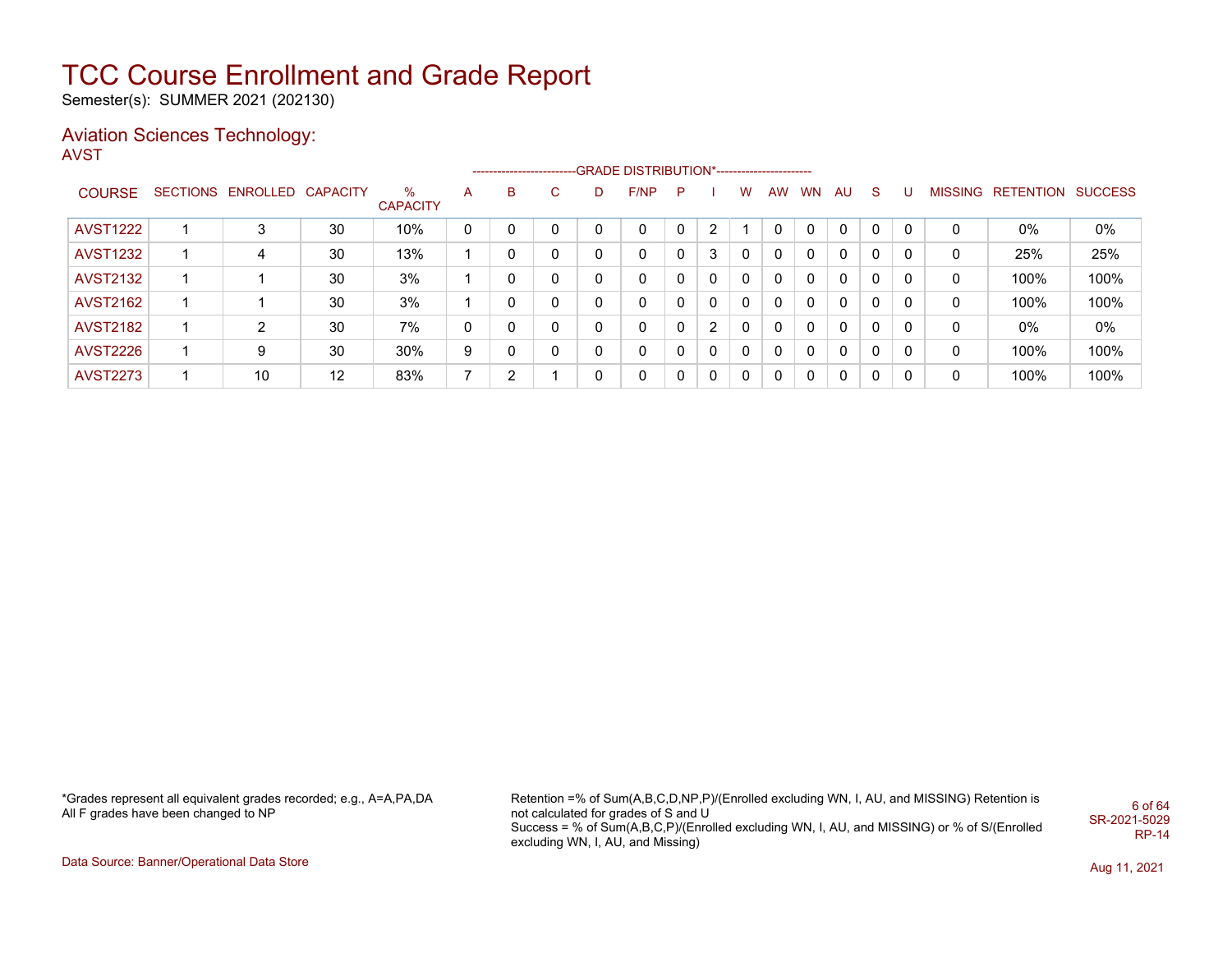# TCC Course Enrollment and Grade Report

Semester(s): SUMMER 2021 (202130)

## Aviation Sciences Technology:

AVST

| COURSE | SECTIONS | ENROLLED | CAPACITY | % CAPACITY | A | B | C | D | F/NP | P | I | W | AW | WN | AU | S | U | MISSING | RETENTION | SUCCESS |
|---|---|---|---|---|---|---|---|---|---|---|---|---|---|---|---|---|---|---|---|---|
| | | | | | GRADE DISTRIBUTION* | | | | | | | | | | | | | | | |
| AVST1222 | 1 | 3 | 30 | 10% | 0 | 0 | 0 | 0 | 0 | 0 | 2 | 1 | 0 | 0 | 0 | 0 | 0 | 0 | 0% | 0% |
| AVST1232 | 1 | 4 | 30 | 13% | 1 | 0 | 0 | 0 | 0 | 0 | 3 | 0 | 0 | 0 | 0 | 0 | 0 | 0 | 25% | 25% |
| AVST2132 | 1 | 1 | 30 | 3% | 1 | 0 | 0 | 0 | 0 | 0 | 0 | 0 | 0 | 0 | 0 | 0 | 0 | 0 | 100% | 100% |
| AVST2162 | 1 | 1 | 30 | 3% | 1 | 0 | 0 | 0 | 0 | 0 | 0 | 0 | 0 | 0 | 0 | 0 | 0 | 0 | 100% | 100% |
| AVST2182 | 1 | 2 | 30 | 7% | 0 | 0 | 0 | 0 | 0 | 0 | 2 | 0 | 0 | 0 | 0 | 0 | 0 | 0 | 0% | 0% |
| AVST2226 | 1 | 9 | 30 | 30% | 9 | 0 | 0 | 0 | 0 | 0 | 0 | 0 | 0 | 0 | 0 | 0 | 0 | 0 | 100% | 100% |
| AVST2273 | 1 | 10 | 12 | 83% | 7 | 2 | 1 | 0 | 0 | 0 | 0 | 0 | 0 | 0 | 0 | 0 | 0 | 0 | 100% | 100% |

*Grades represent all equivalent grades recorded; e.g., A=A,PA,DA
All F grades have been changed to NP

Retention =% of Sum(A,B,C,D,NP,P)/(Enrolled excluding WN, I, AU, and MISSING) Retention is not calculated for grades of S and U
Success = % of Sum(A,B,C,P)/(Enrolled excluding WN, I, AU, and MISSING) or % of S/(Enrolled excluding WN, I, AU, and Missing)

SR-2021-5029
RP-14

Data Source: Banner/Operational Data Store

Aug 11, 2021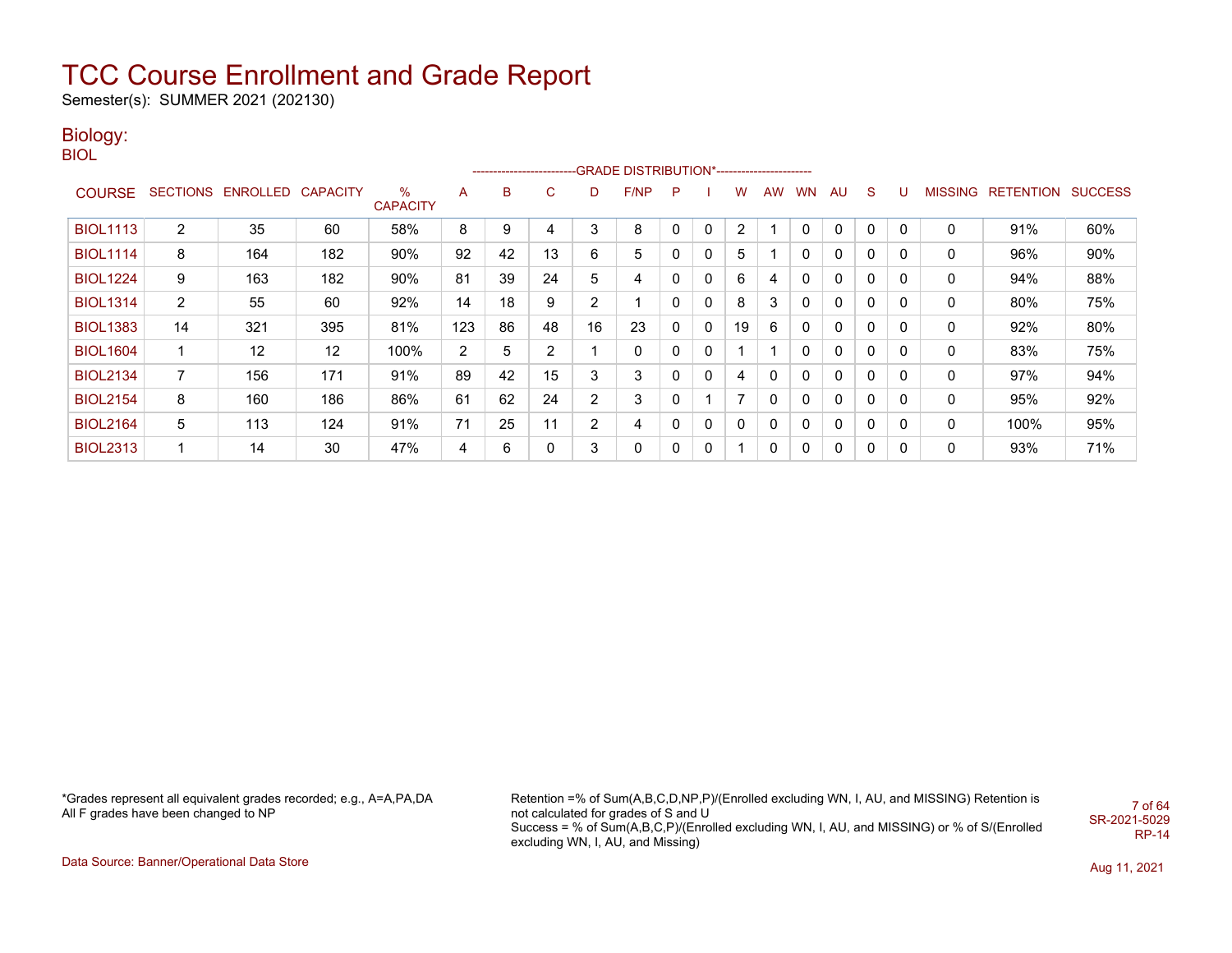# TCC Course Enrollment and Grade Report

Semester(s): SUMMER 2021 (202130)

## Biology:

### BIOL

| COURSE | SECTIONS | ENROLLED | CAPACITY | % CAPACITY | A | B | C | D | F/NP | P | I | W | AW | WN | AU | S | U | MISSING | RETENTION | SUCCESS |
|---|---|---|---|---|---|---|---|---|---|---|---|---|---|---|---|---|---|---|---|---|
| | | | | | GRADE DISTRIBUTION* | | | | | | | | | | | | | | | |
| BIOL1113 | 2 | 35 | 60 | 58% | 8 | 9 | 4 | 3 | 8 | 0 | 0 | 2 | 1 | 0 | 0 | 0 | 0 | 0 | 91% | 60% |
| BIOL1114 | 8 | 164 | 182 | 90% | 92 | 42 | 13 | 6 | 5 | 0 | 0 | 5 | 1 | 0 | 0 | 0 | 0 | 0 | 96% | 90% |
| BIOL1224 | 9 | 163 | 182 | 90% | 81 | 39 | 24 | 5 | 4 | 0 | 0 | 6 | 4 | 0 | 0 | 0 | 0 | 0 | 94% | 88% |
| BIOL1314 | 2 | 55 | 60 | 92% | 14 | 18 | 9 | 2 | 1 | 0 | 0 | 8 | 3 | 0 | 0 | 0 | 0 | 0 | 80% | 75% |
| BIOL1383 | 14 | 321 | 395 | 81% | 123 | 86 | 48 | 16 | 23 | 0 | 0 | 19 | 6 | 0 | 0 | 0 | 0 | 0 | 92% | 80% |
| BIOL1604 | 1 | 12 | 12 | 100% | 2 | 5 | 2 | 1 | 0 | 0 | 0 | 1 | 1 | 0 | 0 | 0 | 0 | 0 | 83% | 75% |
| BIOL2134 | 7 | 156 | 171 | 91% | 89 | 42 | 15 | 3 | 3 | 0 | 0 | 4 | 0 | 0 | 0 | 0 | 0 | 0 | 97% | 94% |
| BIOL2154 | 8 | 160 | 186 | 86% | 61 | 62 | 24 | 2 | 3 | 0 | 1 | 7 | 0 | 0 | 0 | 0 | 0 | 0 | 95% | 92% |
| BIOL2164 | 5 | 113 | 124 | 91% | 71 | 25 | 11 | 2 | 4 | 0 | 0 | 0 | 0 | 0 | 0 | 0 | 0 | 0 | 100% | 95% |
| BIOL2313 | 1 | 14 | 30 | 47% | 4 | 6 | 0 | 3 | 0 | 0 | 0 | 1 | 0 | 0 | 0 | 0 | 0 | 0 | 93% | 71% |

*Grades represent all equivalent grades recorded; e.g., A=A,PA,DA
All F grades have been changed to NP

Retention =% of Sum(A,B,C,D,NP,P)/(Enrolled excluding WN, I, AU, and MISSING) Retention is not calculated for grades of S and U
Success = % of Sum(A,B,C,P)/(Enrolled excluding WN, I, AU, and MISSING) or % of S/(Enrolled excluding WN, I, AU, and Missing)

SR-2021-5029
RP-14

Data Source: Banner/Operational Data Store

Aug 11, 2021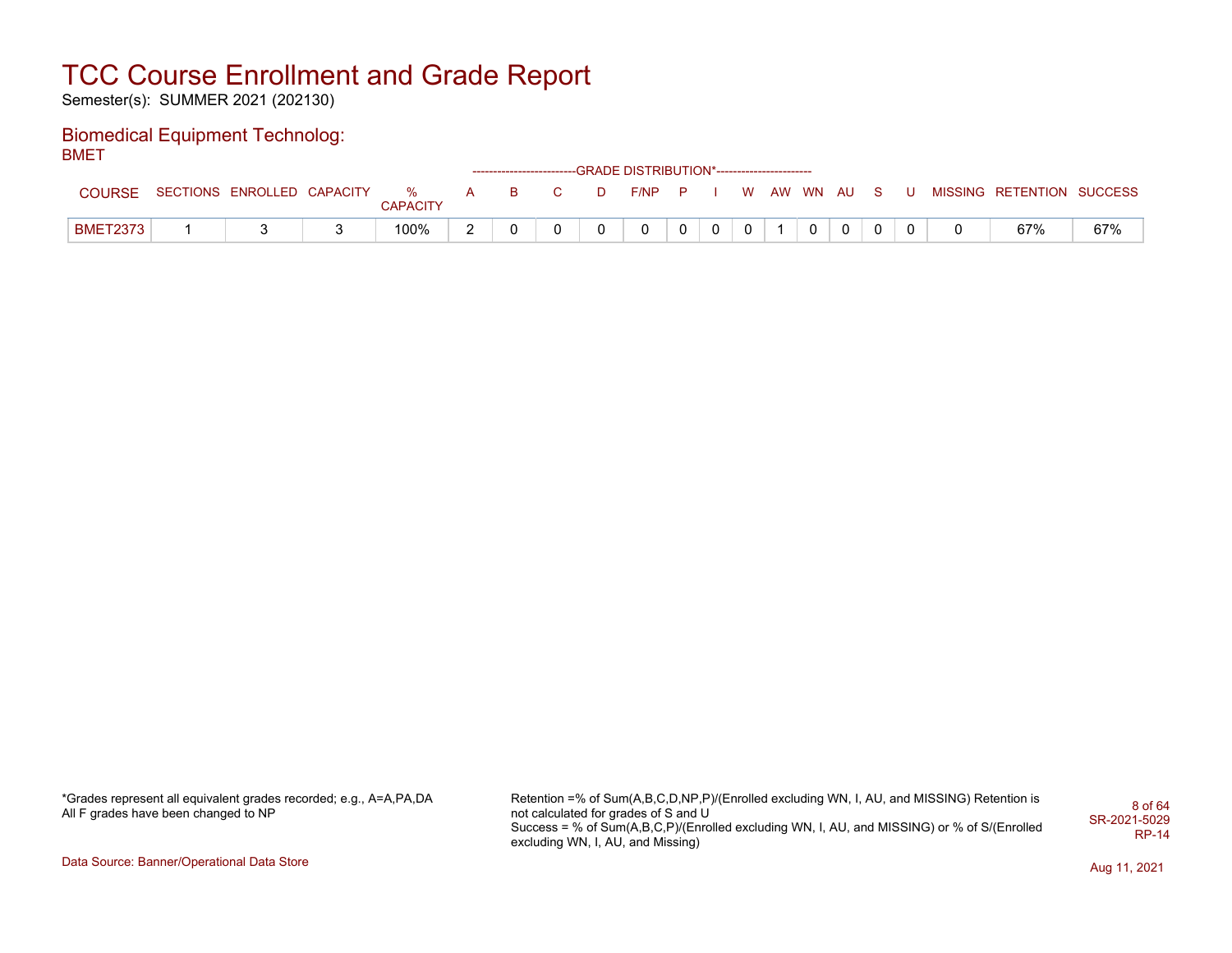# TCC Course Enrollment and Grade Report

Semester(s): SUMMER 2021 (202130)

## Biomedical Equipment Technolog:

BMET

| COURSE | SECTIONS | ENROLLED | CAPACITY | % CAPACITY | GRADE DISTRIBUTION* A | B | C | D | F/NP | P | I | W | AW | WN | AU | S | U | MISSING | RETENTION | SUCCESS |
|---|---|---|---|---|---|---|---|---|---|---|---|---|---|---|---|---|---|---|---|---|
| BMET2373 | 1 | 3 | 3 | 100% | 2 | 0 | 0 | 0 | 0 | 0 | 0 | 0 | 1 | 0 | 0 | 0 | 0 | 0 | 67% | 67% |

*Grades represent all equivalent grades recorded; e.g., A=A,PA,DA
All F grades have been changed to NP

Retention =% of Sum(A,B,C,D,NP,P)/(Enrolled excluding WN, I, AU, and MISSING) Retention is not calculated for grades of S and U
Success = % of Sum(A,B,C,P)/(Enrolled excluding WN, I, AU, and MISSING) or % of S/(Enrolled excluding WN, I, AU, and Missing)

SR-2021-5029
RP-14

Data Source: Banner/Operational Data Store

Aug 11, 2021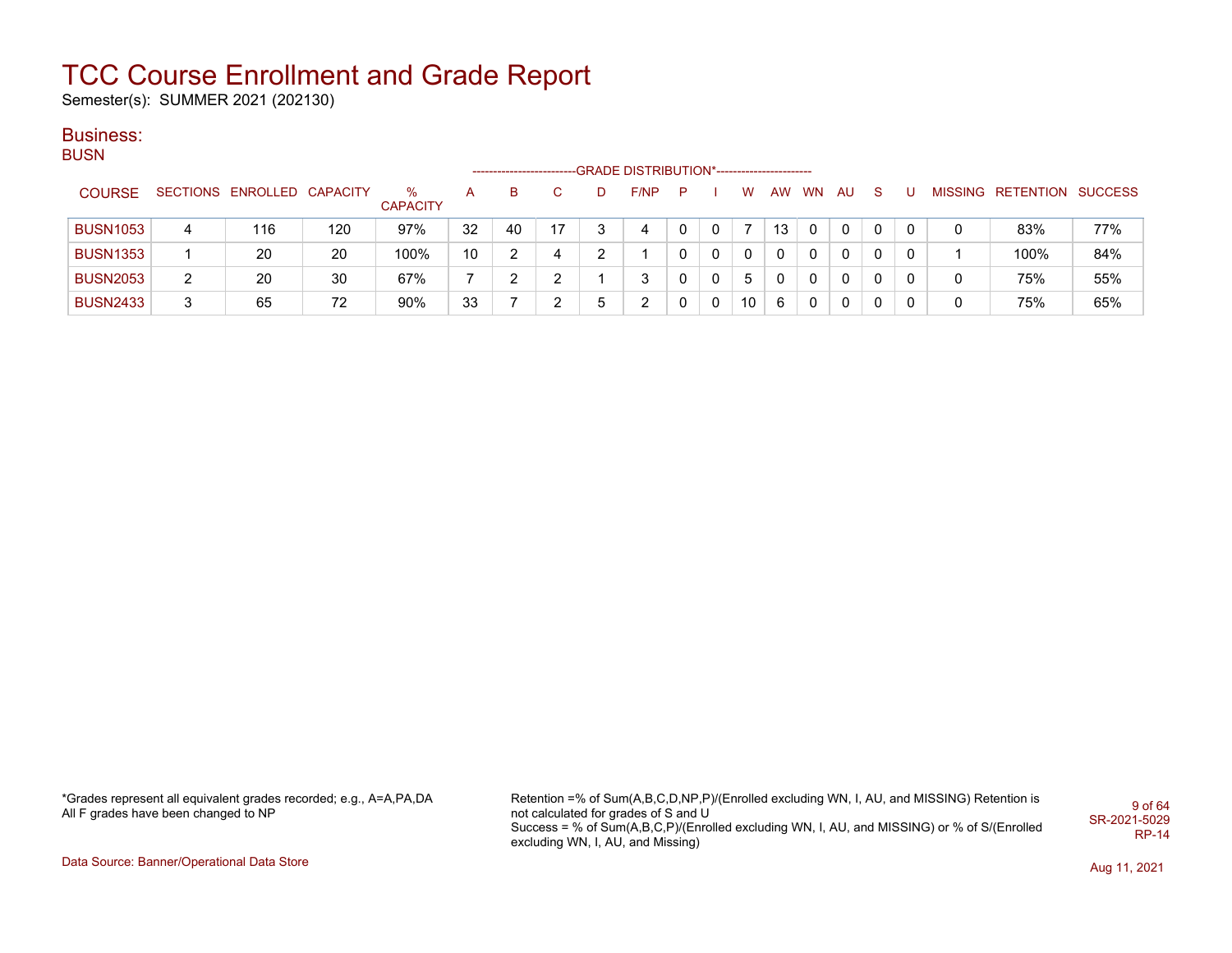# TCC Course Enrollment and Grade Report

Semester(s): SUMMER 2021 (202130)

## Business:

### BUSN

| COURSE | SECTIONS | ENROLLED | CAPACITY | % CAPACITY | A | B | C | D | F/NP | P | I | W | AW | WN | AU | S | U | MISSING | RETENTION | SUCCESS |
|---|---|---|---|---|---|---|---|---|---|---|---|---|---|---|---|---|---|---|---|---|
| | | | | | GRADE DISTRIBUTION* | | | | | | | | | | | | | | | |
| BUSN1053 | 4 | 116 | 120 | 97% | 32 | 40 | 17 | 3 | 4 | 0 | 0 | 7 | 13 | 0 | 0 | 0 | 0 | 0 | 83% | 77% |
| BUSN1353 | 1 | 20 | 20 | 100% | 10 | 2 | 4 | 2 | 1 | 0 | 0 | 0 | 0 | 0 | 0 | 0 | 0 | 1 | 100% | 84% |
| BUSN2053 | 2 | 20 | 30 | 67% | 7 | 2 | 2 | 1 | 3 | 0 | 0 | 5 | 0 | 0 | 0 | 0 | 0 | 0 | 75% | 55% |
| BUSN2433 | 3 | 65 | 72 | 90% | 33 | 7 | 2 | 5 | 2 | 0 | 0 | 10 | 6 | 0 | 0 | 0 | 0 | 0 | 75% | 65% |

*Grades represent all equivalent grades recorded; e.g., A=A,PA,DA
All F grades have been changed to NP

Retention =% of Sum(A,B,C,D,NP,P)/(Enrolled excluding WN, I, AU, and MISSING) Retention is not calculated for grades of S and U
Success = % of Sum(A,B,C,P)/(Enrolled excluding WN, I, AU, and MISSING) or % of S/(Enrolled excluding WN, I, AU, and Missing)

SR-2021-5029
RP-14

Data Source: Banner/Operational Data Store

Aug 11, 2021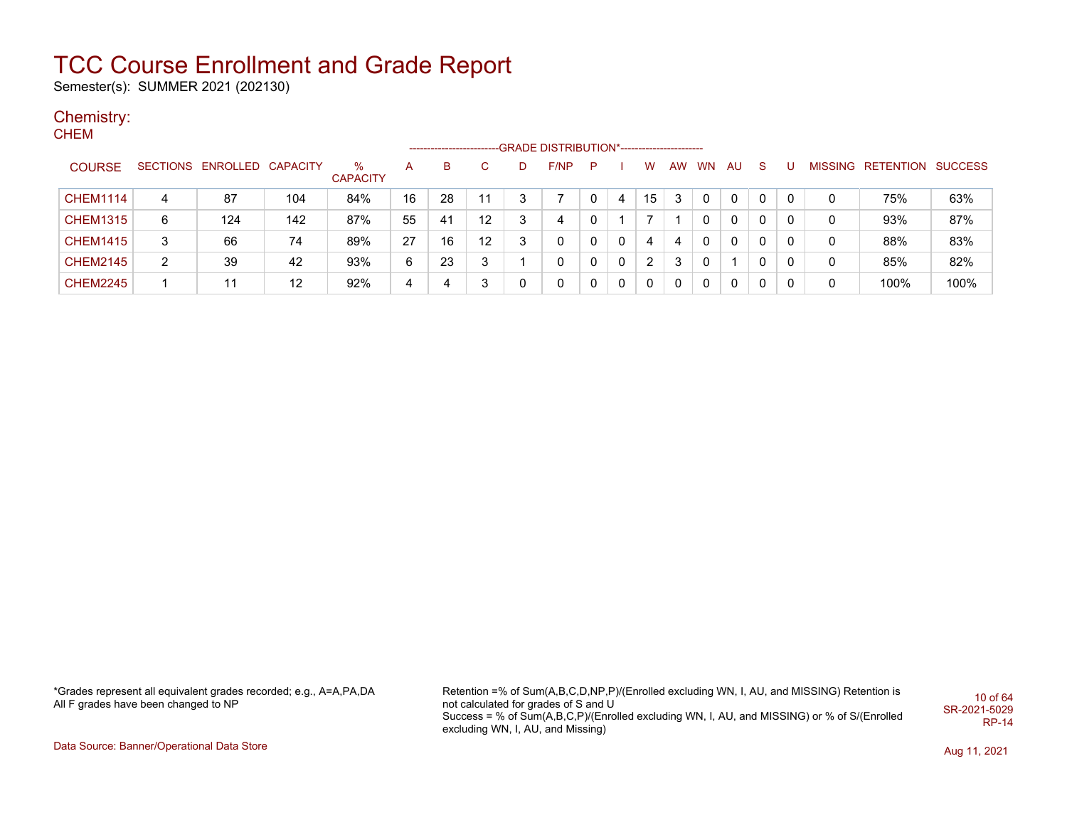# TCC Course Enrollment and Grade Report

Semester(s): SUMMER 2021 (202130)

## Chemistry:

### CHEM

| COURSE | SECTIONS | ENROLLED | CAPACITY | % CAPACITY | A | B | C | D | F/NP | P | I | W | AW | WN | AU | S | U | MISSING | RETENTION | SUCCESS |
|---|---|---|---|---|---|---|---|---|---|---|---|---|---|---|---|---|---|---|---|---|
| | | | | | GRADE DISTRIBUTION* | | | | | | | | | | | | | | | |
| CHEM1114 | 4 | 87 | 104 | 84% | 16 | 28 | 11 | 3 | 7 | 0 | 4 | 15 | 3 | 0 | 0 | 0 | 0 | 0 | 75% | 63% |
| CHEM1315 | 6 | 124 | 142 | 87% | 55 | 41 | 12 | 3 | 4 | 0 | 1 | 7 | 1 | 0 | 0 | 0 | 0 | 0 | 93% | 87% |
| CHEM1415 | 3 | 66 | 74 | 89% | 27 | 16 | 12 | 3 | 0 | 0 | 0 | 4 | 4 | 0 | 0 | 0 | 0 | 0 | 88% | 83% |
| CHEM2145 | 2 | 39 | 42 | 93% | 6 | 23 | 3 | 1 | 0 | 0 | 0 | 2 | 3 | 0 | 1 | 0 | 0 | 0 | 85% | 82% |
| CHEM2245 | 1 | 11 | 12 | 92% | 4 | 4 | 3 | 0 | 0 | 0 | 0 | 0 | 0 | 0 | 0 | 0 | 0 | 0 | 100% | 100% |

*Grades represent all equivalent grades recorded; e.g., A=A,PA,DA
All F grades have been changed to NP

Retention =% of Sum(A,B,C,D,NP,P)/(Enrolled excluding WN, I, AU, and MISSING) Retention is not calculated for grades of S and U
Success = % of Sum(A,B,C,P)/(Enrolled excluding WN, I, AU, and MISSING) or % of S/(Enrolled excluding WN, I, AU, and Missing)

SR-2021-5029
RP-14

Data Source: Banner/Operational Data Store

Aug 11, 2021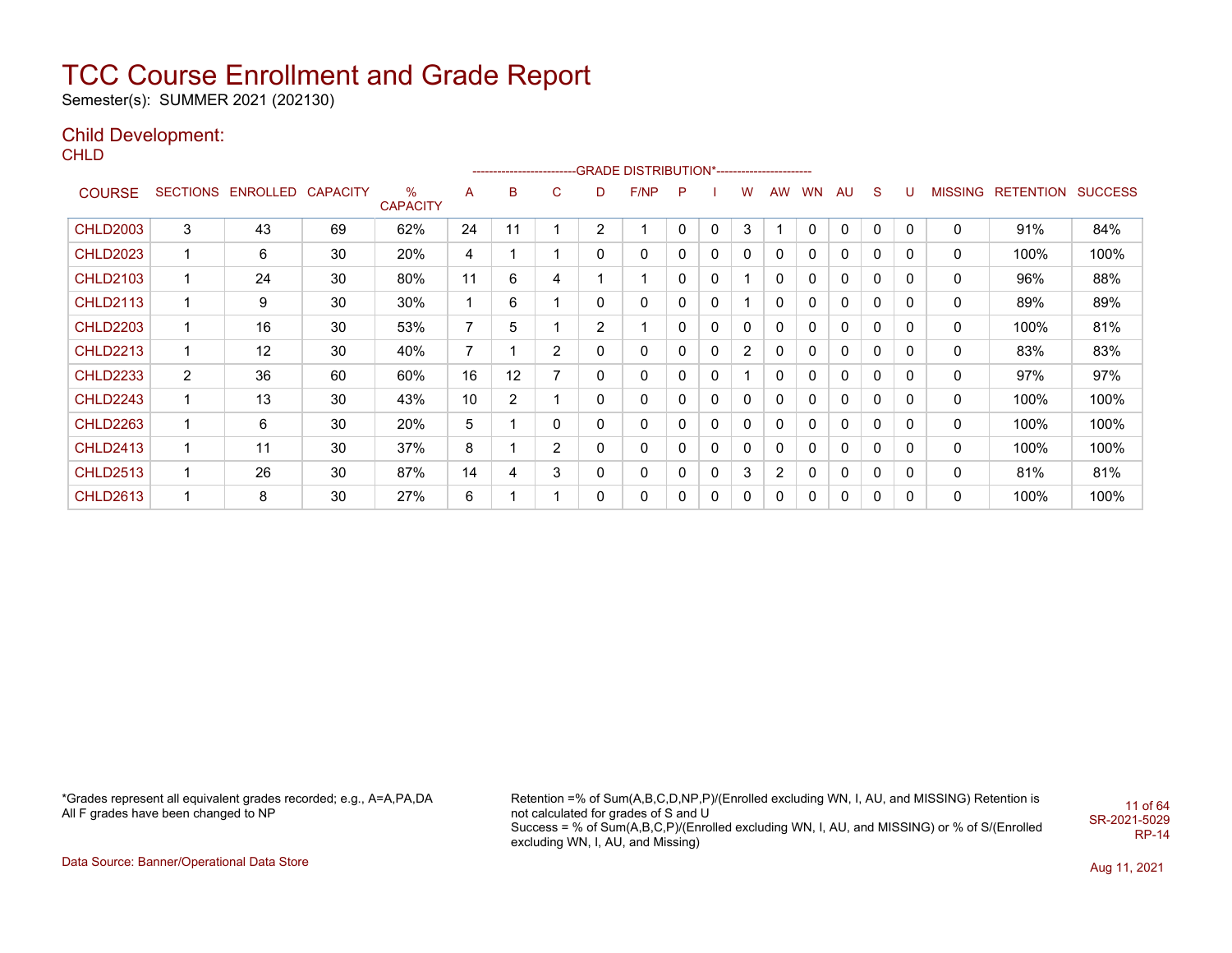# TCC Course Enrollment and Grade Report

Semester(s): SUMMER 2021 (202130)

## Child Development:

### CHLD

| | | | | | GRADE DISTRIBUTION* | | | | | | | | | | | | | | | | |
|---|---|---|---|---|---|---|---|---|---|---|---|---|---|---|---|---|---|---|---|---|---|
| COURSE | SECTIONS | ENROLLED | CAPACITY | % CAPACITY | A | B | C | D | F/NP | P | I | W | AW | WN | AU | S | U | MISSING | RETENTION | SUCCESS |
| CHLD2003 | 3 | 43 | 69 | 62% | 24 | 11 | 1 | 2 | 1 | 0 | 0 | 3 | 1 | 0 | 0 | 0 | 0 | 0 | 91% | 84% |
| CHLD2023 | 1 | 6 | 30 | 20% | 4 | 1 | 1 | 0 | 0 | 0 | 0 | 0 | 0 | 0 | 0 | 0 | 0 | 0 | 100% | 100% |
| CHLD2103 | 1 | 24 | 30 | 80% | 11 | 6 | 4 | 1 | 1 | 0 | 0 | 1 | 0 | 0 | 0 | 0 | 0 | 0 | 96% | 88% |
| CHLD2113 | 1 | 9 | 30 | 30% | 1 | 6 | 1 | 0 | 0 | 0 | 0 | 1 | 0 | 0 | 0 | 0 | 0 | 0 | 89% | 89% |
| CHLD2203 | 1 | 16 | 30 | 53% | 7 | 5 | 1 | 2 | 1 | 0 | 0 | 0 | 0 | 0 | 0 | 0 | 0 | 0 | 100% | 81% |
| CHLD2213 | 1 | 12 | 30 | 40% | 7 | 1 | 2 | 0 | 0 | 0 | 0 | 2 | 0 | 0 | 0 | 0 | 0 | 0 | 83% | 83% |
| CHLD2233 | 2 | 36 | 60 | 60% | 16 | 12 | 7 | 0 | 0 | 0 | 0 | 1 | 0 | 0 | 0 | 0 | 0 | 0 | 97% | 97% |
| CHLD2243 | 1 | 13 | 30 | 43% | 10 | 2 | 1 | 0 | 0 | 0 | 0 | 0 | 0 | 0 | 0 | 0 | 0 | 0 | 100% | 100% |
| CHLD2263 | 1 | 6 | 30 | 20% | 5 | 1 | 0 | 0 | 0 | 0 | 0 | 0 | 0 | 0 | 0 | 0 | 0 | 0 | 100% | 100% |
| CHLD2413 | 1 | 11 | 30 | 37% | 8 | 1 | 2 | 0 | 0 | 0 | 0 | 0 | 0 | 0 | 0 | 0 | 0 | 0 | 100% | 100% |
| CHLD2513 | 1 | 26 | 30 | 87% | 14 | 4 | 3 | 0 | 0 | 0 | 0 | 3 | 2 | 0 | 0 | 0 | 0 | 0 | 81% | 81% |
| CHLD2613 | 1 | 8 | 30 | 27% | 6 | 1 | 1 | 0 | 0 | 0 | 0 | 0 | 0 | 0 | 0 | 0 | 0 | 0 | 100% | 100% |

*Grades represent all equivalent grades recorded; e.g., A=A,PA,DA
All F grades have been changed to NP

Retention =% of Sum(A,B,C,D,NP,P)/(Enrolled excluding WN, I, AU, and MISSING) Retention is not calculated for grades of S and U
Success = % of Sum(A,B,C,P)/(Enrolled excluding WN, I, AU, and MISSING) or % of S/(Enrolled excluding WN, I, AU, and Missing)

SR-2021-5029
RP-14

Data Source: Banner/Operational Data Store

Aug 11, 2021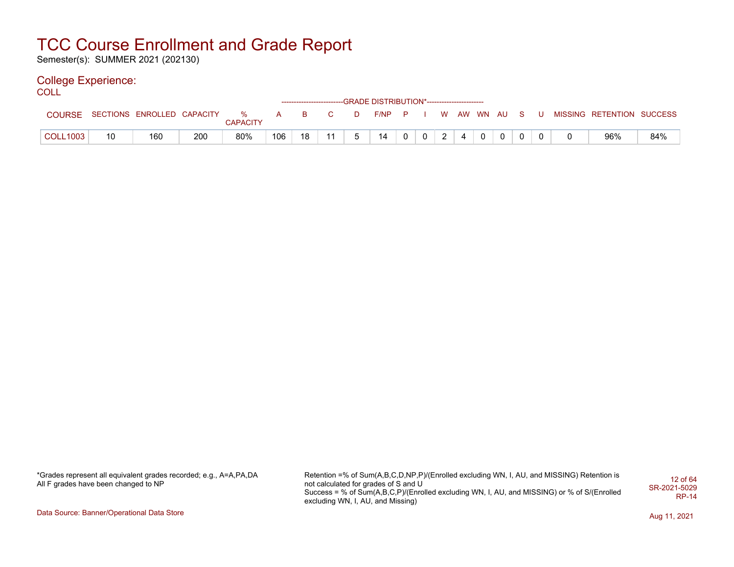# TCC Course Enrollment and Grade Report

Semester(s): SUMMER 2021 (202130)

## College Experience:

COLL

| | | | | | GRADE DISTRIBUTION* | | | | | | | | | | | | | | | | |
|---|---|---|---|---|---|---|---|---|---|---|---|---|---|---|---|---|---|---|---|---|---|
| COURSE | SECTIONS | ENROLLED | CAPACITY | % CAPACITY | A | B | C | D | F/NP | P | I | W | AW | WN | AU | S | U | MISSING | RETENTION | SUCCESS |
| COLL1003 | 10 | 160 | 200 | 80% | 106 | 18 | 11 | 5 | 14 | 0 | 0 | 2 | 4 | 0 | 0 | 0 | 0 | 0 | 96% | 84% |

*Grades represent all equivalent grades recorded; e.g., A=A,PA,DA
All F grades have been changed to NP

Retention =% of Sum(A,B,C,D,NP,P)/(Enrolled excluding WN, I, AU, and MISSING) Retention is not calculated for grades of S and U
Success = % of Sum(A,B,C,P)/(Enrolled excluding WN, I, AU, and MISSING) or % of S/(Enrolled excluding WN, I, AU, and Missing)

SR-2021-5029
RP-14

Data Source: Banner/Operational Data Store

Aug 11, 2021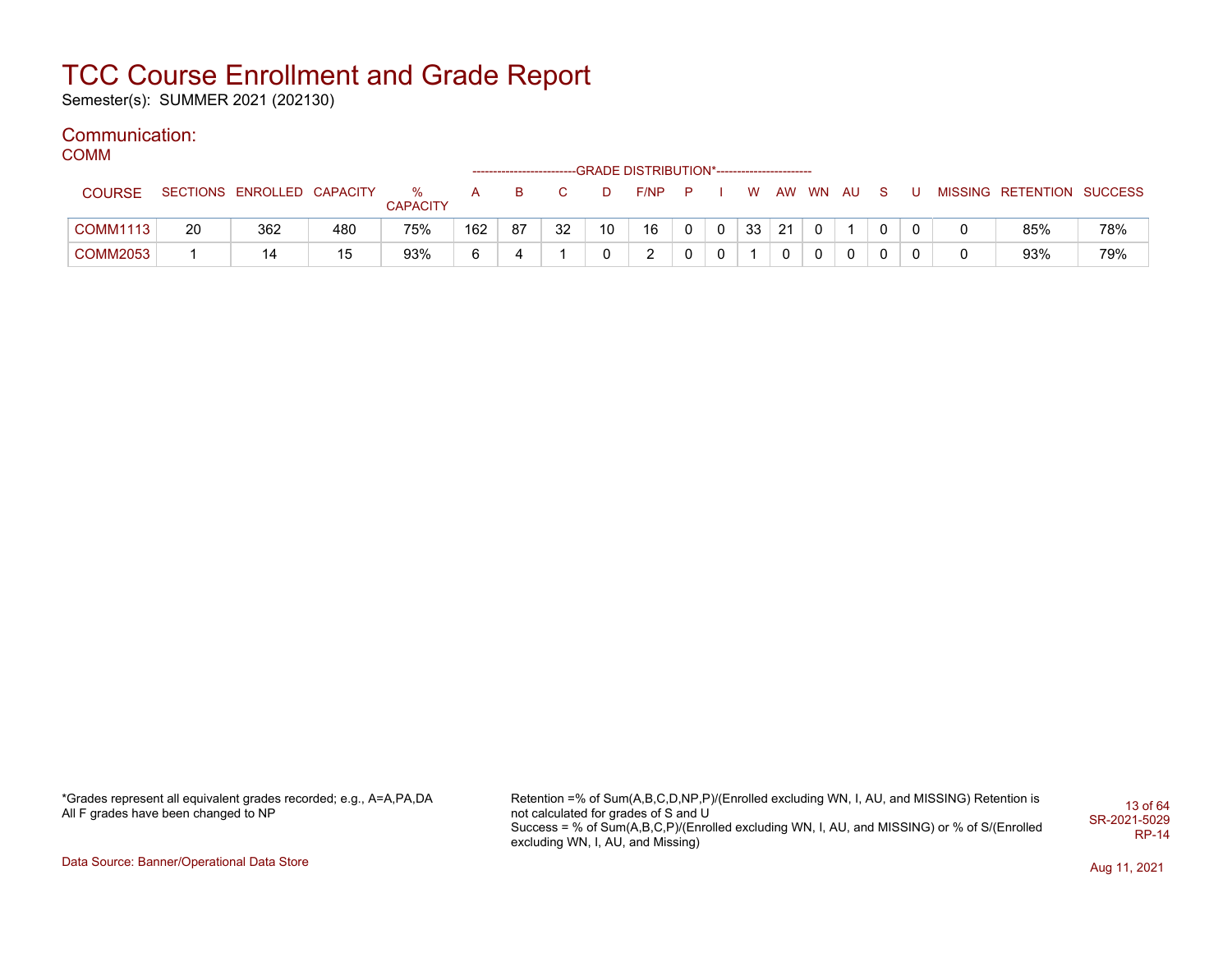# TCC Course Enrollment and Grade Report

Semester(s): SUMMER 2021 (202130)

## Communication:

### COMM

| COURSE | SECTIONS | ENROLLED | CAPACITY | % CAPACITY | A | B | C | D | F/NP | P | I | W | AW | WN | AU | S | U | MISSING | RETENTION | SUCCESS |
|---|---|---|---|---|---|---|---|---|---|---|---|---|---|---|---|---|---|---|---|---|
| | | | | | GRADE DISTRIBUTION* | | | | | | | | | | | | | | | |
| COMM1113 | 20 | 362 | 480 | 75% | 162 | 87 | 32 | 10 | 16 | 0 | 0 | 33 | 21 | 0 | 1 | 0 | 0 | 0 | 85% | 78% |
| COMM2053 | 1 | 14 | 15 | 93% | 6 | 4 | 1 | 0 | 2 | 0 | 0 | 1 | 0 | 0 | 0 | 0 | 0 | 0 | 93% | 79% |

*Grades represent all equivalent grades recorded; e.g., A=A,PA,DA
All F grades have been changed to NP

Retention =% of Sum(A,B,C,D,NP,P)/(Enrolled excluding WN, I, AU, and MISSING) Retention is not calculated for grades of S and U
Success = % of Sum(A,B,C,P)/(Enrolled excluding WN, I, AU, and MISSING) or % of S/(Enrolled excluding WN, I, AU, and Missing)

SR-2021-5029
RP-14

Data Source: Banner/Operational Data Store

Aug 11, 2021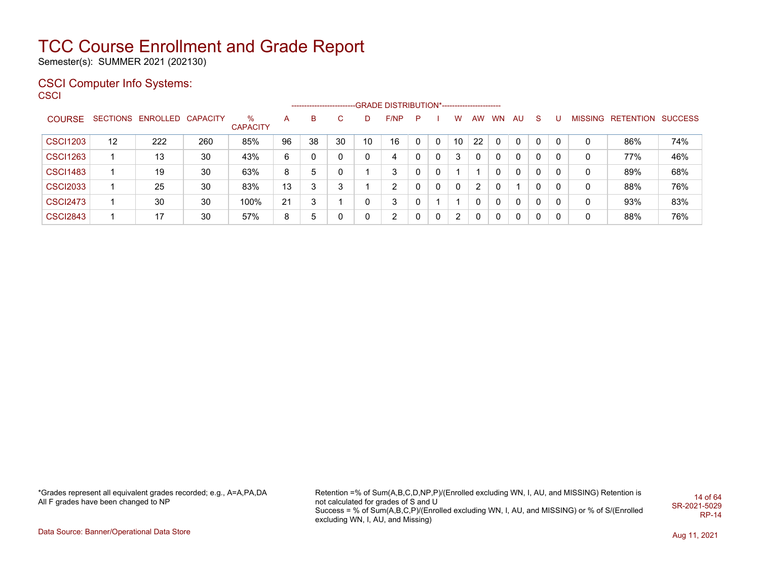# TCC Course Enrollment and Grade Report

Semester(s): SUMMER 2021 (202130)

## CSCI Computer Info Systems:

CSCI

| COURSE | SECTIONS | ENROLLED | CAPACITY | % CAPACITY | A | B | C | D | F/NP | P | I | W | AW | WN | AU | S | U | MISSING | RETENTION | SUCCESS |
|---|---|---|---|---|---|---|---|---|---|---|---|---|---|---|---|---|---|---|---|---|
| | | | | | GRADE DISTRIBUTION* | | | | | | | | | | | | | | | |
| CSCI1203 | 12 | 222 | 260 | 85% | 96 | 38 | 30 | 10 | 16 | 0 | 0 | 10 | 22 | 0 | 0 | 0 | 0 | 0 | 86% | 74% |
| CSCI1263 | 1 | 13 | 30 | 43% | 6 | 0 | 0 | 0 | 4 | 0 | 0 | 3 | 0 | 0 | 0 | 0 | 0 | 0 | 77% | 46% |
| CSCI1483 | 1 | 19 | 30 | 63% | 8 | 5 | 0 | 1 | 3 | 0 | 0 | 1 | 1 | 0 | 0 | 0 | 0 | 0 | 89% | 68% |
| CSCI2033 | 1 | 25 | 30 | 83% | 13 | 3 | 3 | 1 | 2 | 0 | 0 | 0 | 2 | 0 | 1 | 0 | 0 | 0 | 88% | 76% |
| CSCI2473 | 1 | 30 | 30 | 100% | 21 | 3 | 1 | 0 | 3 | 0 | 1 | 1 | 0 | 0 | 0 | 0 | 0 | 0 | 93% | 83% |
| CSCI2843 | 1 | 17 | 30 | 57% | 8 | 5 | 0 | 0 | 2 | 0 | 0 | 2 | 0 | 0 | 0 | 0 | 0 | 0 | 88% | 76% |

*Grades represent all equivalent grades recorded; e.g., A=A,PA,DA
All F grades have been changed to NP

Retention =% of Sum(A,B,C,D,NP,P)/(Enrolled excluding WN, I, AU, and MISSING) Retention is not calculated for grades of S and U
Success = % of Sum(A,B,C,P)/(Enrolled excluding WN, I, AU, and MISSING) or % of S/(Enrolled excluding WN, I, AU, and Missing)

SR-2021-5029
RP-14

Data Source: Banner/Operational Data Store

Aug 11, 2021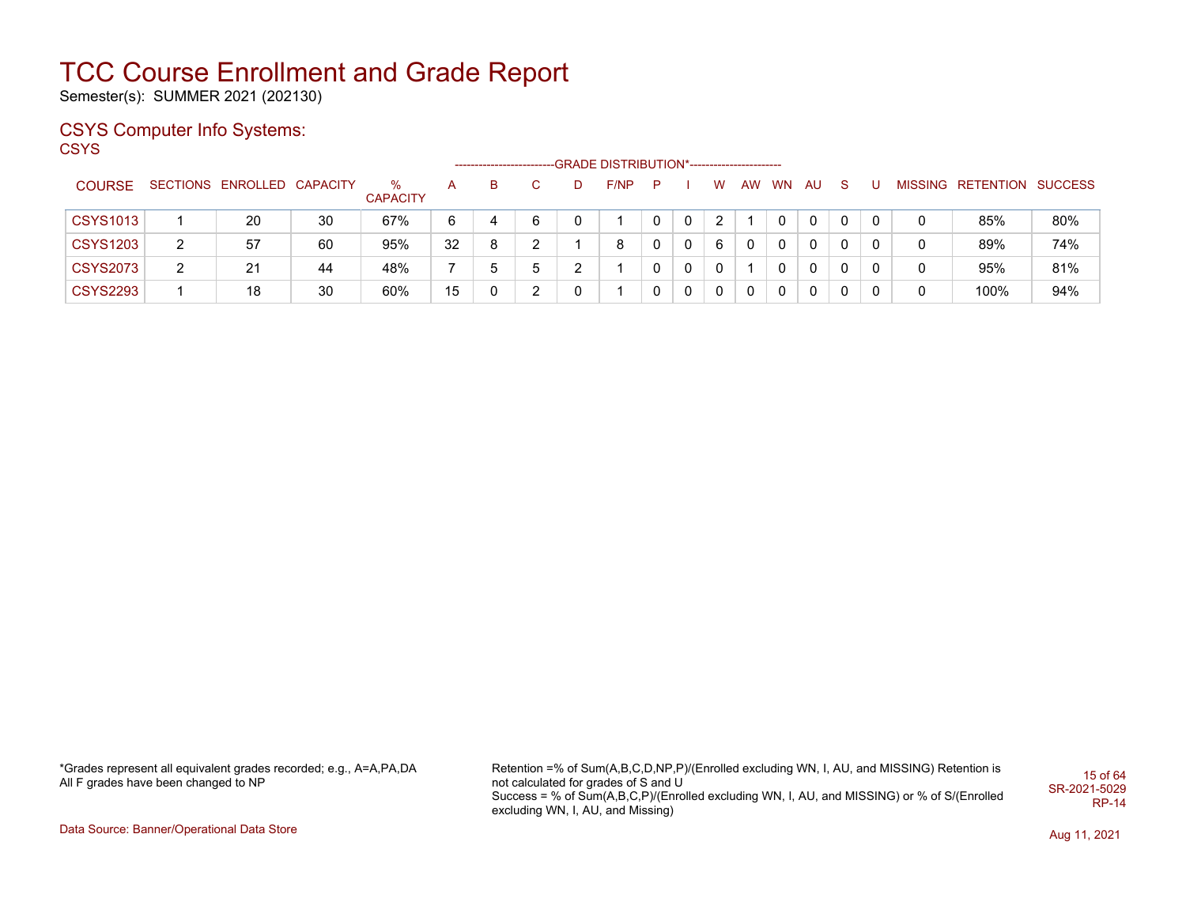# TCC Course Enrollment and Grade Report

Semester(s): SUMMER 2021 (202130)

## CSYS Computer Info Systems:

CSYS

| COURSE | SECTIONS | ENROLLED | CAPACITY | % CAPACITY | A | B | C | D | F/NP | P | I | W | AW | WN | AU | S | U | MISSING | RETENTION | SUCCESS |
|---|---|---|---|---|---|---|---|---|---|---|---|---|---|---|---|---|---|---|---|---|
| | | | | | GRADE DISTRIBUTION* | | | | | | | | | | | | | | | |
| CSYS1013 | 1 | 20 | 30 | 67% | 6 | 4 | 6 | 0 | 1 | 0 | 0 | 2 | 1 | 0 | 0 | 0 | 0 | 0 | 85% | 80% |
| CSYS1203 | 2 | 57 | 60 | 95% | 32 | 8 | 2 | 1 | 8 | 0 | 0 | 6 | 0 | 0 | 0 | 0 | 0 | 0 | 89% | 74% |
| CSYS2073 | 2 | 21 | 44 | 48% | 7 | 5 | 5 | 2 | 1 | 0 | 0 | 0 | 1 | 0 | 0 | 0 | 0 | 0 | 95% | 81% |
| CSYS2293 | 1 | 18 | 30 | 60% | 15 | 0 | 2 | 0 | 1 | 0 | 0 | 0 | 0 | 0 | 0 | 0 | 0 | 0 | 100% | 94% |

*Grades represent all equivalent grades recorded; e.g., A=A,PA,DA
All F grades have been changed to NP

Retention =% of Sum(A,B,C,D,NP,P)/(Enrolled excluding WN, I, AU, and MISSING) Retention is not calculated for grades of S and U
Success = % of Sum(A,B,C,P)/(Enrolled excluding WN, I, AU, and MISSING) or % of S/(Enrolled excluding WN, I, AU, and Missing)

SR-2021-5029
RP-14

Data Source: Banner/Operational Data Store

Aug 11, 2021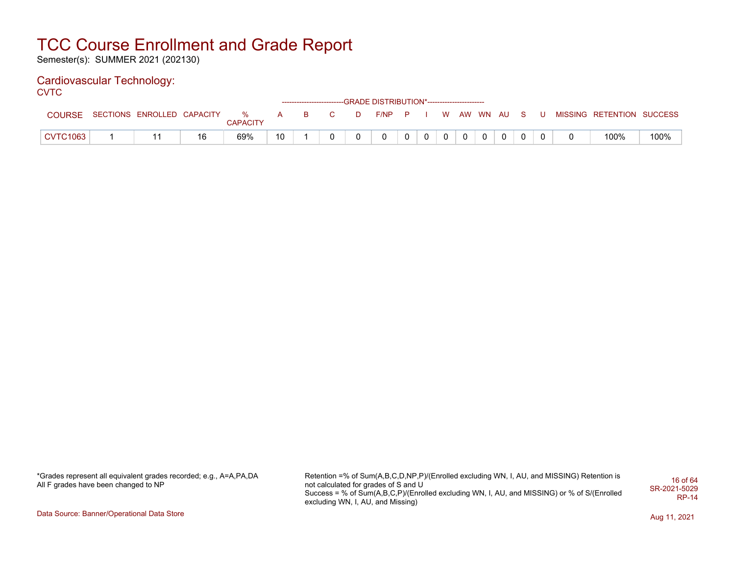# TCC Course Enrollment and Grade Report

Semester(s): SUMMER 2021 (202130)

## Cardiovascular Technology:

CVTC

| COURSE | SECTIONS | ENROLLED | CAPACITY | % CAPACITY | A | B | C | D | F/NP | P | I | W | AW | WN | AU | S | U | MISSING | RETENTION | SUCCESS |
|---|---|---|---|---|---|---|---|---|---|---|---|---|---|---|---|---|---|---|---|---|
| | | | | | GRADE DISTRIBUTION* | | | | | | | | | | | | | | | |
| CVTC1063 | 1 | 11 | 16 | 69% | 10 | 1 | 0 | 0 | 0 | 0 | 0 | 0 | 0 | 0 | 0 | 0 | 0 | 0 | 100% | 100% |

*Grades represent all equivalent grades recorded; e.g., A=A,PA,DA
All F grades have been changed to NP

Retention =% of Sum(A,B,C,D,NP,P)/(Enrolled excluding WN, I, AU, and MISSING) Retention is not calculated for grades of S and U
Success = % of Sum(A,B,C,P)/(Enrolled excluding WN, I, AU, and MISSING) or % of S/(Enrolled excluding WN, I, AU, and Missing)

SR-2021-5029
RP-14

Data Source: Banner/Operational Data Store

Aug 11, 2021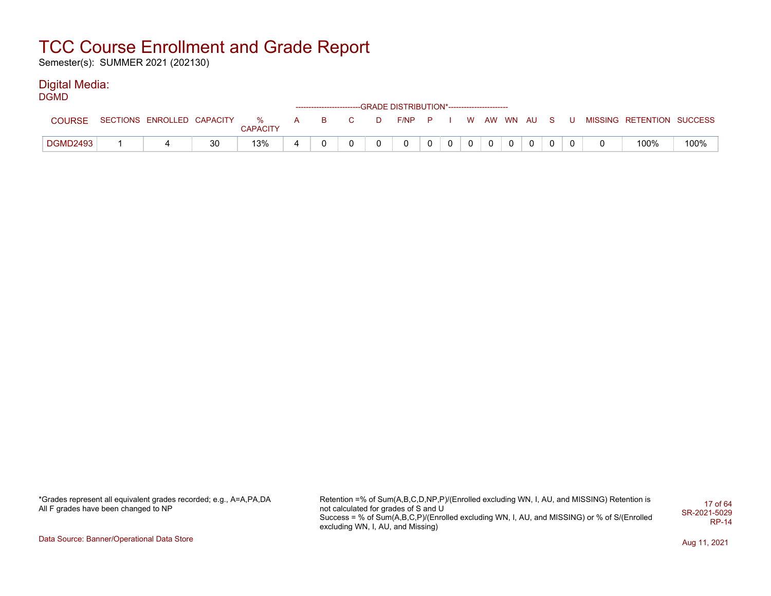# TCC Course Enrollment and Grade Report

Semester(s): SUMMER 2021 (202130)

## Digital Media:

DGMD

| COURSE | SECTIONS | ENROLLED | CAPACITY | % CAPACITY | GRADE DISTRIBUTION* A | B | C | D | F/NP | P | I | W | AW | WN | AU | S | U | MISSING | RETENTION | SUCCESS |
|---|---|---|---|---|---|---|---|---|---|---|---|---|---|---|---|---|---|---|---|---|
| DGMD2493 | 1 | 4 | 30 | 13% | 4 | 0 | 0 | 0 | 0 | 0 | 0 | 0 | 0 | 0 | 0 | 0 | 0 | 0 | 100% | 100% |

*Grades represent all equivalent grades recorded; e.g., A=A,PA,DA
All F grades have been changed to NP

Retention =% of Sum(A,B,C,D,NP,P)/(Enrolled excluding WN, I, AU, and MISSING) Retention is not calculated for grades of S and U
Success = % of Sum(A,B,C,P)/(Enrolled excluding WN, I, AU, and MISSING) or % of S/(Enrolled excluding WN, I, AU, and Missing)

SR-2021-5029
RP-14

Data Source: Banner/Operational Data Store

Aug 11, 2021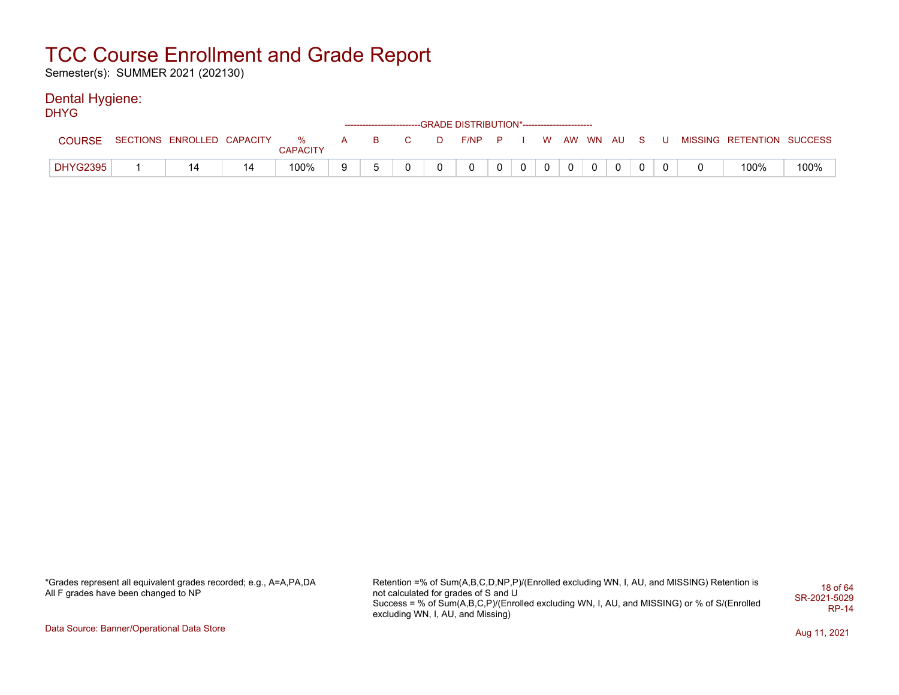# TCC Course Enrollment and Grade Report

Semester(s): SUMMER 2021 (202130)

## Dental Hygiene:

### DHYG

| COURSE | SECTIONS | ENROLLED | CAPACITY | % CAPACITY | A | B | C | D | F/NP | P | I | W | AW | WN | AU | S | U | MISSING | RETENTION | SUCCESS |
|---|---|---|---|---|---|---|---|---|---|---|---|---|---|---|---|---|---|---|---|---|
| | | | | | GRADE DISTRIBUTION* | | | | | | | | | | | | | | | |
| DHYG2395 | 1 | 14 | 14 | 100% | 9 | 5 | 0 | 0 | 0 | 0 | 0 | 0 | 0 | 0 | 0 | 0 | 0 | 0 | 100% | 100% |

*Grades represent all equivalent grades recorded; e.g., A=A,PA,DA
All F grades have been changed to NP

Retention =% of Sum(A,B,C,D,NP,P)/(Enrolled excluding WN, I, AU, and MISSING) Retention is not calculated for grades of S and U
Success = % of Sum(A,B,C,P)/(Enrolled excluding WN, I, AU, and MISSING) or % of S/(Enrolled excluding WN, I, AU, and Missing)

SR-2021-5029
RP-14

Data Source: Banner/Operational Data Store

Aug 11, 2021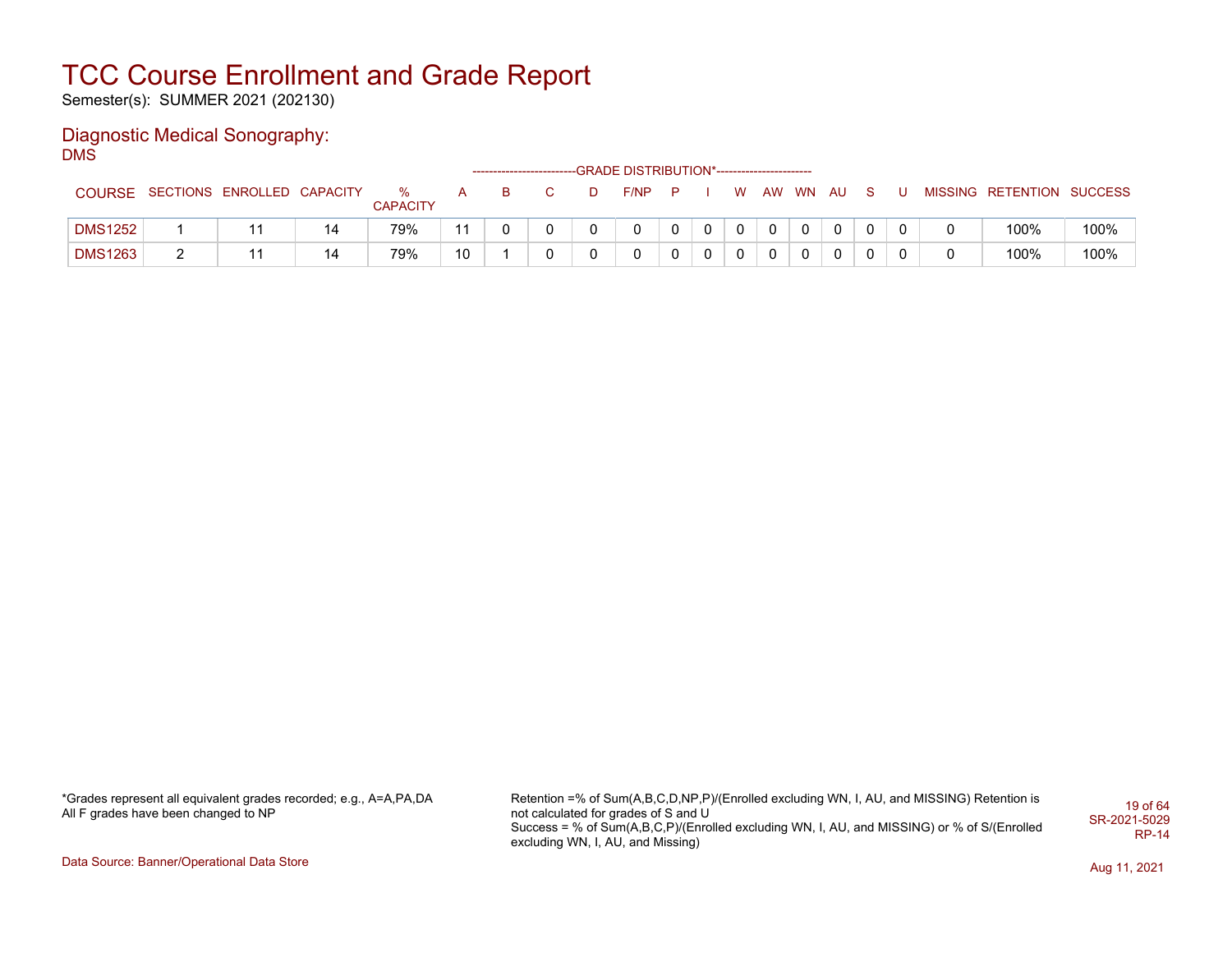# TCC Course Enrollment and Grade Report

Semester(s): SUMMER 2021 (202130)

## Diagnostic Medical Sonography:

DMS

| COURSE | SECTIONS | ENROLLED | CAPACITY | % CAPACITY | A | B | C | D | F/NP | P | I | W | AW | WN | AU | S | U | MISSING | RETENTION | SUCCESS |
|---|---|---|---|---|---|---|---|---|---|---|---|---|---|---|---|---|---|---|---|---|
| DMS1252 | 1 | 11 | 14 | 79% | 11 | 0 | 0 | 0 | 0 | 0 | 0 | 0 | 0 | 0 | 0 | 0 | 0 | 0 | 100% | 100% |
| DMS1263 | 2 | 11 | 14 | 79% | 10 | 1 | 0 | 0 | 0 | 0 | 0 | 0 | 0 | 0 | 0 | 0 | 0 | 0 | 100% | 100% |

(GRADE DISTRIBUTION* spans columns A through U)

*Grades represent all equivalent grades recorded; e.g., A=A,PA,DA
All F grades have been changed to NP

Retention =% of Sum(A,B,C,D,NP,P)/(Enrolled excluding WN, I, AU, and MISSING) Retention is not calculated for grades of S and U
Success = % of Sum(A,B,C,P)/(Enrolled excluding WN, I, AU, and MISSING) or % of S/(Enrolled excluding WN, I, AU, and Missing)

SR-2021-5029
RP-14

Data Source: Banner/Operational Data Store

Aug 11, 2021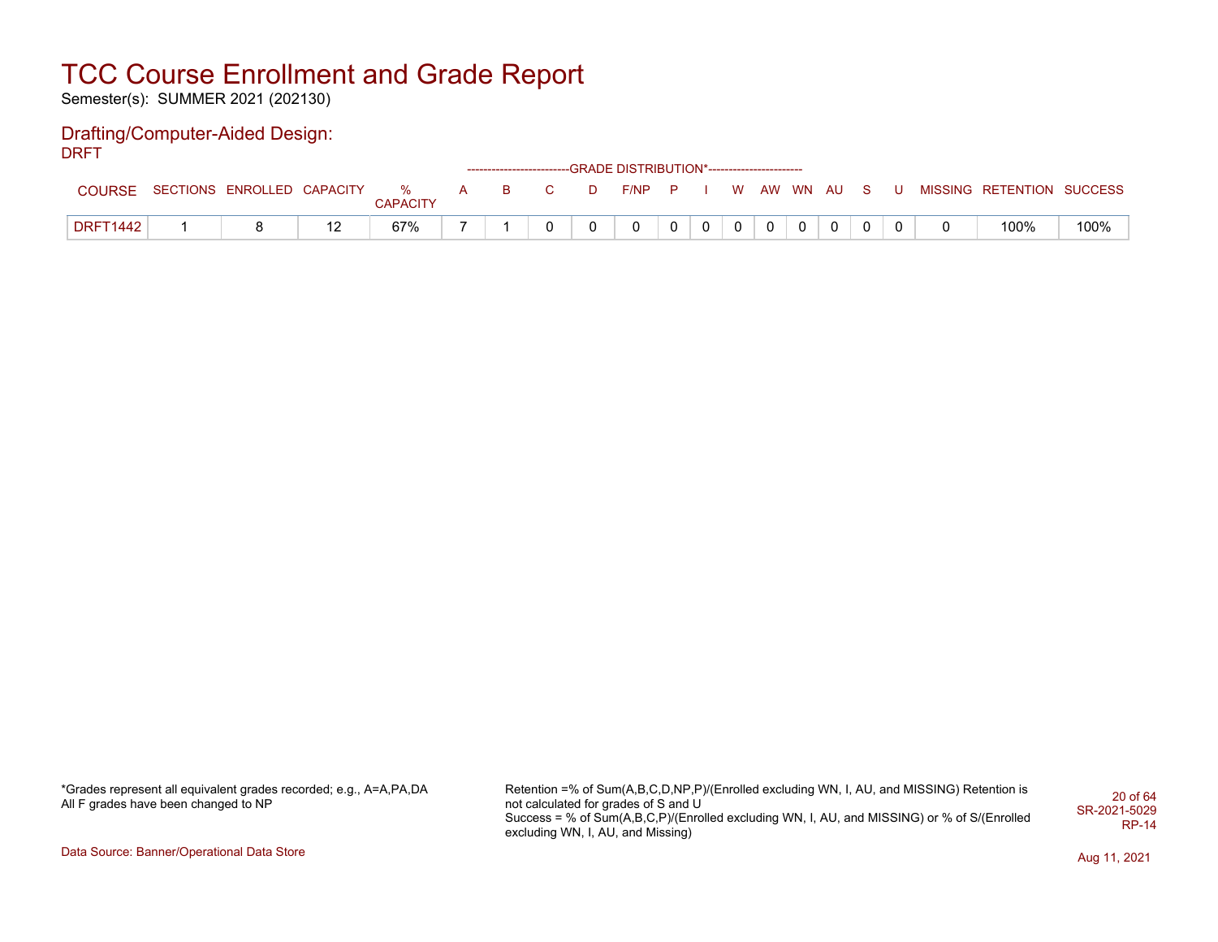# TCC Course Enrollment and Grade Report

Semester(s): SUMMER 2021 (202130)

## Drafting/Computer-Aided Design:

DRFT

| COURSE | SECTIONS | ENROLLED | CAPACITY | % CAPACITY | A | B | C | D | F/NP | P | I | W | AW | WN | AU | S | U | MISSING | RETENTION | SUCCESS |
|---|---|---|---|---|---|---|---|---|---|---|---|---|---|---|---|---|---|---|---|---|
| | | | | | GRADE DISTRIBUTION* | | | | | | | | | | | | | | | |
| DRFT1442 | 1 | 8 | 12 | 67% | 7 | 1 | 0 | 0 | 0 | 0 | 0 | 0 | 0 | 0 | 0 | 0 | 0 | 0 | 100% | 100% |

*Grades represent all equivalent grades recorded; e.g., A=A,PA,DA
All F grades have been changed to NP

Retention =% of Sum(A,B,C,D,NP,P)/(Enrolled excluding WN, I, AU, and MISSING) Retention is not calculated for grades of S and U
Success = % of Sum(A,B,C,P)/(Enrolled excluding WN, I, AU, and MISSING) or % of S/(Enrolled excluding WN, I, AU, and Missing)

SR-2021-5029
RP-14

Data Source: Banner/Operational Data Store

Aug 11, 2021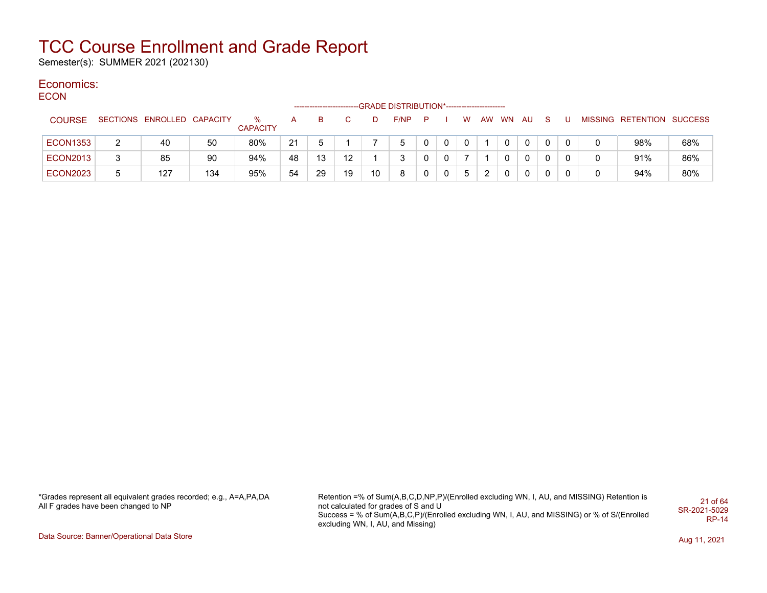# TCC Course Enrollment and Grade Report

Semester(s): SUMMER 2021 (202130)

## Economics:

### ECON

| | | | | | -------------------------GRADE DISTRIBUTION*----------------------- | | | | | | | | | | | | | | | | |
|---|---|---|---|---|---|---|---|---|---|---|---|---|---|---|---|---|---|---|---|---|
| COURSE | SECTIONS | ENROLLED | CAPACITY | % CAPACITY | A | B | C | D | F/NP | P | I | W | AW | WN | AU | S | U | MISSING | RETENTION | SUCCESS |
| ECON1353 | 2 | 40 | 50 | 80% | 21 | 5 | 1 | 7 | 5 | 0 | 0 | 0 | 1 | 0 | 0 | 0 | 0 | 0 | 98% | 68% |
| ECON2013 | 3 | 85 | 90 | 94% | 48 | 13 | 12 | 1 | 3 | 0 | 0 | 7 | 1 | 0 | 0 | 0 | 0 | 0 | 91% | 86% |
| ECON2023 | 5 | 127 | 134 | 95% | 54 | 29 | 19 | 10 | 8 | 0 | 0 | 5 | 2 | 0 | 0 | 0 | 0 | 0 | 94% | 80% |

*Grades represent all equivalent grades recorded; e.g., A=A,PA,DA
All F grades have been changed to NP

Retention =% of Sum(A,B,C,D,NP,P)/(Enrolled excluding WN, I, AU, and MISSING) Retention is not calculated for grades of S and U
Success = % of Sum(A,B,C,P)/(Enrolled excluding WN, I, AU, and MISSING) or % of S/(Enrolled excluding WN, I, AU, and Missing)

SR-2021-5029
RP-14

Data Source: Banner/Operational Data Store

Aug 11, 2021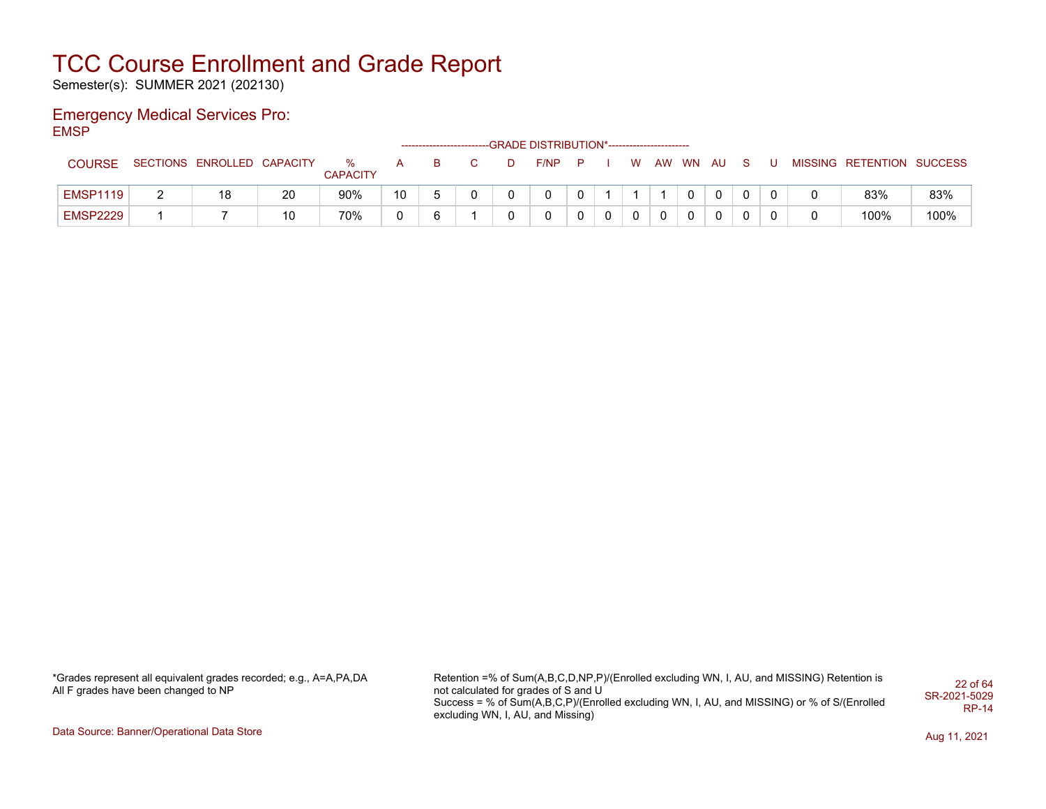# TCC Course Enrollment and Grade Report

Semester(s): SUMMER 2021 (202130)

## Emergency Medical Services Pro:

EMSP

| COURSE | SECTIONS | ENROLLED | CAPACITY | % CAPACITY | A | B | C | D | F/NP | P | I | W | AW | WN | AU | S | U | MISSING | RETENTION | SUCCESS |
|---|---|---|---|---|---|---|---|---|---|---|---|---|---|---|---|---|---|---|---|---|
| | | | | | GRADE DISTRIBUTION* | | | | | | | | | | | | | | | |
| EMSP1119 | 2 | 18 | 20 | 90% | 10 | 5 | 0 | 0 | 0 | 0 | 1 | 1 | 1 | 0 | 0 | 0 | 0 | 0 | 83% | 83% |
| EMSP2229 | 1 | 7 | 10 | 70% | 0 | 6 | 1 | 0 | 0 | 0 | 0 | 0 | 0 | 0 | 0 | 0 | 0 | 0 | 100% | 100% |

*Grades represent all equivalent grades recorded; e.g., A=A,PA,DA
All F grades have been changed to NP

Retention =% of Sum(A,B,C,D,NP,P)/(Enrolled excluding WN, I, AU, and MISSING) Retention is not calculated for grades of S and U
Success = % of Sum(A,B,C,P)/(Enrolled excluding WN, I, AU, and MISSING) or % of S/(Enrolled excluding WN, I, AU, and Missing)

SR-2021-5029
RP-14

Data Source: Banner/Operational Data Store

Aug 11, 2021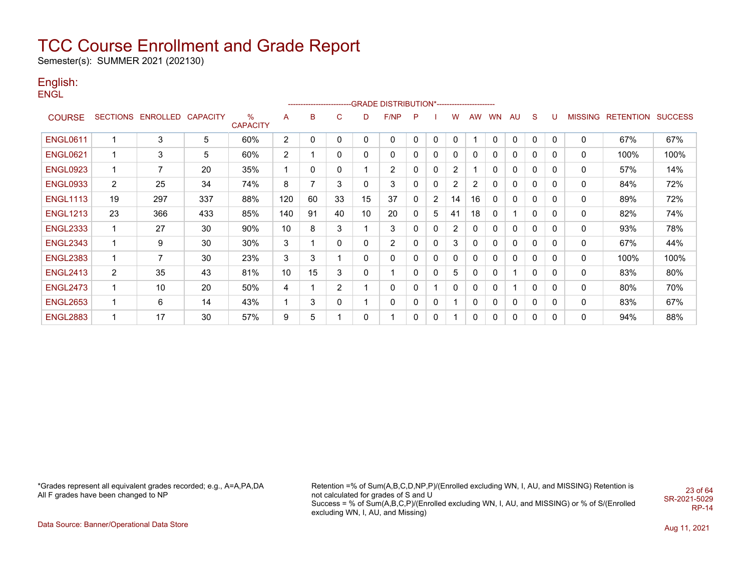# TCC Course Enrollment and Grade Report

Semester(s): SUMMER 2021 (202130)

## English:

ENGL

| COURSE | SECTIONS | ENROLLED | CAPACITY | % CAPACITY | A | B | C | D | F/NP | P | I | W | AW | WN | AU | S | U | MISSING | RETENTION | SUCCESS |
|---|---|---|---|---|---|---|---|---|---|---|---|---|---|---|---|---|---|---|---|---|
| | | | | | GRADE DISTRIBUTION* | | | | | | | | | | | | | | | |
| ENGL0611 | 1 | 3 | 5 | 60% | 2 | 0 | 0 | 0 | 0 | 0 | 0 | 0 | 1 | 0 | 0 | 0 | 0 | 0 | 67% | 67% |
| ENGL0621 | 1 | 3 | 5 | 60% | 2 | 1 | 0 | 0 | 0 | 0 | 0 | 0 | 0 | 0 | 0 | 0 | 0 | 0 | 100% | 100% |
| ENGL0923 | 1 | 7 | 20 | 35% | 1 | 0 | 0 | 1 | 2 | 0 | 0 | 2 | 1 | 0 | 0 | 0 | 0 | 0 | 57% | 14% |
| ENGL0933 | 2 | 25 | 34 | 74% | 8 | 7 | 3 | 0 | 3 | 0 | 0 | 2 | 2 | 0 | 0 | 0 | 0 | 0 | 84% | 72% |
| ENGL1113 | 19 | 297 | 337 | 88% | 120 | 60 | 33 | 15 | 37 | 0 | 2 | 14 | 16 | 0 | 0 | 0 | 0 | 0 | 89% | 72% |
| ENGL1213 | 23 | 366 | 433 | 85% | 140 | 91 | 40 | 10 | 20 | 0 | 5 | 41 | 18 | 0 | 1 | 0 | 0 | 0 | 82% | 74% |
| ENGL2333 | 1 | 27 | 30 | 90% | 10 | 8 | 3 | 1 | 3 | 0 | 0 | 2 | 0 | 0 | 0 | 0 | 0 | 0 | 93% | 78% |
| ENGL2343 | 1 | 9 | 30 | 30% | 3 | 1 | 0 | 0 | 2 | 0 | 0 | 3 | 0 | 0 | 0 | 0 | 0 | 0 | 67% | 44% |
| ENGL2383 | 1 | 7 | 30 | 23% | 3 | 3 | 1 | 0 | 0 | 0 | 0 | 0 | 0 | 0 | 0 | 0 | 0 | 0 | 100% | 100% |
| ENGL2413 | 2 | 35 | 43 | 81% | 10 | 15 | 3 | 0 | 1 | 0 | 0 | 5 | 0 | 0 | 1 | 0 | 0 | 0 | 83% | 80% |
| ENGL2473 | 1 | 10 | 20 | 50% | 4 | 1 | 2 | 1 | 0 | 0 | 1 | 0 | 0 | 0 | 1 | 0 | 0 | 0 | 80% | 70% |
| ENGL2653 | 1 | 6 | 14 | 43% | 1 | 3 | 0 | 1 | 0 | 0 | 0 | 1 | 0 | 0 | 0 | 0 | 0 | 0 | 83% | 67% |
| ENGL2883 | 1 | 17 | 30 | 57% | 9 | 5 | 1 | 0 | 1 | 0 | 0 | 1 | 0 | 0 | 0 | 0 | 0 | 0 | 94% | 88% |

*Grades represent all equivalent grades recorded; e.g., A=A,PA,DA
All F grades have been changed to NP

Retention =% of Sum(A,B,C,D,NP,P)/(Enrolled excluding WN, I, AU, and MISSING) Retention is not calculated for grades of S and U
Success = % of Sum(A,B,C,P)/(Enrolled excluding WN, I, AU, and MISSING) or % of S/(Enrolled excluding WN, I, AU, and Missing)

SR-2021-5029
RP-14

Data Source: Banner/Operational Data Store

Aug 11, 2021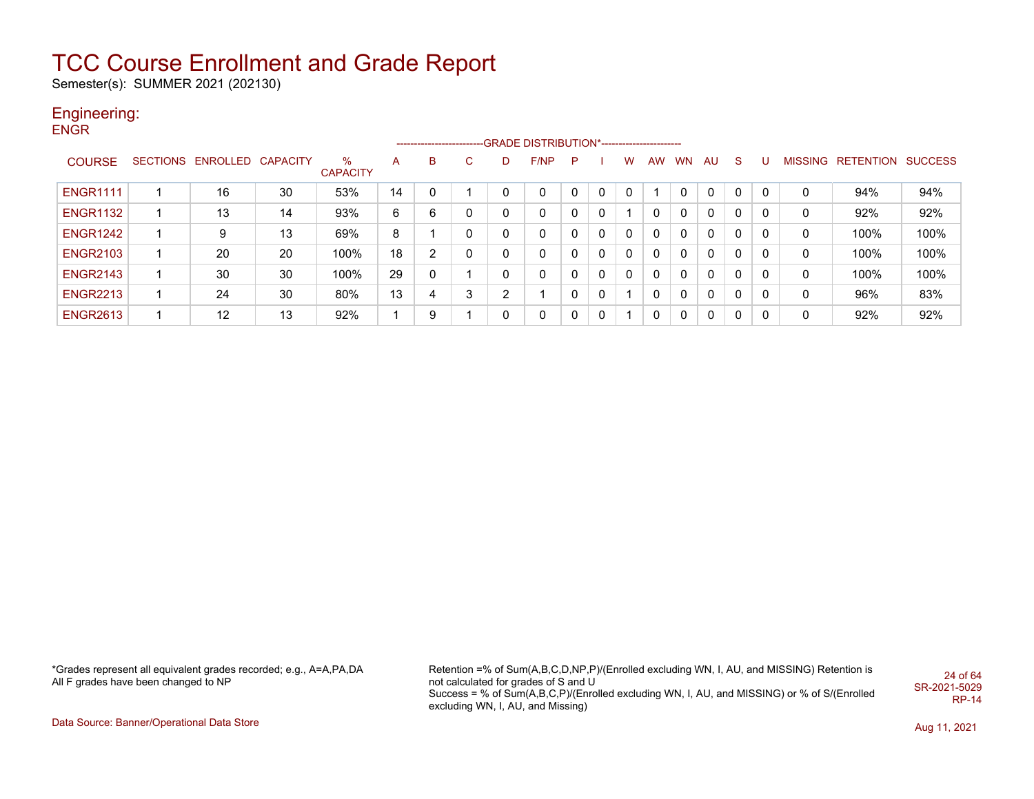# TCC Course Enrollment and Grade Report

Semester(s): SUMMER 2021 (202130)

## Engineering:

### ENGR

| COURSE | SECTIONS | ENROLLED | CAPACITY | % CAPACITY | A | B | C | D | F/NP | P | I | W | AW | WN | AU | S | U | MISSING | RETENTION | SUCCESS |
|---|---|---|---|---|---|---|---|---|---|---|---|---|---|---|---|---|---|---|---|---|
| | | | | | GRADE DISTRIBUTION* | | | | | | | | | | | | | | | |
| ENGR1111 | 1 | 16 | 30 | 53% | 14 | 0 | 1 | 0 | 0 | 0 | 0 | 0 | 1 | 0 | 0 | 0 | 0 | 0 | 94% | 94% |
| ENGR1132 | 1 | 13 | 14 | 93% | 6 | 6 | 0 | 0 | 0 | 0 | 0 | 1 | 0 | 0 | 0 | 0 | 0 | 0 | 92% | 92% |
| ENGR1242 | 1 | 9 | 13 | 69% | 8 | 1 | 0 | 0 | 0 | 0 | 0 | 0 | 0 | 0 | 0 | 0 | 0 | 0 | 100% | 100% |
| ENGR2103 | 1 | 20 | 20 | 100% | 18 | 2 | 0 | 0 | 0 | 0 | 0 | 0 | 0 | 0 | 0 | 0 | 0 | 0 | 100% | 100% |
| ENGR2143 | 1 | 30 | 30 | 100% | 29 | 0 | 1 | 0 | 0 | 0 | 0 | 0 | 0 | 0 | 0 | 0 | 0 | 0 | 100% | 100% |
| ENGR2213 | 1 | 24 | 30 | 80% | 13 | 4 | 3 | 2 | 1 | 0 | 0 | 1 | 0 | 0 | 0 | 0 | 0 | 0 | 96% | 83% |
| ENGR2613 | 1 | 12 | 13 | 92% | 1 | 9 | 1 | 0 | 0 | 0 | 0 | 1 | 0 | 0 | 0 | 0 | 0 | 0 | 92% | 92% |

*Grades represent all equivalent grades recorded; e.g., A=A,PA,DA
All F grades have been changed to NP

Retention =% of Sum(A,B,C,D,NP,P)/(Enrolled excluding WN, I, AU, and MISSING) Retention is not calculated for grades of S and U
Success = % of Sum(A,B,C,P)/(Enrolled excluding WN, I, AU, and MISSING) or % of S/(Enrolled excluding WN, I, AU, and Missing)

SR-2021-5029
RP-14

Data Source: Banner/Operational Data Store

Aug 11, 2021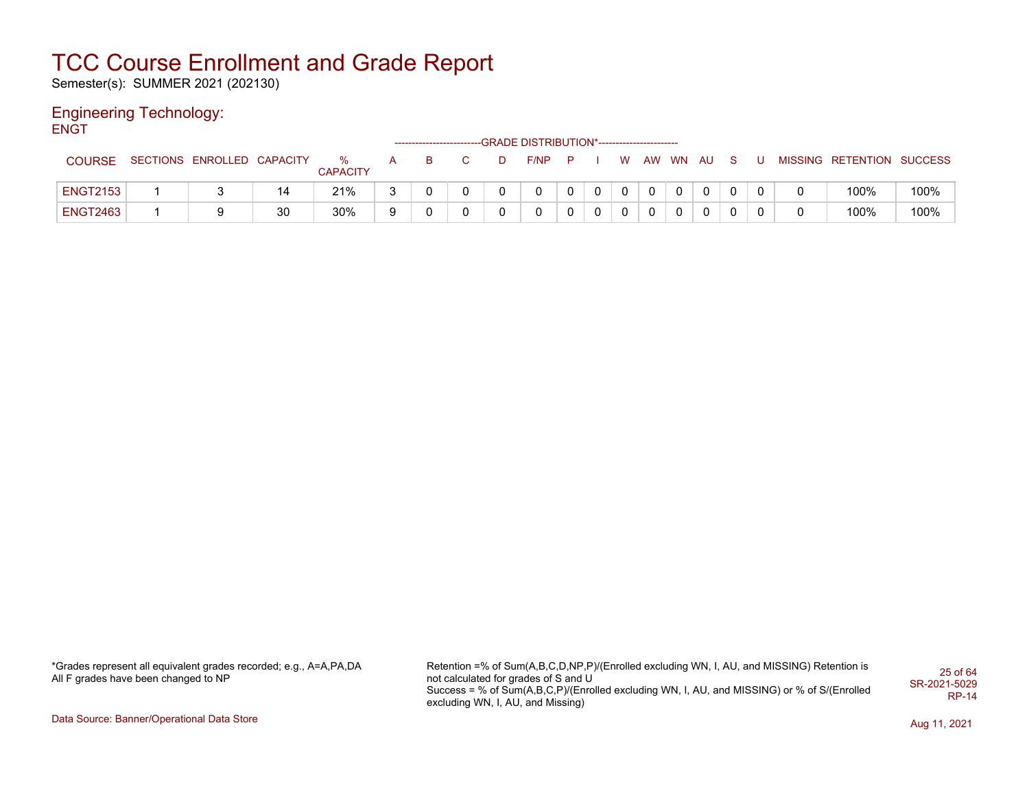# TCC Course Enrollment and Grade Report

Semester(s): SUMMER 2021 (202130)

## Engineering Technology:

ENGT

| COURSE | SECTIONS | ENROLLED | CAPACITY | % CAPACITY | A | B | C | D | F/NP | P | I | W | AW | WN | AU | S | U | MISSING | RETENTION | SUCCESS |
|---|---|---|---|---|---|---|---|---|---|---|---|---|---|---|---|---|---|---|---|---|
| | | | | | -------------------------GRADE DISTRIBUTION*----------------------- | | | | | | | | | | | | | | | |
| ENGT2153 | 1 | 3 | 14 | 21% | 3 | 0 | 0 | 0 | 0 | 0 | 0 | 0 | 0 | 0 | 0 | 0 | 0 | 0 | 100% | 100% |
| ENGT2463 | 1 | 9 | 30 | 30% | 9 | 0 | 0 | 0 | 0 | 0 | 0 | 0 | 0 | 0 | 0 | 0 | 0 | 0 | 100% | 100% |

*Grades represent all equivalent grades recorded; e.g., A=A,PA,DA
All F grades have been changed to NP

Retention =% of Sum(A,B,C,D,NP,P)/(Enrolled excluding WN, I, AU, and MISSING) Retention is not calculated for grades of S and U
Success = % of Sum(A,B,C,P)/(Enrolled excluding WN, I, AU, and MISSING) or % of S/(Enrolled excluding WN, I, AU, and Missing)

SR-2021-5029
RP-14

Data Source: Banner/Operational Data Store

Aug 11, 2021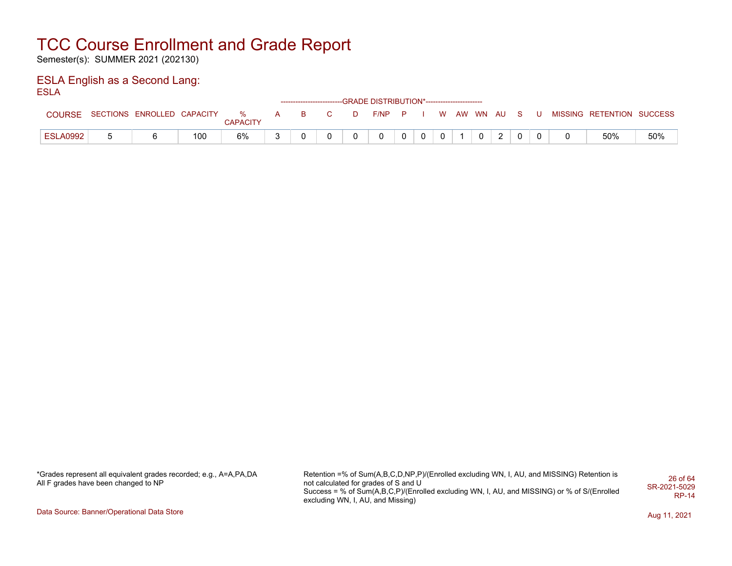# TCC Course Enrollment and Grade Report

Semester(s): SUMMER 2021 (202130)

## ESLA English as a Second Lang:

ESLA

| COURSE | SECTIONS | ENROLLED | CAPACITY | % CAPACITY | A | B | C | D | F/NP | P | I | W | AW | WN | AU | S | U | MISSING | RETENTION | SUCCESS |
|---|---|---|---|---|---|---|---|---|---|---|---|---|---|---|---|---|---|---|---|---|
| | | | | | GRADE DISTRIBUTION* | | | | | | | | | | | | | | | |
| ESLA0992 | 5 | 6 | 100 | 6% | 3 | 0 | 0 | 0 | 0 | 0 | 0 | 0 | 1 | 0 | 2 | 0 | 0 | 0 | 50% | 50% |

*Grades represent all equivalent grades recorded; e.g., A=A,PA,DA
All F grades have been changed to NP

Retention =% of Sum(A,B,C,D,NP,P)/(Enrolled excluding WN, I, AU, and MISSING) Retention is not calculated for grades of S and U
Success = % of Sum(A,B,C,P)/(Enrolled excluding WN, I, AU, and MISSING) or % of S/(Enrolled excluding WN, I, AU, and Missing)

SR-2021-5029
RP-14

Data Source: Banner/Operational Data Store

Aug 11, 2021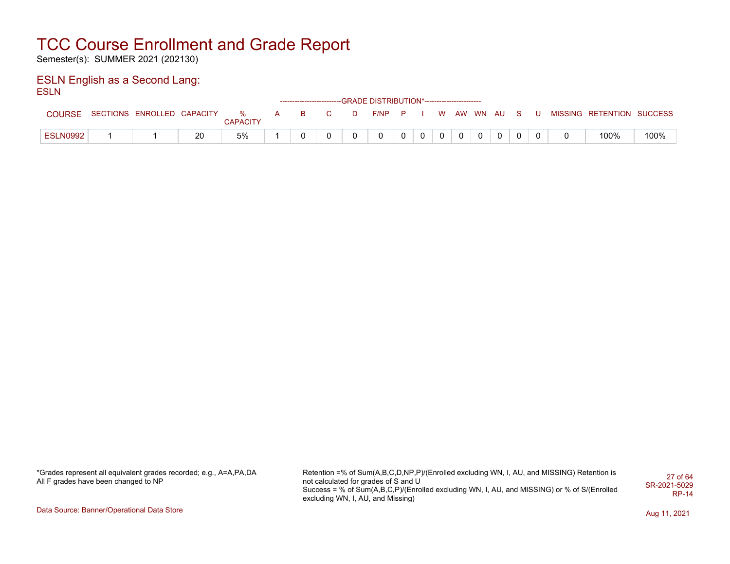# TCC Course Enrollment and Grade Report

Semester(s): SUMMER 2021 (202130)

## ESLN English as a Second Lang:

ESLN

| | | | | | GRADE DISTRIBUTION* | | | | | | | | | | | | | | | | |
|---|---|---|---|---|---|---|---|---|---|---|---|---|---|---|---|---|---|---|---|---|---|
| COURSE | SECTIONS | ENROLLED | CAPACITY | % CAPACITY | A | B | C | D | F/NP | P | I | W | AW | WN | AU | S | U | MISSING | RETENTION | SUCCESS |
| ESLN0992 | 1 | 1 | 20 | 5% | 1 | 0 | 0 | 0 | 0 | 0 | 0 | 0 | 0 | 0 | 0 | 0 | 0 | 0 | 100% | 100% |

*Grades represent all equivalent grades recorded; e.g., A=A,PA,DA
All F grades have been changed to NP

Retention =% of Sum(A,B,C,D,NP,P)/(Enrolled excluding WN, I, AU, and MISSING) Retention is not calculated for grades of S and U
Success = % of Sum(A,B,C,P)/(Enrolled excluding WN, I, AU, and MISSING) or % of S/(Enrolled excluding WN, I, AU, and Missing)

SR-2021-5029
RP-14

Data Source: Banner/Operational Data Store

Aug 11, 2021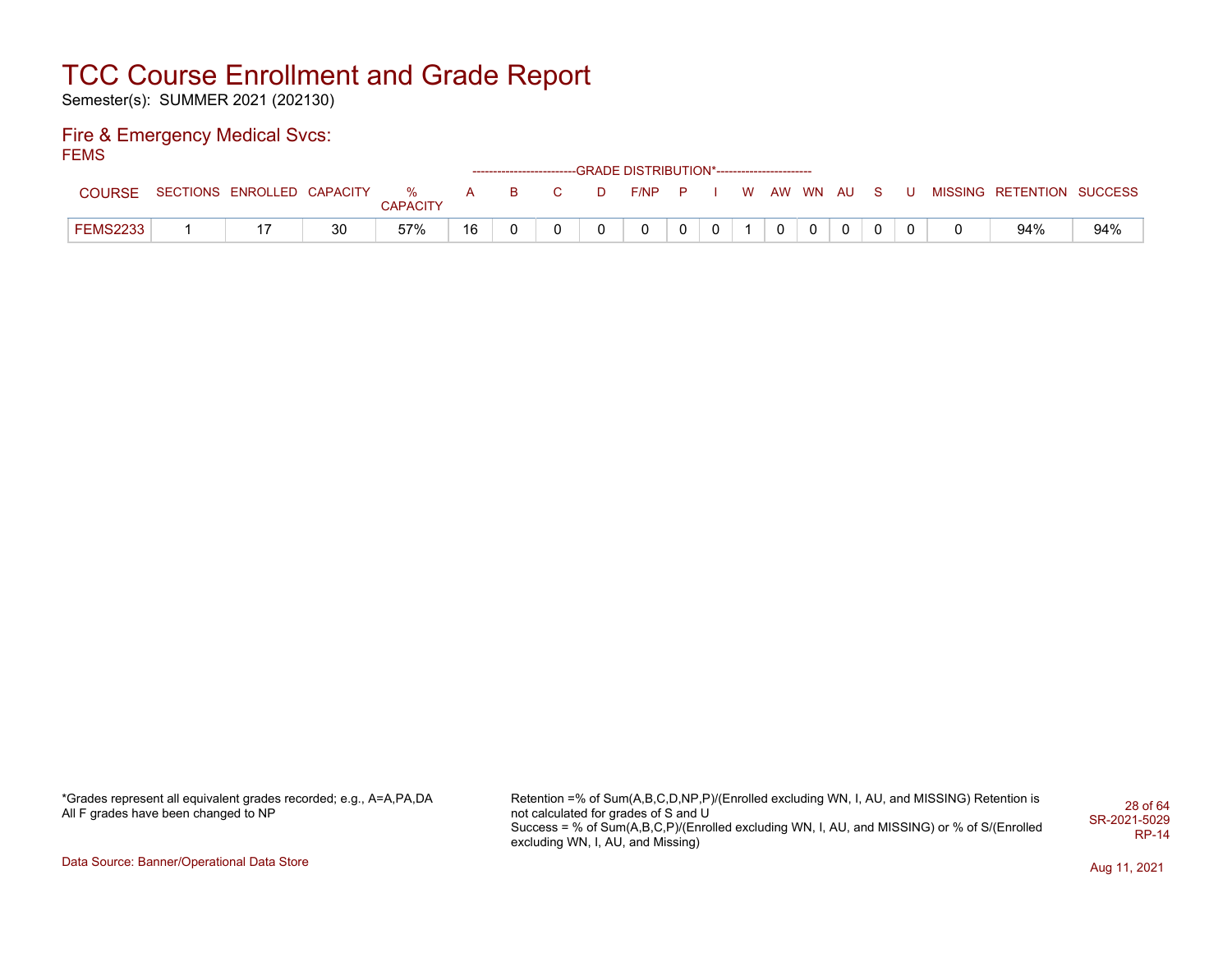# TCC Course Enrollment and Grade Report

Semester(s): SUMMER 2021 (202130)

## Fire & Emergency Medical Svcs:

FEMS

| COURSE | SECTIONS | ENROLLED | CAPACITY | % CAPACITY | GRADE DISTRIBUTION* A | B | C | D | F/NP | P | I | W | AW | WN | AU | S | U | MISSING | RETENTION | SUCCESS |
|---|---|---|---|---|---|---|---|---|---|---|---|---|---|---|---|---|---|---|---|---|
| FEMS2233 | 1 | 17 | 30 | 57% | 16 | 0 | 0 | 0 | 0 | 0 | 0 | 1 | 0 | 0 | 0 | 0 | 0 | 0 | 94% | 94% |

*Grades represent all equivalent grades recorded; e.g., A=A,PA,DA
All F grades have been changed to NP

Retention =% of Sum(A,B,C,D,NP,P)/(Enrolled excluding WN, I, AU, and MISSING) Retention is not calculated for grades of S and U
Success = % of Sum(A,B,C,P)/(Enrolled excluding WN, I, AU, and MISSING) or % of S/(Enrolled excluding WN, I, AU, and Missing)

SR-2021-5029
RP-14

Data Source: Banner/Operational Data Store

Aug 11, 2021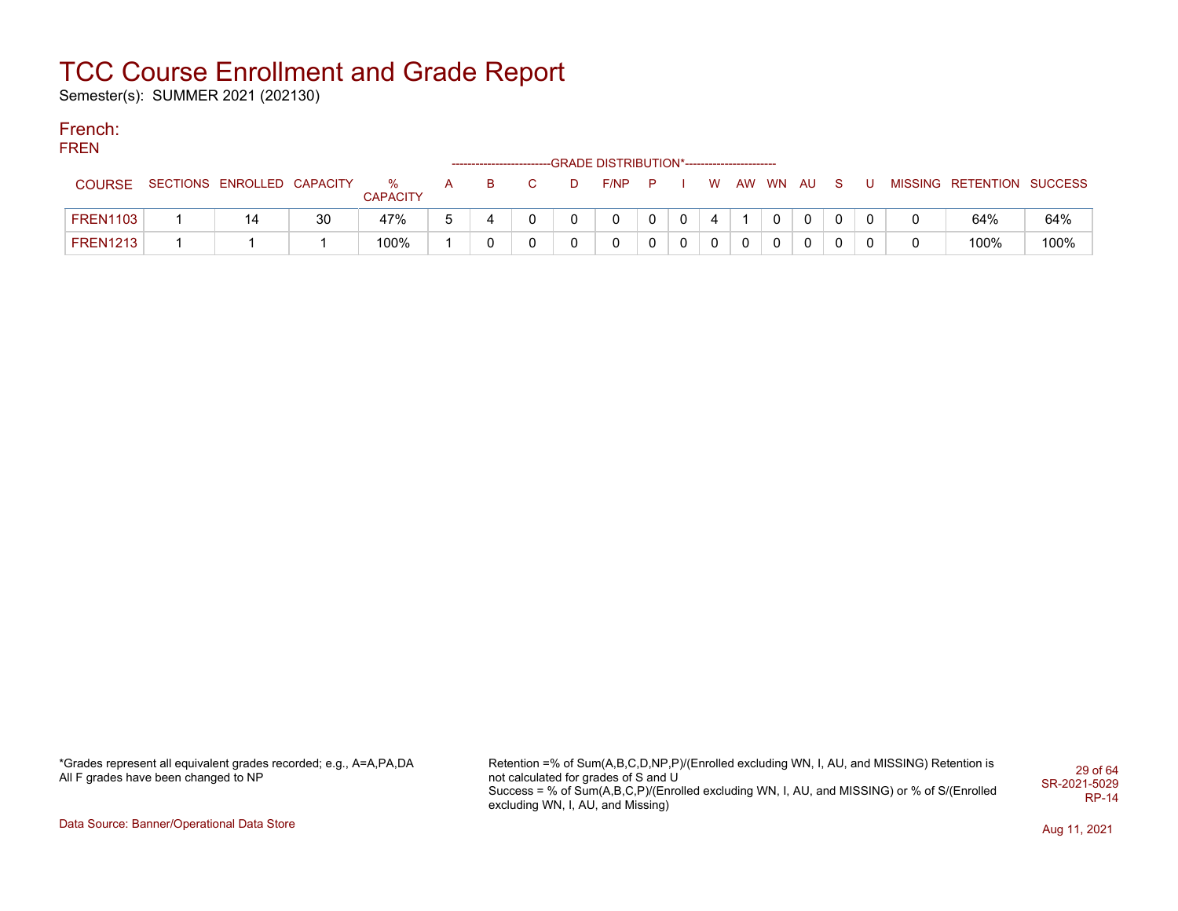# TCC Course Enrollment and Grade Report

Semester(s): SUMMER 2021 (202130)

## French:

FREN

| COURSE | SECTIONS | ENROLLED | CAPACITY | % CAPACITY | A | B | C | D | F/NP | P | I | W | AW | WN | AU | S | U | MISSING | RETENTION | SUCCESS |
|---|---|---|---|---|---|---|---|---|---|---|---|---|---|---|---|---|---|---|---|---|
| | | | | | --------GRADE DISTRIBUTION*-------- | | | | | | | | | | | | | | | |
| FREN1103 | 1 | 14 | 30 | 47% | 5 | 4 | 0 | 0 | 0 | 0 | 0 | 4 | 1 | 0 | 0 | 0 | 0 | 0 | 64% | 64% |
| FREN1213 | 1 | 1 | 1 | 100% | 1 | 0 | 0 | 0 | 0 | 0 | 0 | 0 | 0 | 0 | 0 | 0 | 0 | 0 | 100% | 100% |

*Grades represent all equivalent grades recorded; e.g., A=A,PA,DA
All F grades have been changed to NP

Retention =% of Sum(A,B,C,D,NP,P)/(Enrolled excluding WN, I, AU, and MISSING) Retention is not calculated for grades of S and U
Success = % of Sum(A,B,C,P)/(Enrolled excluding WN, I, AU, and MISSING) or % of S/(Enrolled excluding WN, I, AU, and Missing)

SR-2021-5029
RP-14

Data Source: Banner/Operational Data Store

Aug 11, 2021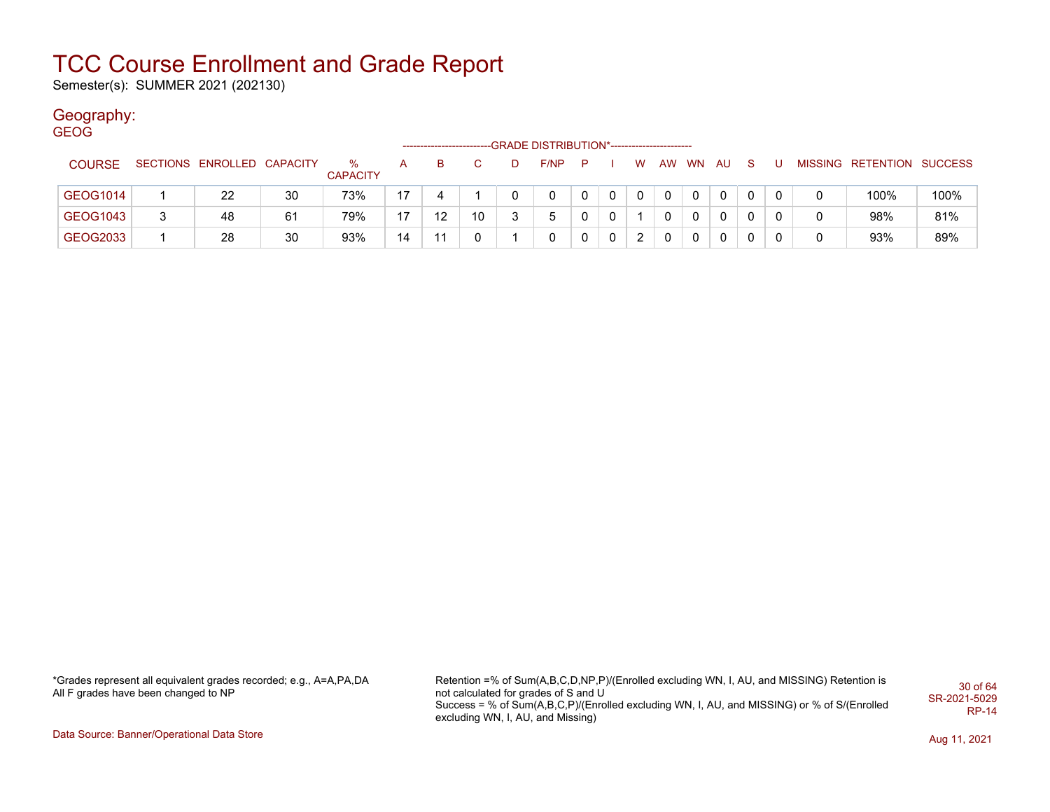# TCC Course Enrollment and Grade Report

Semester(s): SUMMER 2021 (202130)

## Geography:

### GEOG

| COURSE | SECTIONS | ENROLLED | CAPACITY | % CAPACITY | A | B | C | D | F/NP | P | I | W | AW | WN | AU | S | U | MISSING | RETENTION | SUCCESS |
|---|---|---|---|---|---|---|---|---|---|---|---|---|---|---|---|---|---|---|---|---|
| | | | | | GRADE DISTRIBUTION* | | | | | | | | | | | | | | | |
| GEOG1014 | 1 | 22 | 30 | 73% | 17 | 4 | 1 | 0 | 0 | 0 | 0 | 0 | 0 | 0 | 0 | 0 | 0 | 0 | 100% | 100% |
| GEOG1043 | 3 | 48 | 61 | 79% | 17 | 12 | 10 | 3 | 5 | 0 | 0 | 1 | 0 | 0 | 0 | 0 | 0 | 0 | 98% | 81% |
| GEOG2033 | 1 | 28 | 30 | 93% | 14 | 11 | 0 | 1 | 0 | 0 | 0 | 2 | 0 | 0 | 0 | 0 | 0 | 0 | 93% | 89% |

*Grades represent all equivalent grades recorded; e.g., A=A,PA,DA
All F grades have been changed to NP

Retention =% of Sum(A,B,C,D,NP,P)/(Enrolled excluding WN, I, AU, and MISSING) Retention is not calculated for grades of S and U
Success = % of Sum(A,B,C,P)/(Enrolled excluding WN, I, AU, and MISSING) or % of S/(Enrolled excluding WN, I, AU, and Missing)

SR-2021-5029
RP-14

Data Source: Banner/Operational Data Store

Aug 11, 2021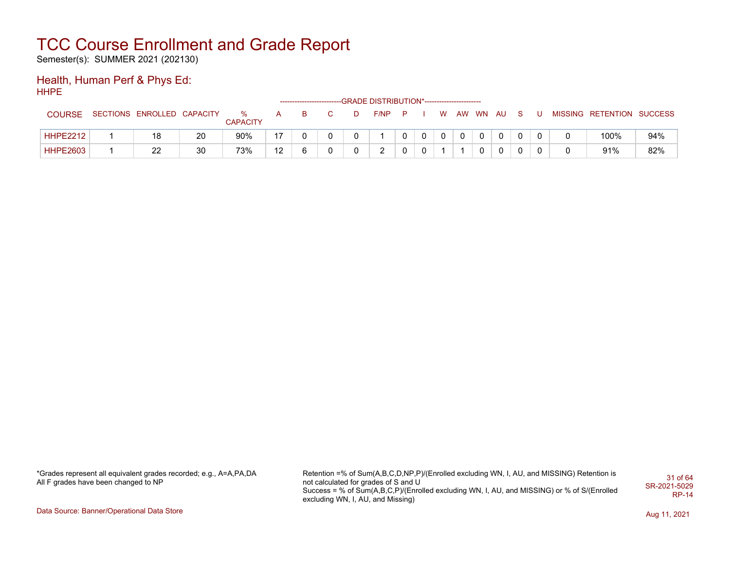# TCC Course Enrollment and Grade Report

Semester(s): SUMMER 2021 (202130)

## Health, Human Perf & Phys Ed:

HHPE

| COURSE | SECTIONS | ENROLLED | CAPACITY | % CAPACITY | A | B | C | D | F/NP | P | I | W | AW | WN | AU | S | U | MISSING | RETENTION | SUCCESS |
|---|---|---|---|---|---|---|---|---|---|---|---|---|---|---|---|---|---|---|---|---|
| | | | | | GRADE DISTRIBUTION* | | | | | | | | | | | | | | | |
| HHPE2212 | 1 | 18 | 20 | 90% | 17 | 0 | 0 | 0 | 1 | 0 | 0 | 0 | 0 | 0 | 0 | 0 | 0 | 0 | 100% | 94% |
| HHPE2603 | 1 | 22 | 30 | 73% | 12 | 6 | 0 | 0 | 2 | 0 | 0 | 1 | 1 | 0 | 0 | 0 | 0 | 0 | 91% | 82% |

*Grades represent all equivalent grades recorded; e.g., A=A,PA,DA
All F grades have been changed to NP

Retention =% of Sum(A,B,C,D,NP,P)/(Enrolled excluding WN, I, AU, and MISSING) Retention is not calculated for grades of S and U
Success = % of Sum(A,B,C,P)/(Enrolled excluding WN, I, AU, and MISSING) or % of S/(Enrolled excluding WN, I, AU, and Missing)

SR-2021-5029
RP-14

Data Source: Banner/Operational Data Store

Aug 11, 2021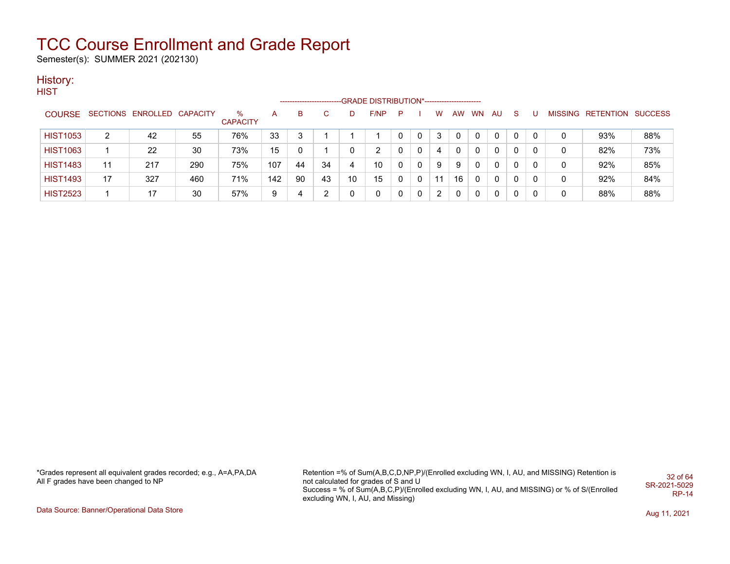# TCC Course Enrollment and Grade Report

Semester(s): SUMMER 2021 (202130)

## History:

### HIST

| COURSE | SECTIONS | ENROLLED | CAPACITY | % CAPACITY | A | B | C | D | F/NP | P | I | W | AW | WN | AU | S | U | MISSING | RETENTION | SUCCESS |
|---|---|---|---|---|---|---|---|---|---|---|---|---|---|---|---|---|---|---|---|---|
| | | | | | -------------------------GRADE DISTRIBUTION*----------------------- | | | | | | | | | | | | | | | |
| HIST1053 | 2 | 42 | 55 | 76% | 33 | 3 | 1 | 1 | 1 | 0 | 0 | 3 | 0 | 0 | 0 | 0 | 0 | 0 | 93% | 88% |
| HIST1063 | 1 | 22 | 30 | 73% | 15 | 0 | 1 | 0 | 2 | 0 | 0 | 4 | 0 | 0 | 0 | 0 | 0 | 0 | 82% | 73% |
| HIST1483 | 11 | 217 | 290 | 75% | 107 | 44 | 34 | 4 | 10 | 0 | 0 | 9 | 9 | 0 | 0 | 0 | 0 | 0 | 92% | 85% |
| HIST1493 | 17 | 327 | 460 | 71% | 142 | 90 | 43 | 10 | 15 | 0 | 0 | 11 | 16 | 0 | 0 | 0 | 0 | 0 | 92% | 84% |
| HIST2523 | 1 | 17 | 30 | 57% | 9 | 4 | 2 | 0 | 0 | 0 | 0 | 2 | 0 | 0 | 0 | 0 | 0 | 0 | 88% | 88% |

*Grades represent all equivalent grades recorded; e.g., A=A,PA,DA
All F grades have been changed to NP

Retention =% of Sum(A,B,C,D,NP,P)/(Enrolled excluding WN, I, AU, and MISSING) Retention is not calculated for grades of S and U
Success = % of Sum(A,B,C,P)/(Enrolled excluding WN, I, AU, and MISSING) or % of S/(Enrolled excluding WN, I, AU, and Missing)

SR-2021-5029
RP-14

Data Source: Banner/Operational Data Store

Aug 11, 2021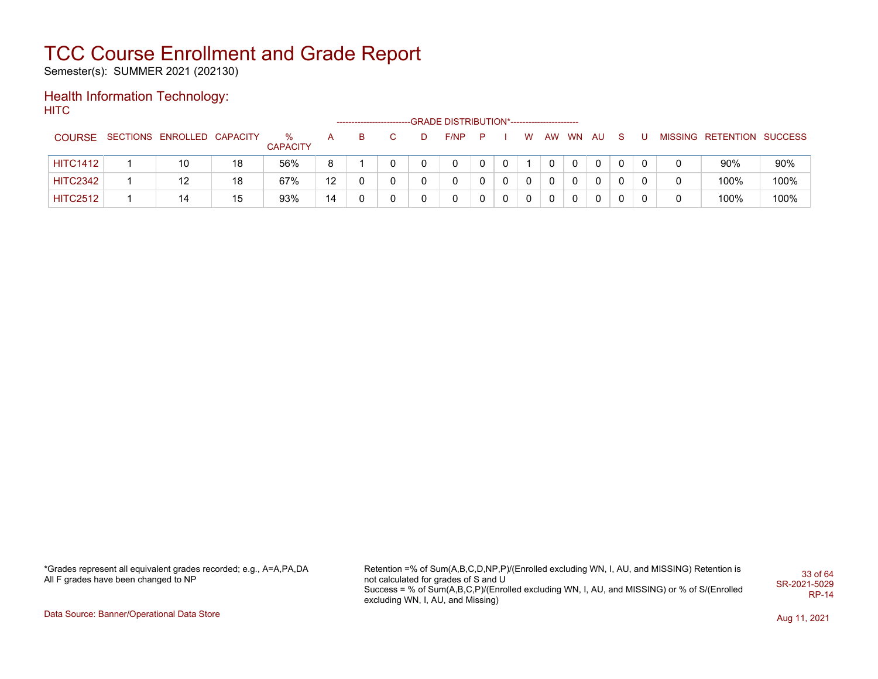# TCC Course Enrollment and Grade Report

Semester(s): SUMMER 2021 (202130)

## Health Information Technology:

HITC

| COURSE | SECTIONS | ENROLLED | CAPACITY | % CAPACITY | A | B | C | D | F/NP | P | I | W | AW | WN | AU | S | U | MISSING | RETENTION | SUCCESS |
|---|---|---|---|---|---|---|---|---|---|---|---|---|---|---|---|---|---|---|---|---|
| | | | | | GRADE DISTRIBUTION* | | | | | | | | | | | | | | | |
| HITC1412 | 1 | 10 | 18 | 56% | 8 | 1 | 0 | 0 | 0 | 0 | 0 | 1 | 0 | 0 | 0 | 0 | 0 | 0 | 90% | 90% |
| HITC2342 | 1 | 12 | 18 | 67% | 12 | 0 | 0 | 0 | 0 | 0 | 0 | 0 | 0 | 0 | 0 | 0 | 0 | 0 | 100% | 100% |
| HITC2512 | 1 | 14 | 15 | 93% | 14 | 0 | 0 | 0 | 0 | 0 | 0 | 0 | 0 | 0 | 0 | 0 | 0 | 0 | 100% | 100% |

*Grades represent all equivalent grades recorded; e.g., A=A,PA,DA
All F grades have been changed to NP

Retention =% of Sum(A,B,C,D,NP,P)/(Enrolled excluding WN, I, AU, and MISSING) Retention is not calculated for grades of S and U
Success = % of Sum(A,B,C,P)/(Enrolled excluding WN, I, AU, and MISSING) or % of S/(Enrolled excluding WN, I, AU, and Missing)

SR-2021-5029
RP-14

Data Source: Banner/Operational Data Store

Aug 11, 2021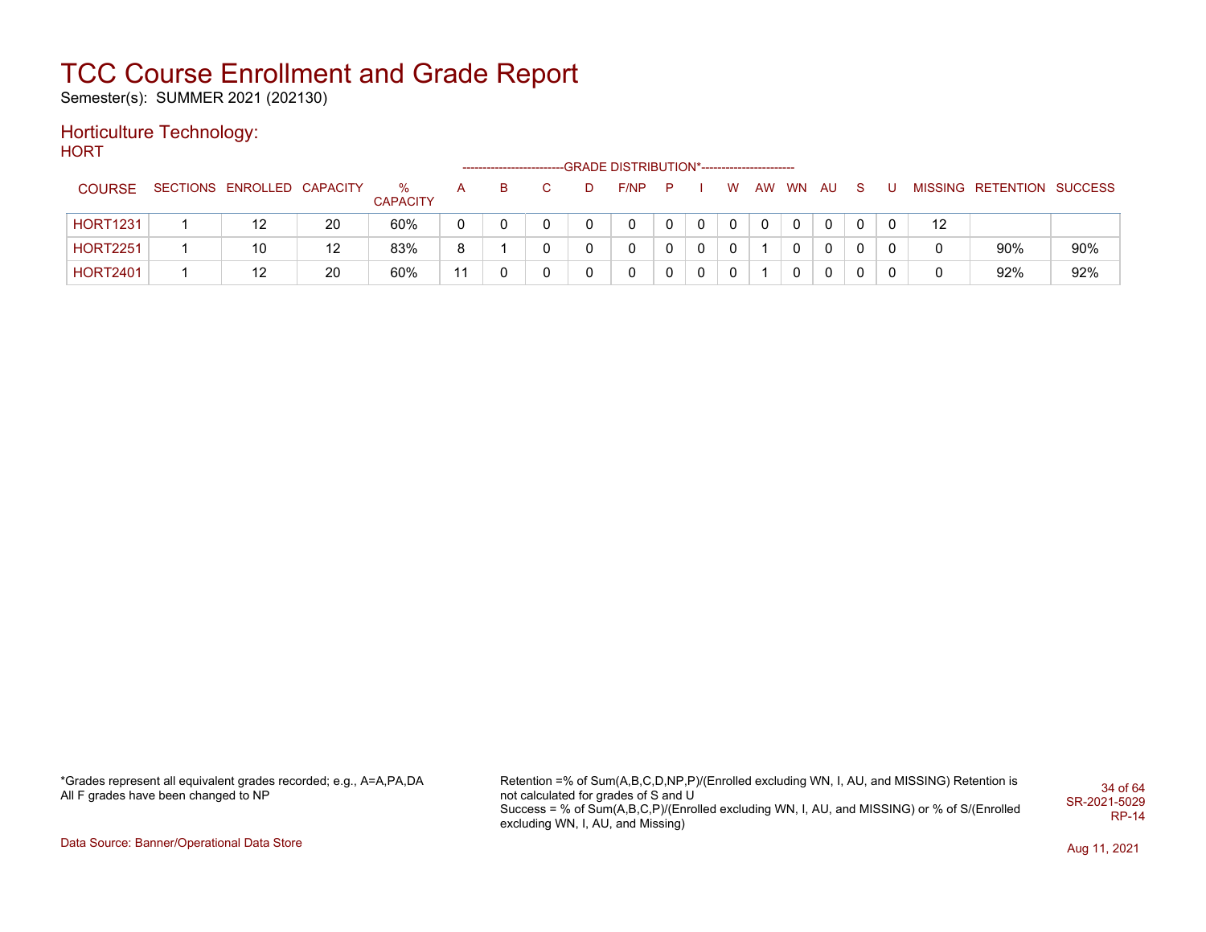# TCC Course Enrollment and Grade Report

Semester(s): SUMMER 2021 (202130)

## Horticulture Technology:

HORT

| COURSE | SECTIONS | ENROLLED | CAPACITY | % CAPACITY | A | B | C | D | F/NP | P | I | W | AW | WN | AU | S | U | MISSING | RETENTION | SUCCESS |
|---|---|---|---|---|---|---|---|---|---|---|---|---|---|---|---|---|---|---|---|---|
| | | | | | GRADE DISTRIBUTION* | | | | | | | | | | | | | | | |
| HORT1231 | 1 | 12 | 20 | 60% | 0 | 0 | 0 | 0 | 0 | 0 | 0 | 0 | 0 | 0 | 0 | 0 | 0 | 12 | | |
| HORT2251 | 1 | 10 | 12 | 83% | 8 | 1 | 0 | 0 | 0 | 0 | 0 | 0 | 1 | 0 | 0 | 0 | 0 | 0 | 90% | 90% |
| HORT2401 | 1 | 12 | 20 | 60% | 11 | 0 | 0 | 0 | 0 | 0 | 0 | 0 | 1 | 0 | 0 | 0 | 0 | 0 | 92% | 92% |

*Grades represent all equivalent grades recorded; e.g., A=A,PA,DA
All F grades have been changed to NP

Retention =% of Sum(A,B,C,D,NP,P)/(Enrolled excluding WN, I, AU, and MISSING) Retention is not calculated for grades of S and U
Success = % of Sum(A,B,C,P)/(Enrolled excluding WN, I, AU, and MISSING) or % of S/(Enrolled excluding WN, I, AU, and Missing)

SR-2021-5029
RP-14

Data Source: Banner/Operational Data Store

Aug 11, 2021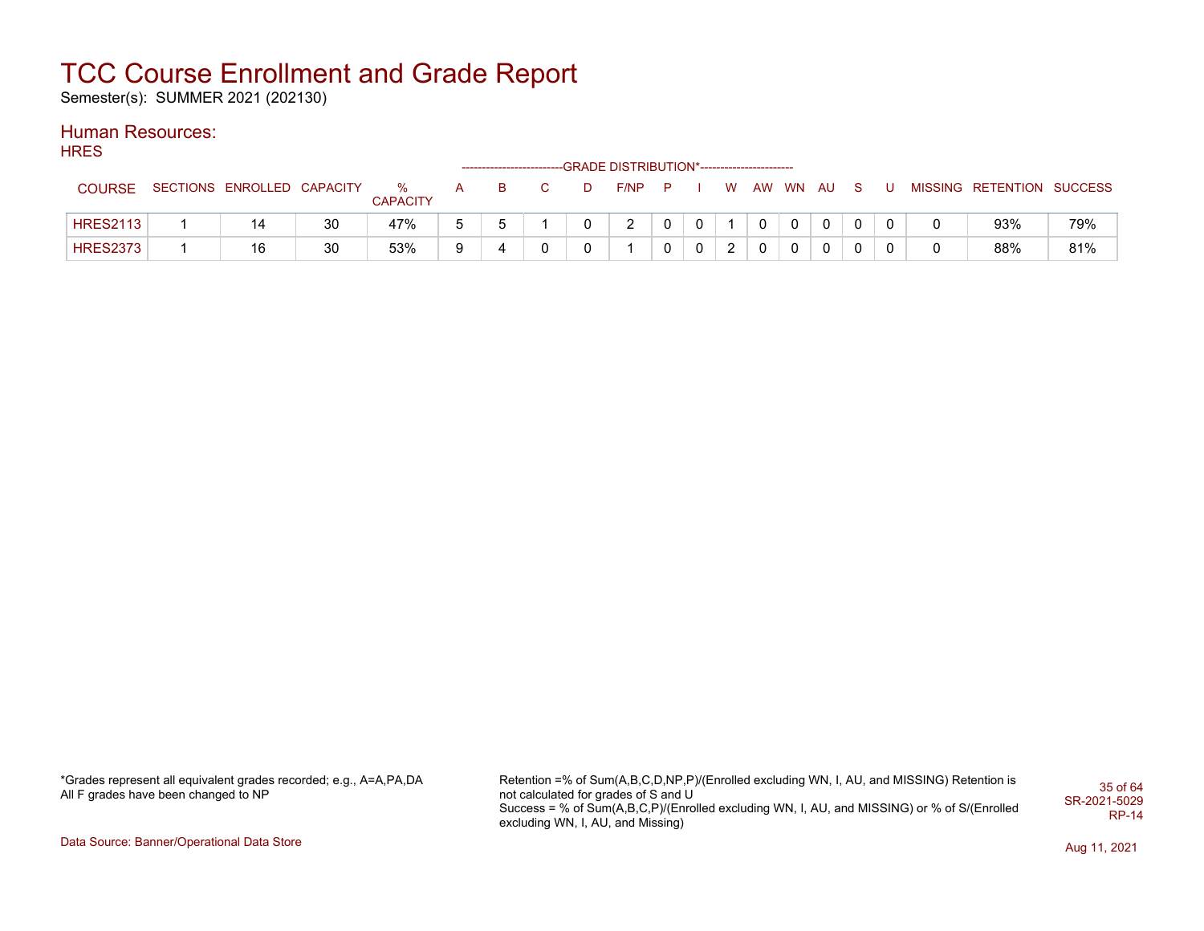# TCC Course Enrollment and Grade Report

Semester(s): SUMMER 2021 (202130)

## Human Resources:

### HRES

| COURSE | SECTIONS | ENROLLED | CAPACITY | % CAPACITY | A | B | C | D | F/NP | P | I | W | AW | WN | AU | S | U | MISSING | RETENTION | SUCCESS |
|---|---|---|---|---|---|---|---|---|---|---|---|---|---|---|---|---|---|---|---|---|
| HRES2113 | 1 | 14 | 30 | 47% | 5 | 5 | 1 | 0 | 2 | 0 | 0 | 1 | 0 | 0 | 0 | 0 | 0 | 0 | 93% | 79% |
| HRES2373 | 1 | 16 | 30 | 53% | 9 | 4 | 0 | 0 | 1 | 0 | 0 | 2 | 0 | 0 | 0 | 0 | 0 | 0 | 88% | 81% |

(Columns A through U are under the heading GRADE DISTRIBUTION*.)

*Grades represent all equivalent grades recorded; e.g., A=A,PA,DA
All F grades have been changed to NP

Retention =% of Sum(A,B,C,D,NP,P)/(Enrolled excluding WN, I, AU, and MISSING) Retention is not calculated for grades of S and U
Success = % of Sum(A,B,C,P)/(Enrolled excluding WN, I, AU, and MISSING) or % of S/(Enrolled excluding WN, I, AU, and Missing)

SR-2021-5029
RP-14

Data Source: Banner/Operational Data Store

Aug 11, 2021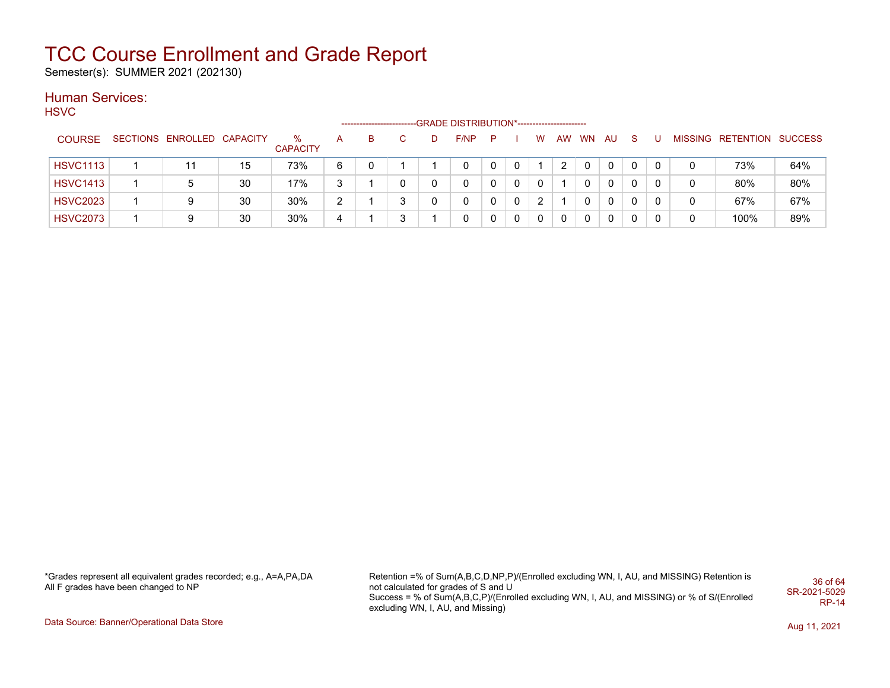# TCC Course Enrollment and Grade Report

Semester(s): SUMMER 2021 (202130)

## Human Services:

HSVC

| COURSE | SECTIONS | ENROLLED | CAPACITY | % CAPACITY | A | B | C | D | F/NP | P | I | W | AW | WN | AU | S | U | MISSING | RETENTION | SUCCESS |
|---|---|---|---|---|---|---|---|---|---|---|---|---|---|---|---|---|---|---|---|---|
| | | | | | GRADE DISTRIBUTION* | | | | | | | | | | | | | | | |
| HSVC1113 | 1 | 11 | 15 | 73% | 6 | 0 | 1 | 1 | 0 | 0 | 0 | 1 | 2 | 0 | 0 | 0 | 0 | 0 | 73% | 64% |
| HSVC1413 | 1 | 5 | 30 | 17% | 3 | 1 | 0 | 0 | 0 | 0 | 0 | 0 | 1 | 0 | 0 | 0 | 0 | 0 | 80% | 80% |
| HSVC2023 | 1 | 9 | 30 | 30% | 2 | 1 | 3 | 0 | 0 | 0 | 0 | 2 | 1 | 0 | 0 | 0 | 0 | 0 | 67% | 67% |
| HSVC2073 | 1 | 9 | 30 | 30% | 4 | 1 | 3 | 1 | 0 | 0 | 0 | 0 | 0 | 0 | 0 | 0 | 0 | 0 | 100% | 89% |

*Grades represent all equivalent grades recorded; e.g., A=A,PA,DA
All F grades have been changed to NP

Retention =% of Sum(A,B,C,D,NP,P)/(Enrolled excluding WN, I, AU, and MISSING) Retention is not calculated for grades of S and U
Success = % of Sum(A,B,C,P)/(Enrolled excluding WN, I, AU, and MISSING) or % of S/(Enrolled excluding WN, I, AU, and Missing)

SR-2021-5029
RP-14

Data Source: Banner/Operational Data Store

Aug 11, 2021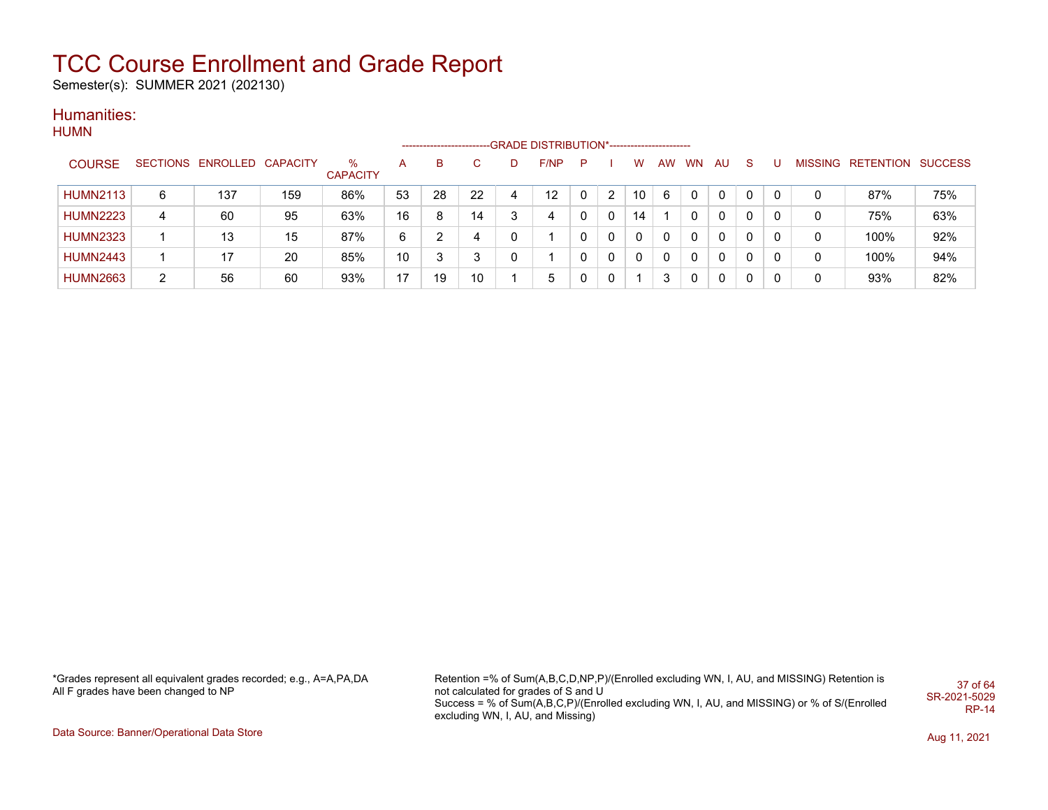# TCC Course Enrollment and Grade Report

Semester(s): SUMMER 2021 (202130)

## Humanities:

### HUMN

| COURSE | SECTIONS | ENROLLED | CAPACITY | % CAPACITY | A | B | C | D | F/NP | P | I | W | AW | WN | AU | S | U | MISSING | RETENTION | SUCCESS |
|---|---|---|---|---|---|---|---|---|---|---|---|---|---|---|---|---|---|---|---|---|
| | | | | | GRADE DISTRIBUTION* | | | | | | | | | | | | | | | |
| HUMN2113 | 6 | 137 | 159 | 86% | 53 | 28 | 22 | 4 | 12 | 0 | 2 | 10 | 6 | 0 | 0 | 0 | 0 | 0 | 87% | 75% |
| HUMN2223 | 4 | 60 | 95 | 63% | 16 | 8 | 14 | 3 | 4 | 0 | 0 | 14 | 1 | 0 | 0 | 0 | 0 | 0 | 75% | 63% |
| HUMN2323 | 1 | 13 | 15 | 87% | 6 | 2 | 4 | 0 | 1 | 0 | 0 | 0 | 0 | 0 | 0 | 0 | 0 | 0 | 100% | 92% |
| HUMN2443 | 1 | 17 | 20 | 85% | 10 | 3 | 3 | 0 | 1 | 0 | 0 | 0 | 0 | 0 | 0 | 0 | 0 | 0 | 100% | 94% |
| HUMN2663 | 2 | 56 | 60 | 93% | 17 | 19 | 10 | 1 | 5 | 0 | 0 | 1 | 3 | 0 | 0 | 0 | 0 | 0 | 93% | 82% |

*Grades represent all equivalent grades recorded; e.g., A=A,PA,DA
All F grades have been changed to NP

Retention =% of Sum(A,B,C,D,NP,P)/(Enrolled excluding WN, I, AU, and MISSING) Retention is not calculated for grades of S and U
Success = % of Sum(A,B,C,P)/(Enrolled excluding WN, I, AU, and MISSING) or % of S/(Enrolled excluding WN, I, AU, and Missing)

SR-2021-5029
RP-14

Data Source: Banner/Operational Data Store

Aug 11, 2021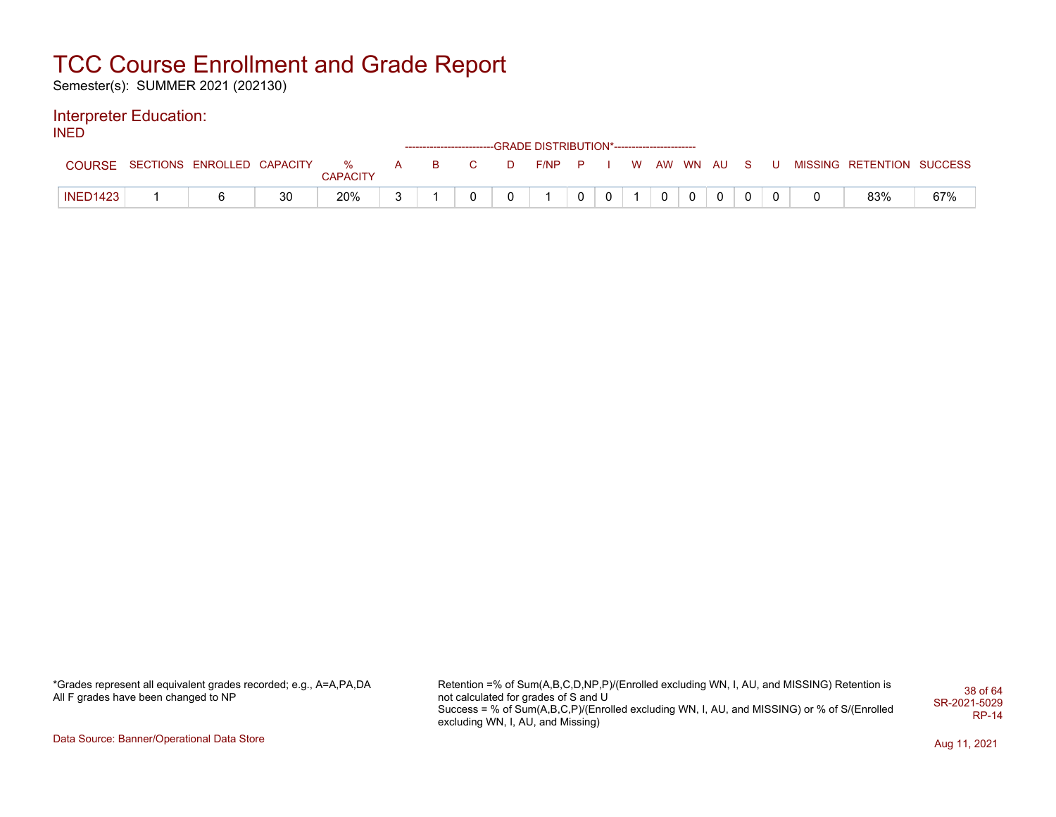# TCC Course Enrollment and Grade Report

Semester(s): SUMMER 2021 (202130)

## Interpreter Education:

INED

| COURSE | SECTIONS | ENROLLED | CAPACITY | % CAPACITY | A | B | C | D | F/NP | P | I | W | AW | WN | AU | S | U | MISSING | RETENTION | SUCCESS |
|---|---|---|---|---|---|---|---|---|---|---|---|---|---|---|---|---|---|---|---|---|
| | | | | | GRADE DISTRIBUTION* | | | | | | | | | | | | | | | |
| INED1423 | 1 | 6 | 30 | 20% | 3 | 1 | 0 | 0 | 1 | 0 | 0 | 1 | 0 | 0 | 0 | 0 | 0 | 0 | 83% | 67% |

*Grades represent all equivalent grades recorded; e.g., A=A,PA,DA
All F grades have been changed to NP

Retention =% of Sum(A,B,C,D,NP,P)/(Enrolled excluding WN, I, AU, and MISSING) Retention is not calculated for grades of S and U
Success = % of Sum(A,B,C,P)/(Enrolled excluding WN, I, AU, and MISSING) or % of S/(Enrolled excluding WN, I, AU, and Missing)

SR-2021-5029
RP-14

Data Source: Banner/Operational Data Store

Aug 11, 2021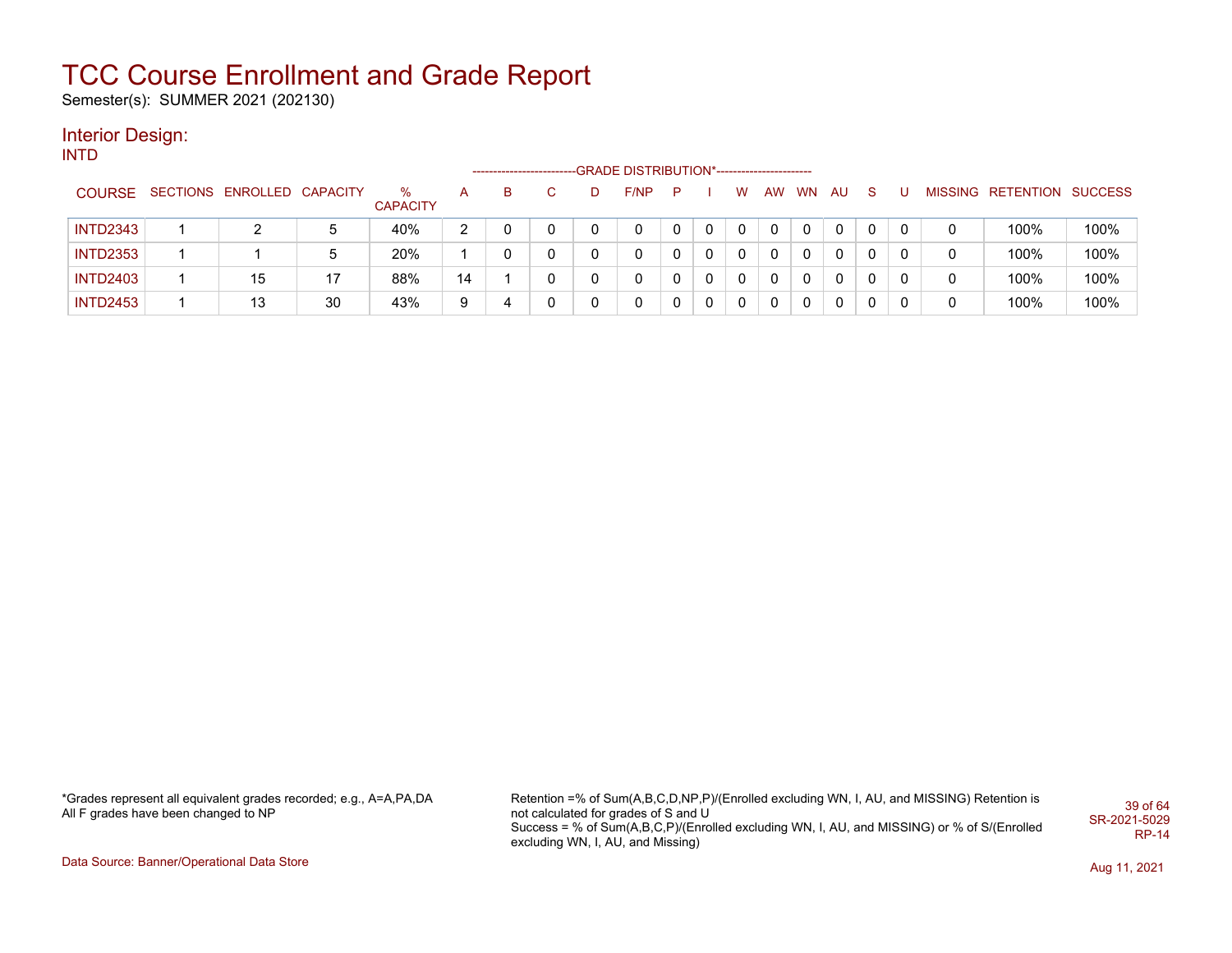# TCC Course Enrollment and Grade Report

Semester(s): SUMMER 2021 (202130)

## Interior Design:

INTD

| COURSE | SECTIONS | ENROLLED | CAPACITY | % CAPACITY | A | B | C | D | F/NP | P | I | W | AW | WN | AU | S | U | MISSING | RETENTION | SUCCESS |
|---|---|---|---|---|---|---|---|---|---|---|---|---|---|---|---|---|---|---|---|---|
| | | | | | GRADE DISTRIBUTION* | | | | | | | | | | | | | | | |
| INTD2343 | 1 | 2 | 5 | 40% | 2 | 0 | 0 | 0 | 0 | 0 | 0 | 0 | 0 | 0 | 0 | 0 | 0 | 0 | 100% | 100% |
| INTD2353 | 1 | 1 | 5 | 20% | 1 | 0 | 0 | 0 | 0 | 0 | 0 | 0 | 0 | 0 | 0 | 0 | 0 | 0 | 100% | 100% |
| INTD2403 | 1 | 15 | 17 | 88% | 14 | 1 | 0 | 0 | 0 | 0 | 0 | 0 | 0 | 0 | 0 | 0 | 0 | 0 | 100% | 100% |
| INTD2453 | 1 | 13 | 30 | 43% | 9 | 4 | 0 | 0 | 0 | 0 | 0 | 0 | 0 | 0 | 0 | 0 | 0 | 0 | 100% | 100% |

*Grades represent all equivalent grades recorded; e.g., A=A,PA,DA
All F grades have been changed to NP

Retention =% of Sum(A,B,C,D,NP,P)/(Enrolled excluding WN, I, AU, and MISSING) Retention is not calculated for grades of S and U
Success = % of Sum(A,B,C,P)/(Enrolled excluding WN, I, AU, and MISSING) or % of S/(Enrolled excluding WN, I, AU, and Missing)

SR-2021-5029
RP-14

Data Source: Banner/Operational Data Store

Aug 11, 2021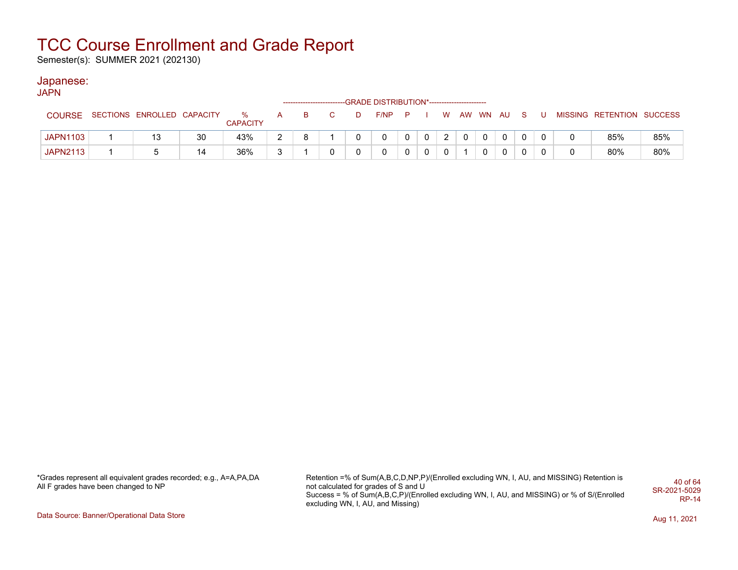# TCC Course Enrollment and Grade Report

Semester(s): SUMMER 2021 (202130)

## Japanese:

JAPN

| COURSE | SECTIONS | ENROLLED | CAPACITY | % CAPACITY | A | B | C | D | F/NP | P | I | W | AW | WN | AU | S | U | MISSING | RETENTION | SUCCESS |
|---|---|---|---|---|---|---|---|---|---|---|---|---|---|---|---|---|---|---|---|---|
| | | | | | GRADE DISTRIBUTION* | | | | | | | | | | | | | | | |
| JAPN1103 | 1 | 13 | 30 | 43% | 2 | 8 | 1 | 0 | 0 | 0 | 0 | 2 | 0 | 0 | 0 | 0 | 0 | 0 | 85% | 85% |
| JAPN2113 | 1 | 5 | 14 | 36% | 3 | 1 | 0 | 0 | 0 | 0 | 0 | 0 | 1 | 0 | 0 | 0 | 0 | 0 | 80% | 80% |

*Grades represent all equivalent grades recorded; e.g., A=A,PA,DA
All F grades have been changed to NP

Retention =% of Sum(A,B,C,D,NP,P)/(Enrolled excluding WN, I, AU, and MISSING) Retention is not calculated for grades of S and U
Success = % of Sum(A,B,C,P)/(Enrolled excluding WN, I, AU, and MISSING) or % of S/(Enrolled excluding WN, I, AU, and Missing)

SR-2021-5029
RP-14

Data Source: Banner/Operational Data Store

Aug 11, 2021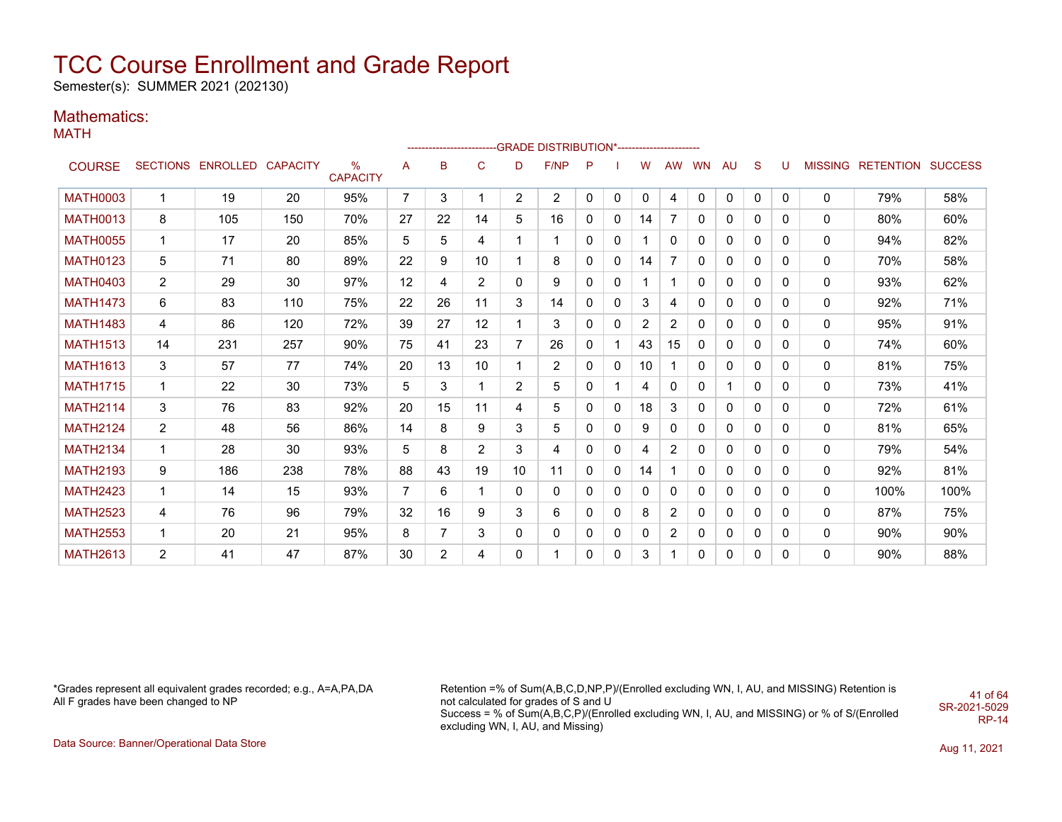# TCC Course Enrollment and Grade Report

Semester(s): SUMMER 2021 (202130)

## Mathematics:

### MATH

| COURSE | SECTIONS | ENROLLED | CAPACITY | % CAPACITY | A | B | C | D | F/NP | P | I | W | AW | WN | AU | S | U | MISSING | RETENTION | SUCCESS |
|---|---|---|---|---|---|---|---|---|---|---|---|---|---|---|---|---|---|---|---|---|
| MATH0003 | 1 | 19 | 20 | 95% | 7 | 3 | 1 | 2 | 2 | 0 | 0 | 0 | 4 | 0 | 0 | 0 | 0 | 0 | 79% | 58% |
| MATH0013 | 8 | 105 | 150 | 70% | 27 | 22 | 14 | 5 | 16 | 0 | 0 | 14 | 7 | 0 | 0 | 0 | 0 | 0 | 80% | 60% |
| MATH0055 | 1 | 17 | 20 | 85% | 5 | 5 | 4 | 1 | 1 | 0 | 0 | 1 | 0 | 0 | 0 | 0 | 0 | 0 | 94% | 82% |
| MATH0123 | 5 | 71 | 80 | 89% | 22 | 9 | 10 | 1 | 8 | 0 | 0 | 14 | 7 | 0 | 0 | 0 | 0 | 0 | 70% | 58% |
| MATH0403 | 2 | 29 | 30 | 97% | 12 | 4 | 2 | 0 | 9 | 0 | 0 | 1 | 1 | 0 | 0 | 0 | 0 | 0 | 93% | 62% |
| MATH1473 | 6 | 83 | 110 | 75% | 22 | 26 | 11 | 3 | 14 | 0 | 0 | 3 | 4 | 0 | 0 | 0 | 0 | 0 | 92% | 71% |
| MATH1483 | 4 | 86 | 120 | 72% | 39 | 27 | 12 | 1 | 3 | 0 | 0 | 2 | 2 | 0 | 0 | 0 | 0 | 0 | 95% | 91% |
| MATH1513 | 14 | 231 | 257 | 90% | 75 | 41 | 23 | 7 | 26 | 0 | 1 | 43 | 15 | 0 | 0 | 0 | 0 | 0 | 74% | 60% |
| MATH1613 | 3 | 57 | 77 | 74% | 20 | 13 | 10 | 1 | 2 | 0 | 0 | 10 | 1 | 0 | 0 | 0 | 0 | 0 | 81% | 75% |
| MATH1715 | 1 | 22 | 30 | 73% | 5 | 3 | 1 | 2 | 5 | 0 | 1 | 4 | 0 | 0 | 1 | 0 | 0 | 0 | 73% | 41% |
| MATH2114 | 3 | 76 | 83 | 92% | 20 | 15 | 11 | 4 | 5 | 0 | 0 | 18 | 3 | 0 | 0 | 0 | 0 | 0 | 72% | 61% |
| MATH2124 | 2 | 48 | 56 | 86% | 14 | 8 | 9 | 3 | 5 | 0 | 0 | 9 | 0 | 0 | 0 | 0 | 0 | 0 | 81% | 65% |
| MATH2134 | 1 | 28 | 30 | 93% | 5 | 8 | 2 | 3 | 4 | 0 | 0 | 4 | 2 | 0 | 0 | 0 | 0 | 0 | 79% | 54% |
| MATH2193 | 9 | 186 | 238 | 78% | 88 | 43 | 19 | 10 | 11 | 0 | 0 | 14 | 1 | 0 | 0 | 0 | 0 | 0 | 92% | 81% |
| MATH2423 | 1 | 14 | 15 | 93% | 7 | 6 | 1 | 0 | 0 | 0 | 0 | 0 | 0 | 0 | 0 | 0 | 0 | 0 | 100% | 100% |
| MATH2523 | 4 | 76 | 96 | 79% | 32 | 16 | 9 | 3 | 6 | 0 | 0 | 8 | 2 | 0 | 0 | 0 | 0 | 0 | 87% | 75% |
| MATH2553 | 1 | 20 | 21 | 95% | 8 | 7 | 3 | 0 | 0 | 0 | 0 | 0 | 2 | 0 | 0 | 0 | 0 | 0 | 90% | 90% |
| MATH2613 | 2 | 41 | 47 | 87% | 30 | 2 | 4 | 0 | 1 | 0 | 0 | 3 | 1 | 0 | 0 | 0 | 0 | 0 | 90% | 88% |

Columns A through U: GRADE DISTRIBUTION*

*Grades represent all equivalent grades recorded; e.g., A=A,PA,DA
All F grades have been changed to NP

Retention =% of Sum(A,B,C,D,NP,P)/(Enrolled excluding WN, I, AU, and MISSING) Retention is not calculated for grades of S and U
Success = % of Sum(A,B,C,P)/(Enrolled excluding WN, I, AU, and MISSING) or % of S/(Enrolled excluding WN, I, AU, and Missing)

SR-2021-5029
RP-14

Data Source: Banner/Operational Data Store

Aug 11, 2021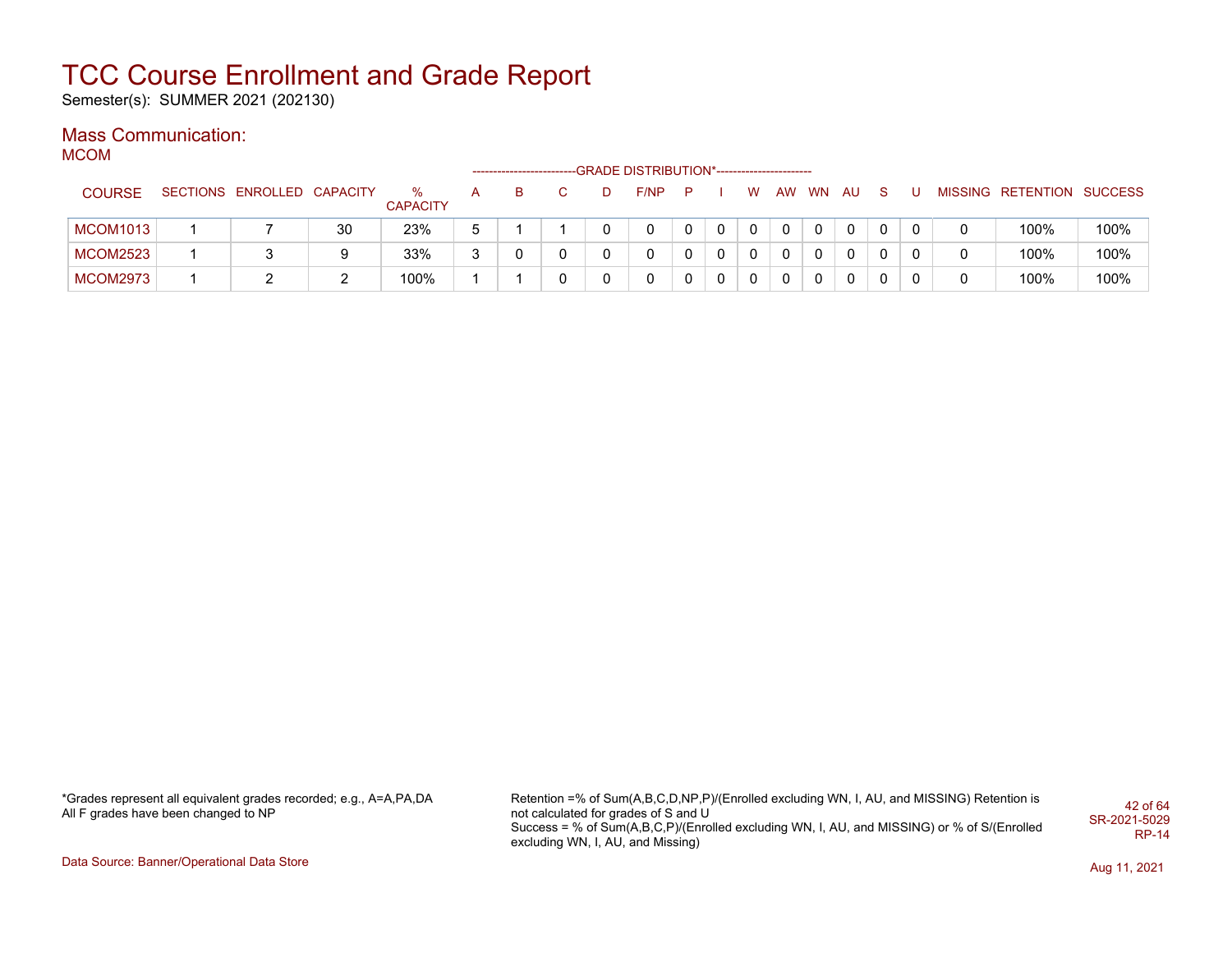# TCC Course Enrollment and Grade Report

Semester(s): SUMMER 2021 (202130)

## Mass Communication:

MCOM

| COURSE | SECTIONS | ENROLLED | CAPACITY | % CAPACITY | A | B | C | D | F/NP | P | I | W | AW | WN | AU | S | U | MISSING | RETENTION | SUCCESS |
|---|---|---|---|---|---|---|---|---|---|---|---|---|---|---|---|---|---|---|---|---|
| | | | | | -------------------------GRADE DISTRIBUTION*----------------------- | | | | | | | | | | | | | | | |
| MCOM1013 | 1 | 7 | 30 | 23% | 5 | 1 | 1 | 0 | 0 | 0 | 0 | 0 | 0 | 0 | 0 | 0 | 0 | 0 | 100% | 100% |
| MCOM2523 | 1 | 3 | 9 | 33% | 3 | 0 | 0 | 0 | 0 | 0 | 0 | 0 | 0 | 0 | 0 | 0 | 0 | 0 | 100% | 100% |
| MCOM2973 | 1 | 2 | 2 | 100% | 1 | 1 | 0 | 0 | 0 | 0 | 0 | 0 | 0 | 0 | 0 | 0 | 0 | 0 | 100% | 100% |

*Grades represent all equivalent grades recorded; e.g., A=A,PA,DA
All F grades have been changed to NP

Retention =% of Sum(A,B,C,D,NP,P)/(Enrolled excluding WN, I, AU, and MISSING) Retention is not calculated for grades of S and U
Success = % of Sum(A,B,C,P)/(Enrolled excluding WN, I, AU, and MISSING) or % of S/(Enrolled excluding WN, I, AU, and Missing)

SR-2021-5029
RP-14

Data Source: Banner/Operational Data Store

Aug 11, 2021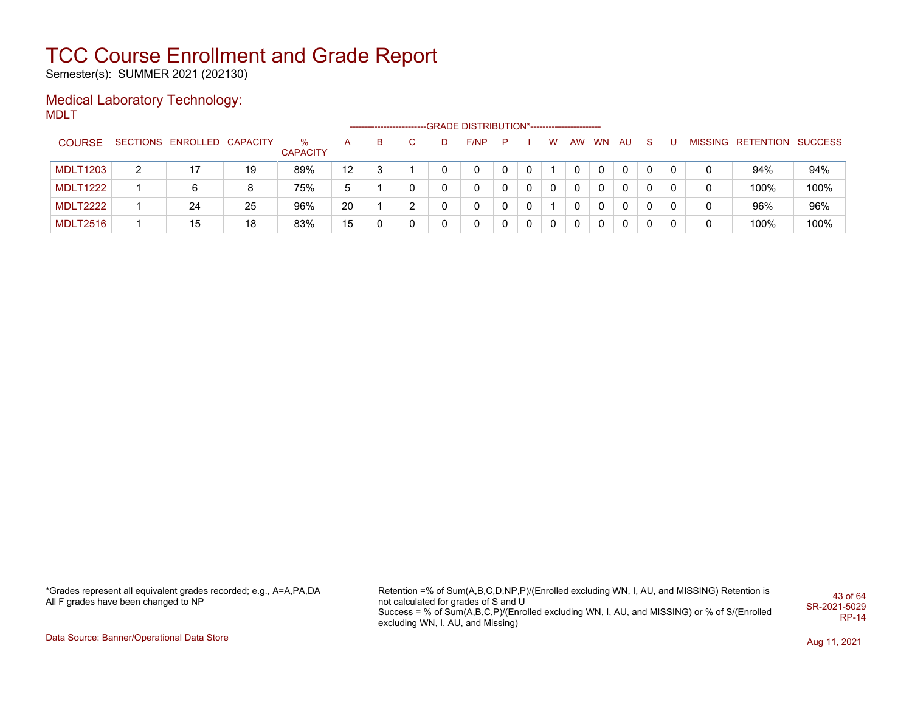# TCC Course Enrollment and Grade Report

Semester(s): SUMMER 2021 (202130)

## Medical Laboratory Technology:

MDLT

| COURSE | SECTIONS | ENROLLED | CAPACITY | % CAPACITY | A | B | C | D | F/NP | P | I | W | AW | WN | AU | S | U | MISSING | RETENTION | SUCCESS |
|---|---|---|---|---|---|---|---|---|---|---|---|---|---|---|---|---|---|---|---|---|
| | | | | | -------------------------GRADE DISTRIBUTION*----------------------- | | | | | | | | | | | | | | | |
| MDLT1203 | 2 | 17 | 19 | 89% | 12 | 3 | 1 | 0 | 0 | 0 | 0 | 1 | 0 | 0 | 0 | 0 | 0 | 0 | 94% | 94% |
| MDLT1222 | 1 | 6 | 8 | 75% | 5 | 1 | 0 | 0 | 0 | 0 | 0 | 0 | 0 | 0 | 0 | 0 | 0 | 0 | 100% | 100% |
| MDLT2222 | 1 | 24 | 25 | 96% | 20 | 1 | 2 | 0 | 0 | 0 | 0 | 1 | 0 | 0 | 0 | 0 | 0 | 0 | 96% | 96% |
| MDLT2516 | 1 | 15 | 18 | 83% | 15 | 0 | 0 | 0 | 0 | 0 | 0 | 0 | 0 | 0 | 0 | 0 | 0 | 0 | 100% | 100% |

*Grades represent all equivalent grades recorded; e.g., A=A,PA,DA
All F grades have been changed to NP

Retention =% of Sum(A,B,C,D,NP,P)/(Enrolled excluding WN, I, AU, and MISSING) Retention is not calculated for grades of S and U
Success = % of Sum(A,B,C,P)/(Enrolled excluding WN, I, AU, and MISSING) or % of S/(Enrolled excluding WN, I, AU, and Missing)

SR-2021-5029
RP-14

Data Source: Banner/Operational Data Store

Aug 11, 2021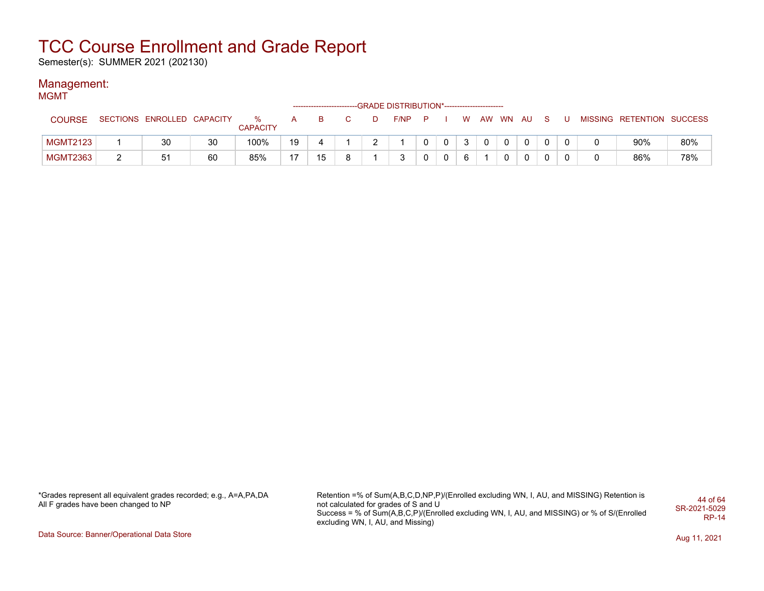# TCC Course Enrollment and Grade Report

Semester(s): SUMMER 2021 (202130)

## Management:

### MGMT

| COURSE | SECTIONS | ENROLLED | CAPACITY | % CAPACITY | A | B | C | D | F/NP | P | I | W | AW | WN | AU | S | U | MISSING | RETENTION | SUCCESS |
|---|---|---|---|---|---|---|---|---|---|---|---|---|---|---|---|---|---|---|---|---|
| | | | | | GRADE DISTRIBUTION* | | | | | | | | | | | | | | | |
| MGMT2123 | 1 | 30 | 30 | 100% | 19 | 4 | 1 | 2 | 1 | 0 | 0 | 3 | 0 | 0 | 0 | 0 | 0 | 0 | 90% | 80% |
| MGMT2363 | 2 | 51 | 60 | 85% | 17 | 15 | 8 | 1 | 3 | 0 | 0 | 6 | 1 | 0 | 0 | 0 | 0 | 0 | 86% | 78% |

*Grades represent all equivalent grades recorded; e.g., A=A,PA,DA
All F grades have been changed to NP

Retention =% of Sum(A,B,C,D,NP,P)/(Enrolled excluding WN, I, AU, and MISSING) Retention is not calculated for grades of S and U
Success = % of Sum(A,B,C,P)/(Enrolled excluding WN, I, AU, and MISSING) or % of S/(Enrolled excluding WN, I, AU, and Missing)

SR-2021-5029
RP-14

Data Source: Banner/Operational Data Store

Aug 11, 2021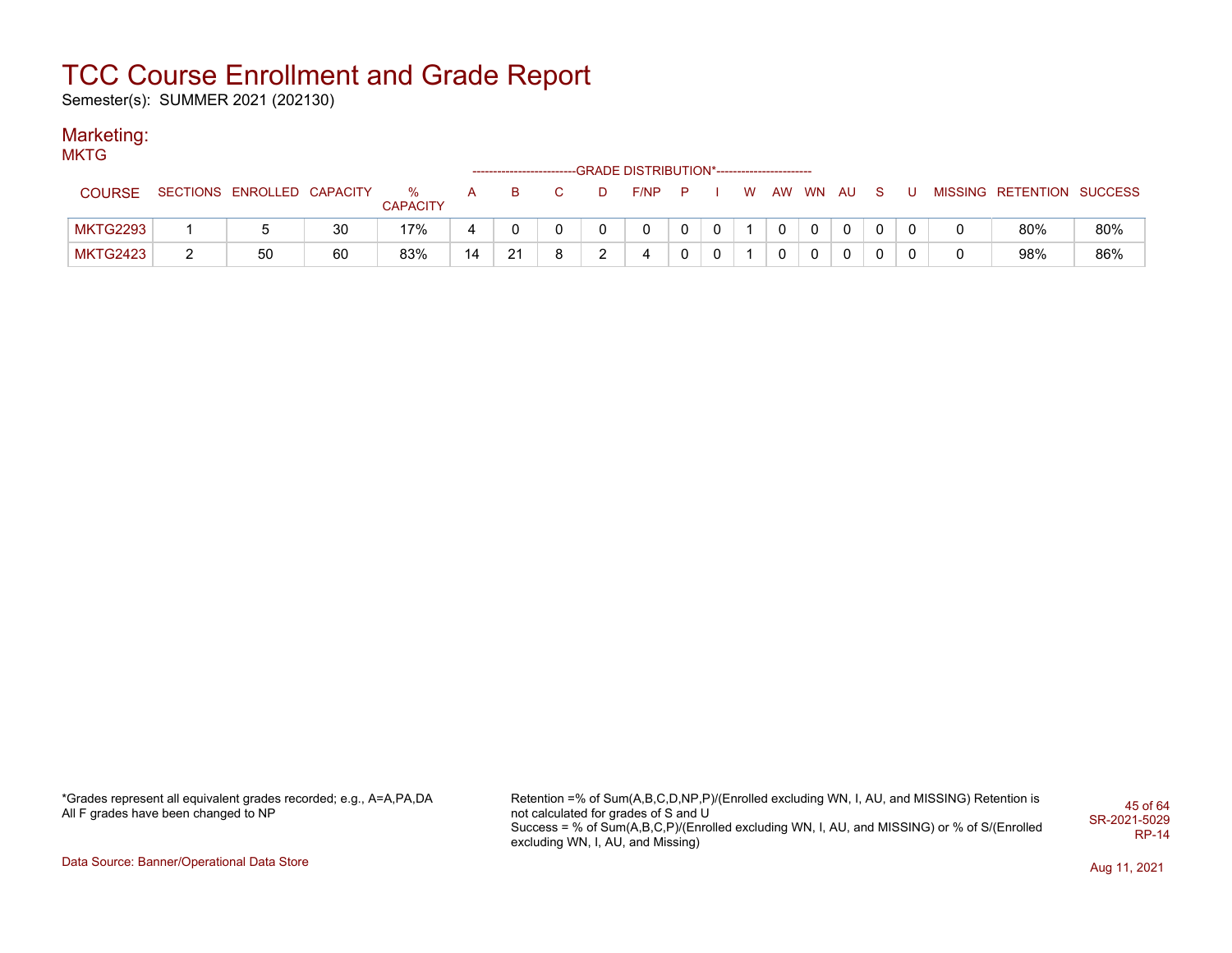# TCC Course Enrollment and Grade Report

Semester(s): SUMMER 2021 (202130)

## Marketing:

MKTG

| COURSE | SECTIONS | ENROLLED | CAPACITY | % CAPACITY | A | B | C | D | F/NP | P | I | W | AW | WN | AU | S | U | MISSING | RETENTION | SUCCESS |
|---|---|---|---|---|---|---|---|---|---|---|---|---|---|---|---|---|---|---|---|---|
| | | | | | GRADE DISTRIBUTION* | | | | | | | | | | | | | | | |
| MKTG2293 | 1 | 5 | 30 | 17% | 4 | 0 | 0 | 0 | 0 | 0 | 0 | 1 | 0 | 0 | 0 | 0 | 0 | 0 | 80% | 80% |
| MKTG2423 | 2 | 50 | 60 | 83% | 14 | 21 | 8 | 2 | 4 | 0 | 0 | 1 | 0 | 0 | 0 | 0 | 0 | 0 | 98% | 86% |

*Grades represent all equivalent grades recorded; e.g., A=A,PA,DA
All F grades have been changed to NP

Retention =% of Sum(A,B,C,D,NP,P)/(Enrolled excluding WN, I, AU, and MISSING) Retention is not calculated for grades of S and U
Success = % of Sum(A,B,C,P)/(Enrolled excluding WN, I, AU, and MISSING) or % of S/(Enrolled excluding WN, I, AU, and Missing)

SR-2021-5029
RP-14

Data Source: Banner/Operational Data Store

Aug 11, 2021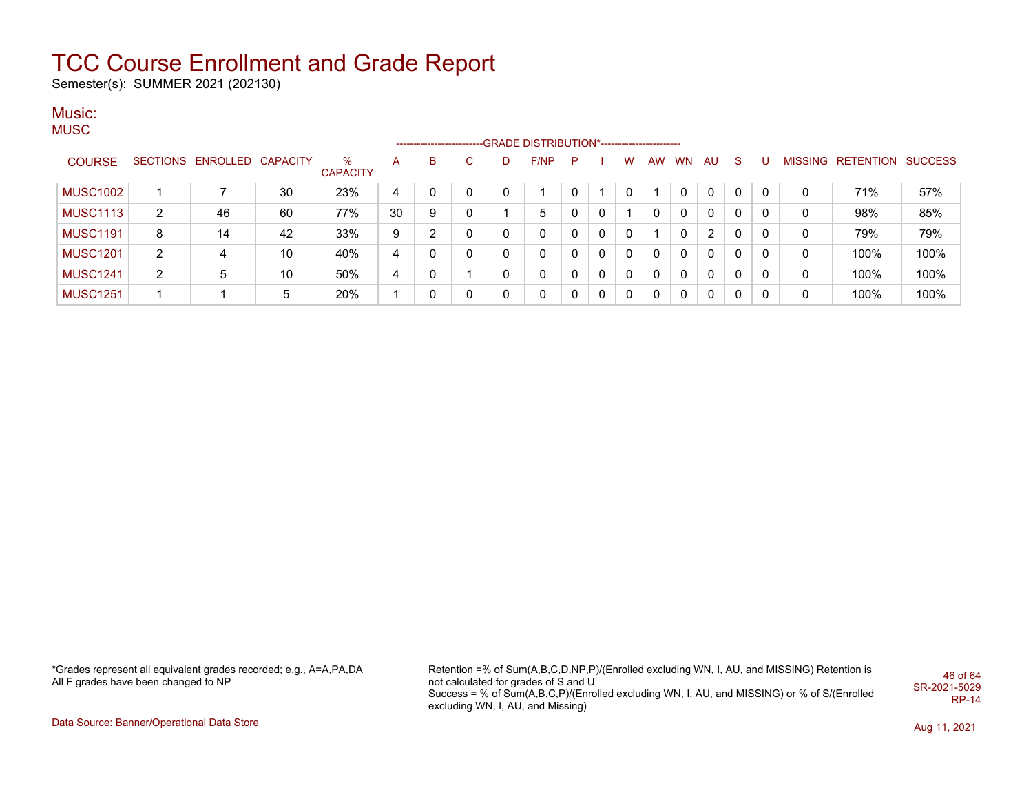# TCC Course Enrollment and Grade Report

Semester(s): SUMMER 2021 (202130)

## Music:

MUSC

| COURSE | SECTIONS | ENROLLED | CAPACITY | % CAPACITY | A | B | C | D | F/NP | P | I | W | AW | WN | AU | S | U | MISSING | RETENTION | SUCCESS |
|---|---|---|---|---|---|---|---|---|---|---|---|---|---|---|---|---|---|---|---|---|
| | | | | | GRADE DISTRIBUTION* | | | | | | | | | | | | | | | |
| MUSC1002 | 1 | 7 | 30 | 23% | 4 | 0 | 0 | 0 | 1 | 0 | 1 | 0 | 1 | 0 | 0 | 0 | 0 | 0 | 71% | 57% |
| MUSC1113 | 2 | 46 | 60 | 77% | 30 | 9 | 0 | 1 | 5 | 0 | 0 | 1 | 0 | 0 | 0 | 0 | 0 | 0 | 98% | 85% |
| MUSC1191 | 8 | 14 | 42 | 33% | 9 | 2 | 0 | 0 | 0 | 0 | 0 | 0 | 1 | 0 | 2 | 0 | 0 | 0 | 79% | 79% |
| MUSC1201 | 2 | 4 | 10 | 40% | 4 | 0 | 0 | 0 | 0 | 0 | 0 | 0 | 0 | 0 | 0 | 0 | 0 | 0 | 100% | 100% |
| MUSC1241 | 2 | 5 | 10 | 50% | 4 | 0 | 1 | 0 | 0 | 0 | 0 | 0 | 0 | 0 | 0 | 0 | 0 | 0 | 100% | 100% |
| MUSC1251 | 1 | 1 | 5 | 20% | 1 | 0 | 0 | 0 | 0 | 0 | 0 | 0 | 0 | 0 | 0 | 0 | 0 | 0 | 100% | 100% |

*Grades represent all equivalent grades recorded; e.g., A=A,PA,DA
All F grades have been changed to NP

Retention =% of Sum(A,B,C,D,NP,P)/(Enrolled excluding WN, I, AU, and MISSING) Retention is not calculated for grades of S and U
Success = % of Sum(A,B,C,P)/(Enrolled excluding WN, I, AU, and MISSING) or % of S/(Enrolled excluding WN, I, AU, and Missing)

SR-2021-5029
RP-14

Data Source: Banner/Operational Data Store

Aug 11, 2021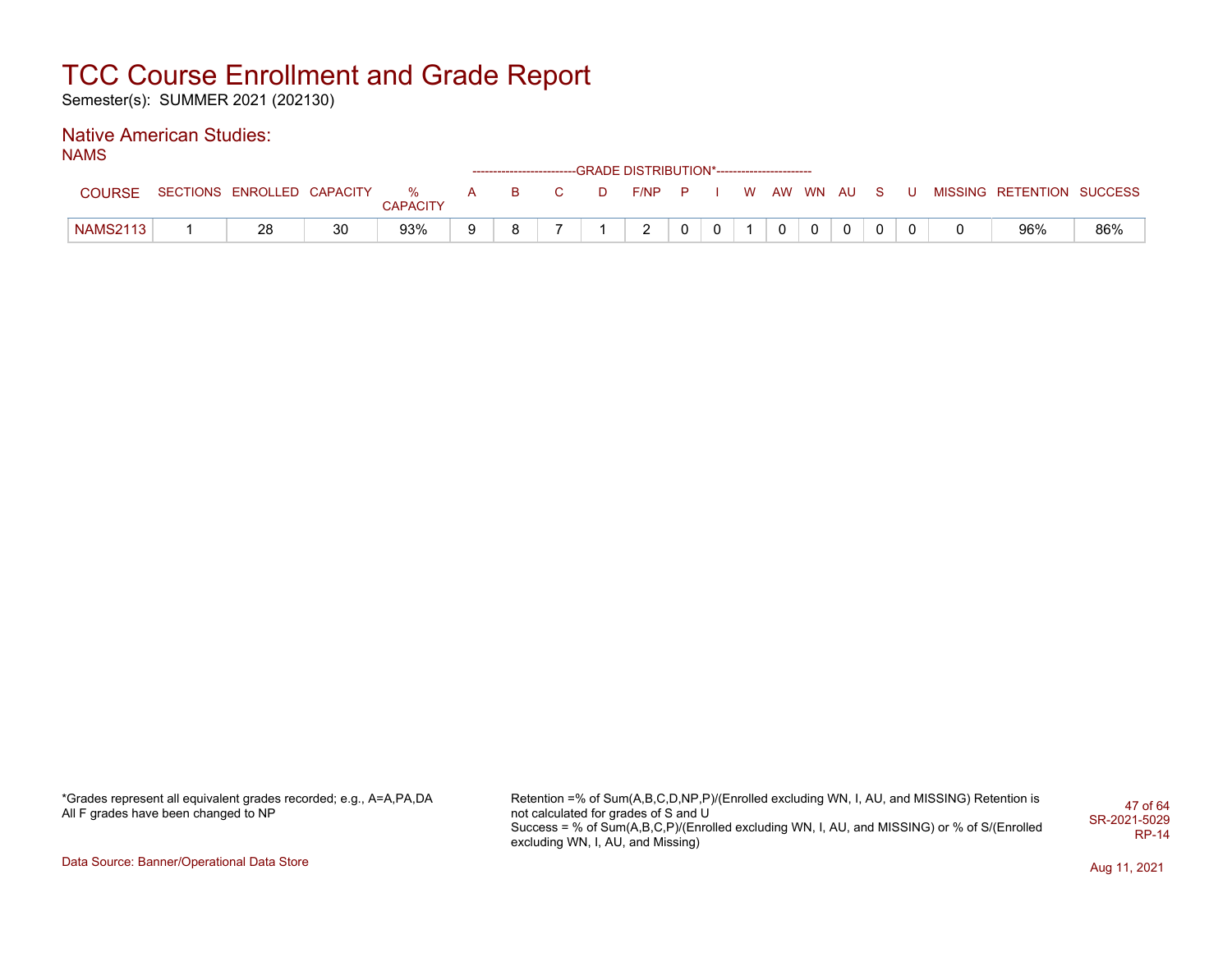# TCC Course Enrollment and Grade Report

Semester(s): SUMMER 2021 (202130)

## Native American Studies:

### NAMS

| COURSE | SECTIONS | ENROLLED | CAPACITY | % CAPACITY | A | B | C | D | F/NP | P | I | W | AW | WN | AU | S | U | MISSING | RETENTION | SUCCESS |
|---|---|---|---|---|---|---|---|---|---|---|---|---|---|---|---|---|---|---|---|---|
| | | | | | GRADE DISTRIBUTION* | | | | | | | | | | | | | | | |
| NAMS2113 | 1 | 28 | 30 | 93% | 9 | 8 | 7 | 1 | 2 | 0 | 0 | 1 | 0 | 0 | 0 | 0 | 0 | 0 | 96% | 86% |

*Grades represent all equivalent grades recorded; e.g., A=A,PA,DA
All F grades have been changed to NP

Retention =% of Sum(A,B,C,D,NP,P)/(Enrolled excluding WN, I, AU, and MISSING) Retention is not calculated for grades of S and U
Success = % of Sum(A,B,C,P)/(Enrolled excluding WN, I, AU, and MISSING) or % of S/(Enrolled excluding WN, I, AU, and Missing)

SR-2021-5029
RP-14

Data Source: Banner/Operational Data Store

Aug 11, 2021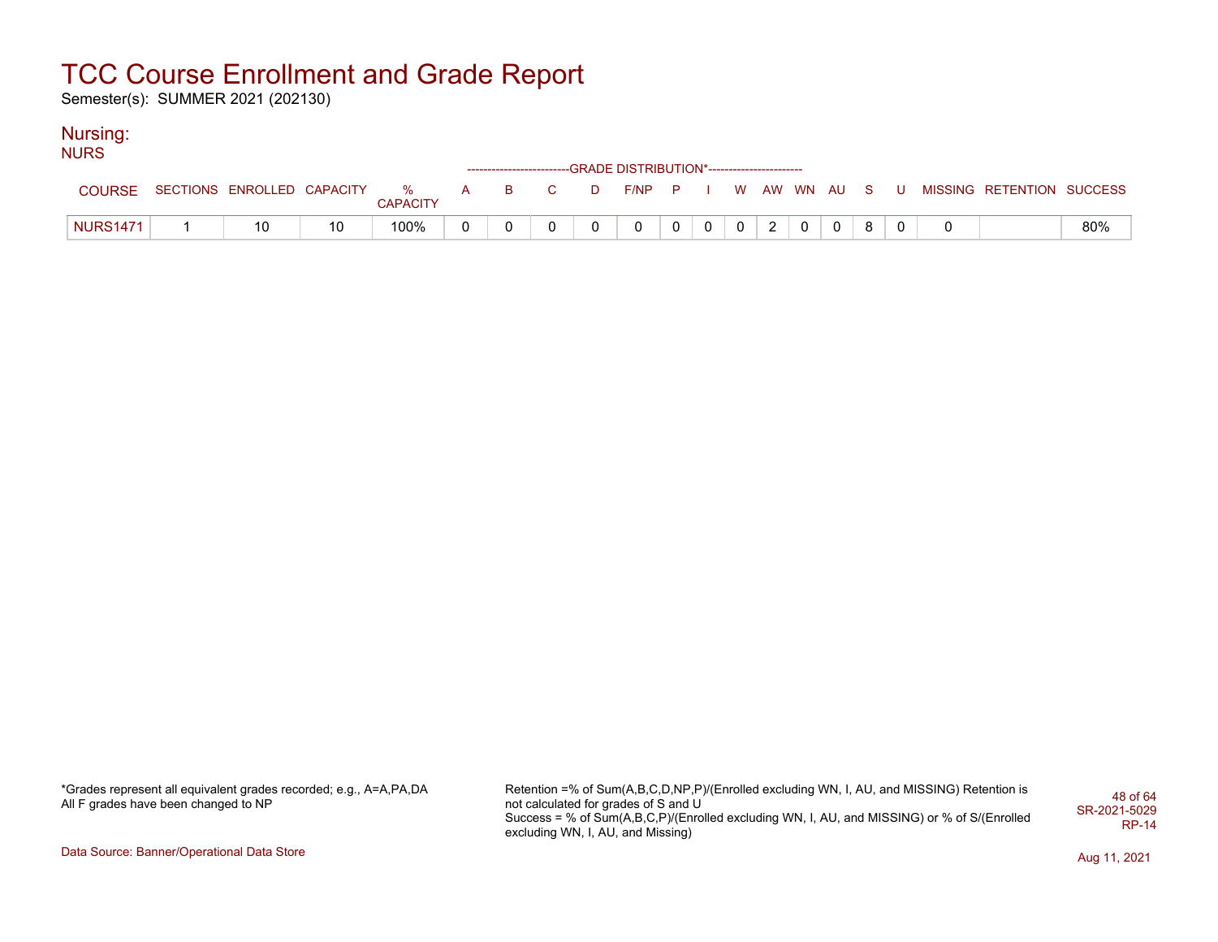# TCC Course Enrollment and Grade Report

Semester(s): SUMMER 2021 (202130)

## Nursing:

NURS

| COURSE | SECTIONS | ENROLLED | CAPACITY | % CAPACITY | A | B | C | D | F/NP | P | I | W | AW | WN | AU | S | U | MISSING | RETENTION | SUCCESS |
|---|---|---|---|---|---|---|---|---|---|---|---|---|---|---|---|---|---|---|---|---|
| | | | | | GRADE DISTRIBUTION* | | | | | | | | | | | | | | | |
| NURS1471 | 1 | 10 | 10 | 100% | 0 | 0 | 0 | 0 | 0 | 0 | 0 | 0 | 2 | 0 | 0 | 8 | 0 | 0 | | 80% |

*Grades represent all equivalent grades recorded; e.g., A=A,PA,DA
All F grades have been changed to NP

Retention =% of Sum(A,B,C,D,NP,P)/(Enrolled excluding WN, I, AU, and MISSING) Retention is not calculated for grades of S and U
Success = % of Sum(A,B,C,P)/(Enrolled excluding WN, I, AU, and MISSING) or % of S/(Enrolled excluding WN, I, AU, and Missing)

SR-2021-5029
RP-14

Data Source: Banner/Operational Data Store

Aug 11, 2021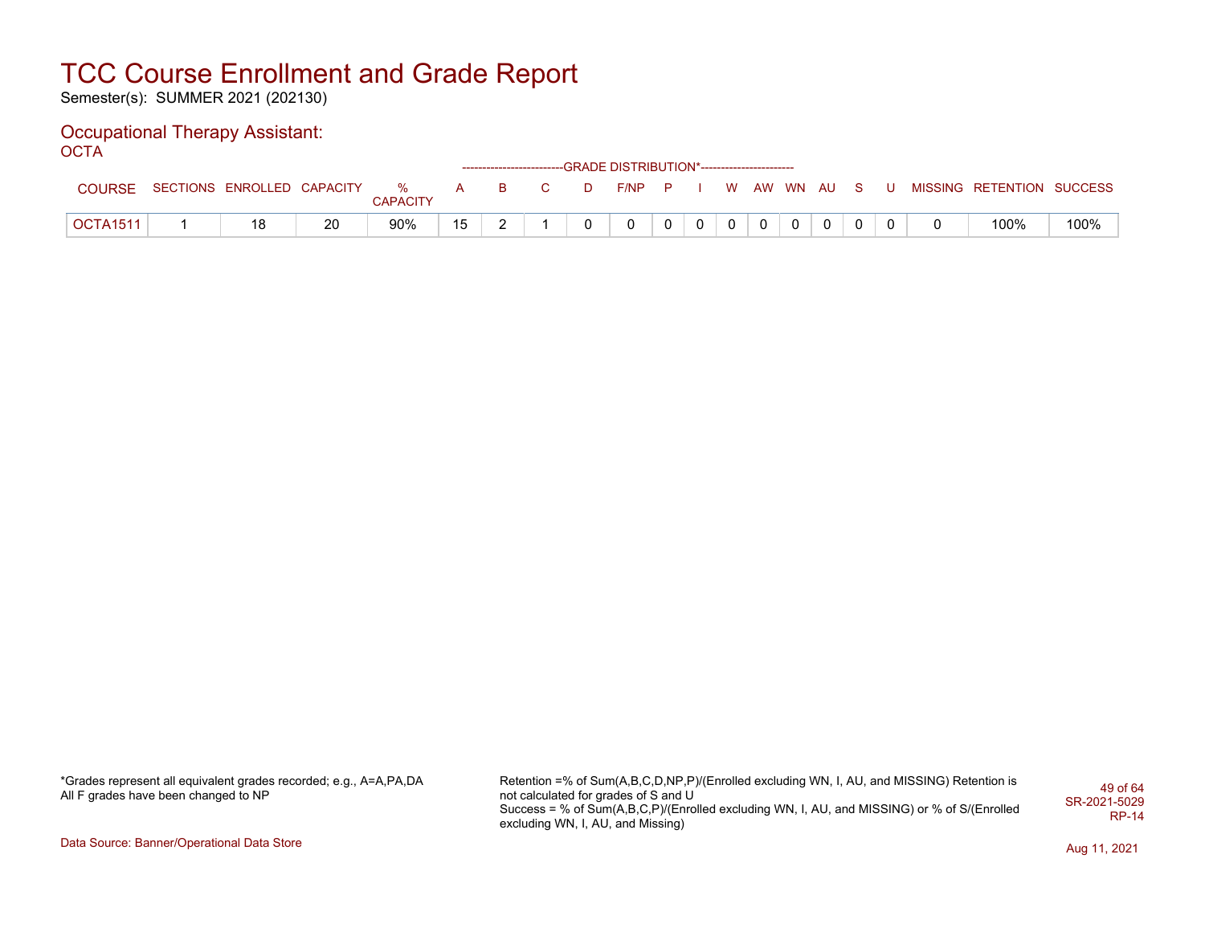# TCC Course Enrollment and Grade Report

Semester(s): SUMMER 2021 (202130)

## Occupational Therapy Assistant:

OCTA

| COURSE | SECTIONS | ENROLLED | CAPACITY | % CAPACITY | A | B | C | D | F/NP | P | I | W | AW | WN | AU | S | U | MISSING | RETENTION | SUCCESS |
|---|---|---|---|---|---|---|---|---|---|---|---|---|---|---|---|---|---|---|---|---|
| | | | | | GRADE DISTRIBUTION* | | | | | | | | | | | | | | | |
| OCTA1511 | 1 | 18 | 20 | 90% | 15 | 2 | 1 | 0 | 0 | 0 | 0 | 0 | 0 | 0 | 0 | 0 | 0 | 0 | 100% | 100% |

*Grades represent all equivalent grades recorded; e.g., A=A,PA,DA
All F grades have been changed to NP

Retention =% of Sum(A,B,C,D,NP,P)/(Enrolled excluding WN, I, AU, and MISSING) Retention is not calculated for grades of S and U
Success = % of Sum(A,B,C,P)/(Enrolled excluding WN, I, AU, and MISSING) or % of S/(Enrolled excluding WN, I, AU, and Missing)

SR-2021-5029
RP-14

Data Source: Banner/Operational Data Store

Aug 11, 2021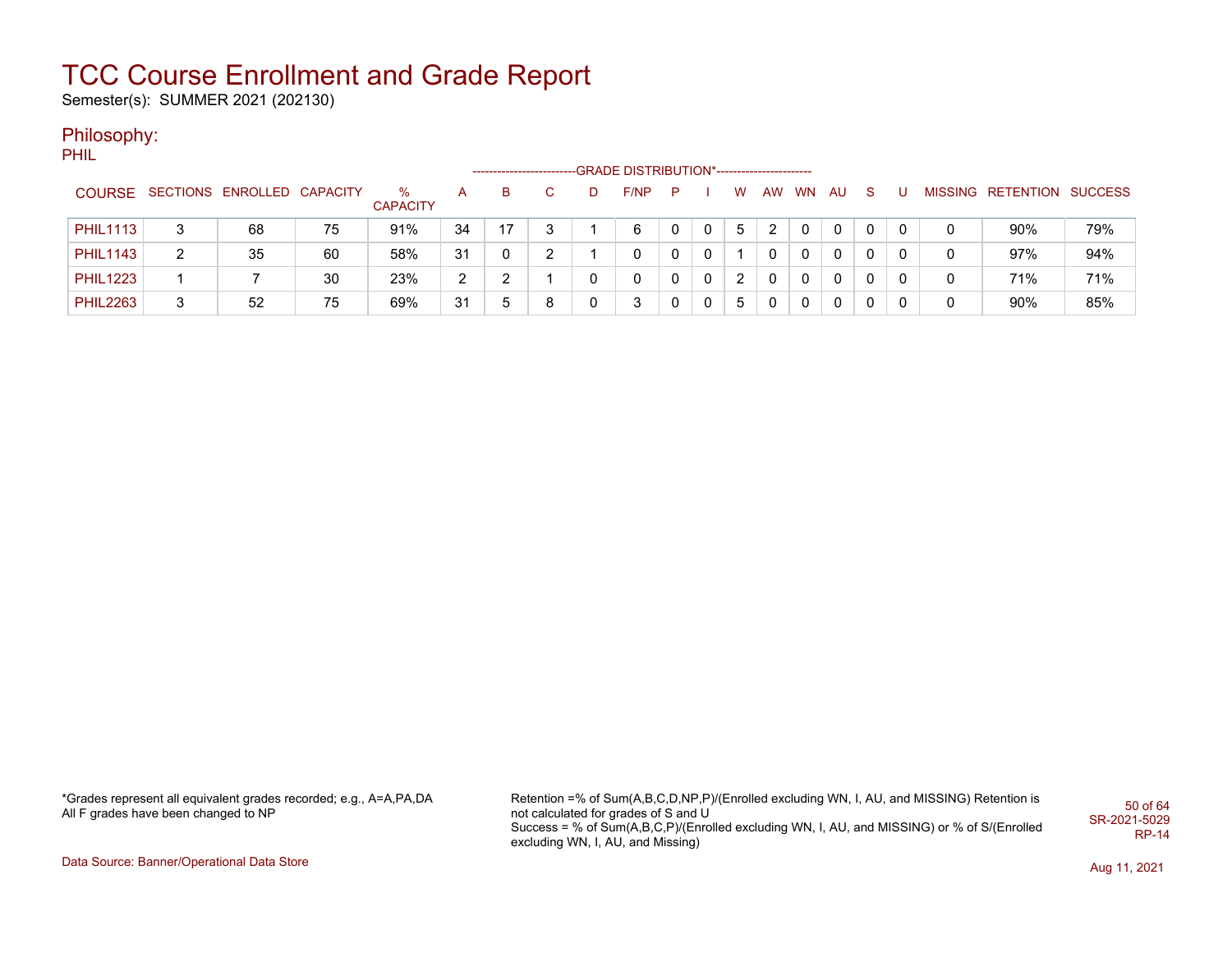# TCC Course Enrollment and Grade Report

Semester(s): SUMMER 2021 (202130)

## Philosophy:

PHIL

| COURSE | SECTIONS | ENROLLED | CAPACITY | % CAPACITY | A | B | C | D | F/NP | P | I | W | AW | WN | AU | S | U | MISSING | RETENTION | SUCCESS |
|---|---|---|---|---|---|---|---|---|---|---|---|---|---|---|---|---|---|---|---|---|
| | | | | | GRADE DISTRIBUTION* | | | | | | | | | | | | | | | |
| PHIL1113 | 3 | 68 | 75 | 91% | 34 | 17 | 3 | 1 | 6 | 0 | 0 | 5 | 2 | 0 | 0 | 0 | 0 | 0 | 90% | 79% |
| PHIL1143 | 2 | 35 | 60 | 58% | 31 | 0 | 2 | 1 | 0 | 0 | 0 | 1 | 0 | 0 | 0 | 0 | 0 | 0 | 97% | 94% |
| PHIL1223 | 1 | 7 | 30 | 23% | 2 | 2 | 1 | 0 | 0 | 0 | 0 | 2 | 0 | 0 | 0 | 0 | 0 | 0 | 71% | 71% |
| PHIL2263 | 3 | 52 | 75 | 69% | 31 | 5 | 8 | 0 | 3 | 0 | 0 | 5 | 0 | 0 | 0 | 0 | 0 | 0 | 90% | 85% |

*Grades represent all equivalent grades recorded; e.g., A=A,PA,DA
All F grades have been changed to NP

Retention =% of Sum(A,B,C,D,NP,P)/(Enrolled excluding WN, I, AU, and MISSING) Retention is not calculated for grades of S and U
Success = % of Sum(A,B,C,P)/(Enrolled excluding WN, I, AU, and MISSING) or % of S/(Enrolled excluding WN, I, AU, and Missing)

SR-2021-5029
RP-14

Data Source: Banner/Operational Data Store

Aug 11, 2021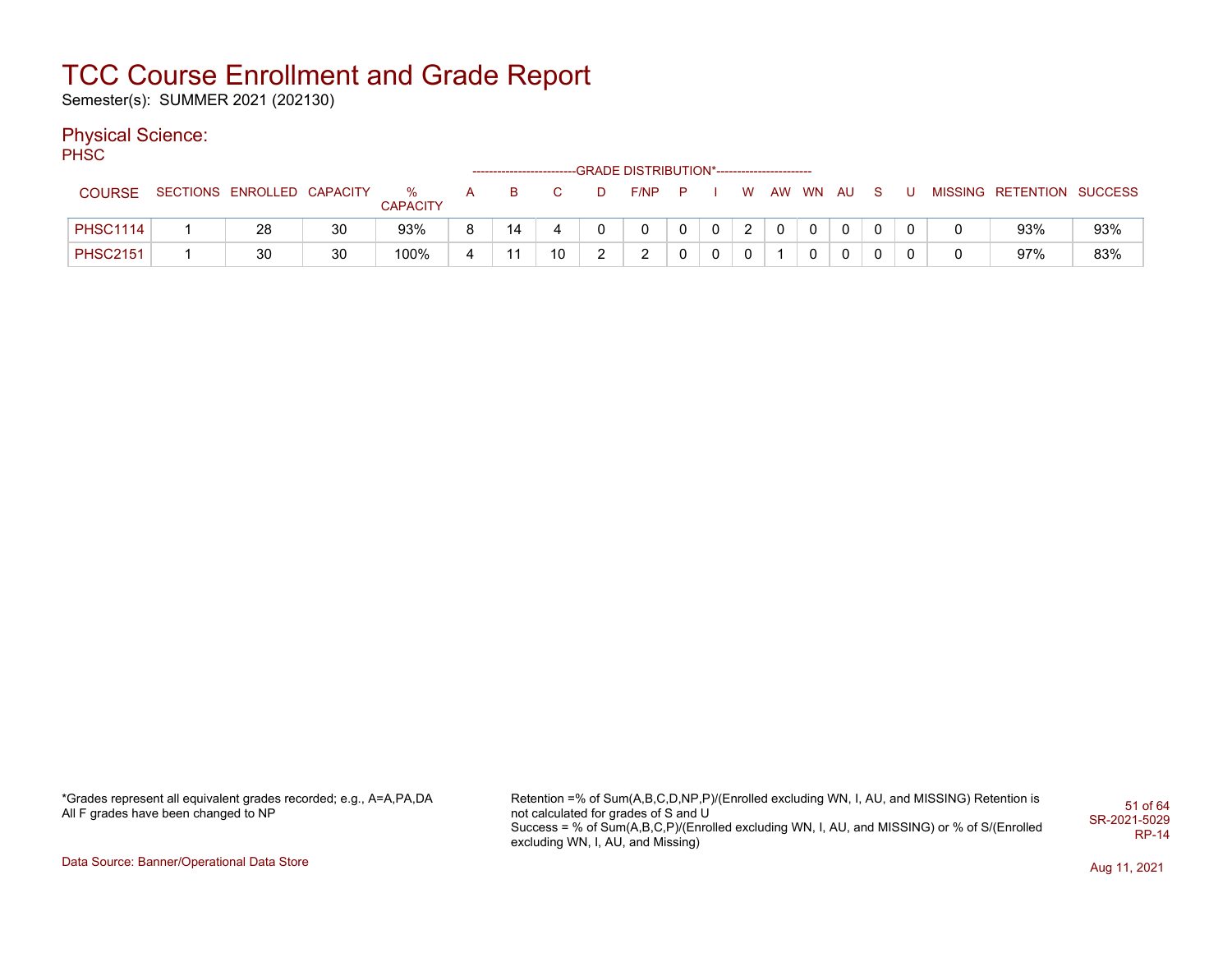# TCC Course Enrollment and Grade Report

Semester(s): SUMMER 2021 (202130)

## Physical Science:

PHSC

| COURSE | SECTIONS | ENROLLED | CAPACITY | % CAPACITY | A | B | C | D | F/NP | P | I | W | AW | WN | AU | S | U | MISSING | RETENTION | SUCCESS |
|---|---|---|---|---|---|---|---|---|---|---|---|---|---|---|---|---|---|---|---|---|
| | | | | | GRADE DISTRIBUTION* | | | | | | | | | | | | | | | |
| PHSC1114 | 1 | 28 | 30 | 93% | 8 | 14 | 4 | 0 | 0 | 0 | 0 | 2 | 0 | 0 | 0 | 0 | 0 | 0 | 93% | 93% |
| PHSC2151 | 1 | 30 | 30 | 100% | 4 | 11 | 10 | 2 | 2 | 0 | 0 | 0 | 1 | 0 | 0 | 0 | 0 | 0 | 97% | 83% |

*Grades represent all equivalent grades recorded; e.g., A=A,PA,DA
All F grades have been changed to NP

Retention =% of Sum(A,B,C,D,NP,P)/(Enrolled excluding WN, I, AU, and MISSING) Retention is not calculated for grades of S and U
Success = % of Sum(A,B,C,P)/(Enrolled excluding WN, I, AU, and MISSING) or % of S/(Enrolled excluding WN, I, AU, and Missing)

SR-2021-5029
RP-14

Data Source: Banner/Operational Data Store

Aug 11, 2021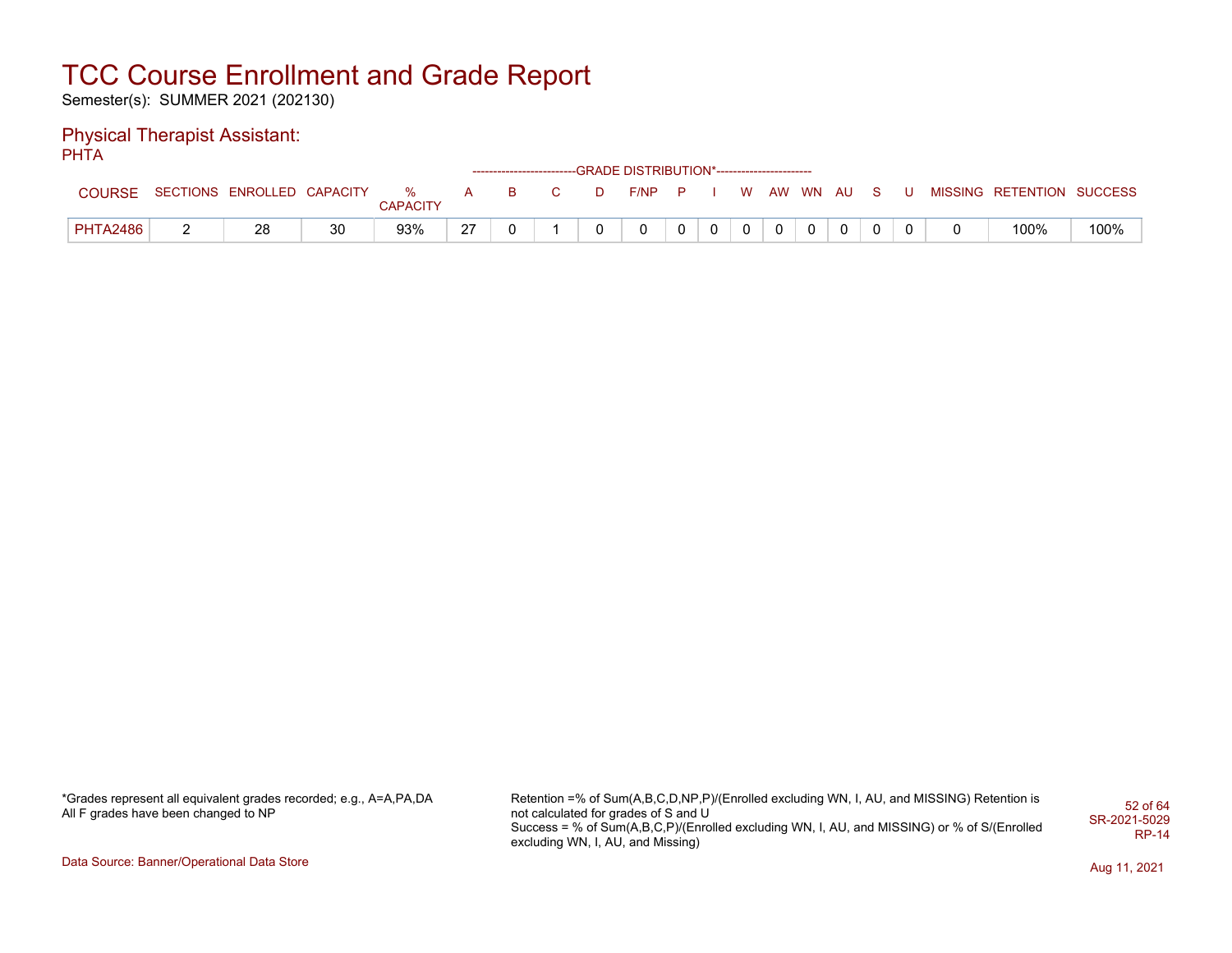# TCC Course Enrollment and Grade Report

Semester(s): SUMMER 2021 (202130)

## Physical Therapist Assistant:

PHTA

| COURSE | SECTIONS | ENROLLED | CAPACITY | % CAPACITY | A | B | C | D | F/NP | P | I | W | AW | WN | AU | S | U | MISSING | RETENTION | SUCCESS |
|---|---|---|---|---|---|---|---|---|---|---|---|---|---|---|---|---|---|---|---|---|
| | | | | | GRADE DISTRIBUTION* | | | | | | | | | | | | | | | |
| PHTA2486 | 2 | 28 | 30 | 93% | 27 | 0 | 1 | 0 | 0 | 0 | 0 | 0 | 0 | 0 | 0 | 0 | 0 | 0 | 100% | 100% |

*Grades represent all equivalent grades recorded; e.g., A=A,PA,DA
All F grades have been changed to NP

Retention =% of Sum(A,B,C,D,NP,P)/(Enrolled excluding WN, I, AU, and MISSING) Retention is not calculated for grades of S and U
Success = % of Sum(A,B,C,P)/(Enrolled excluding WN, I, AU, and MISSING) or % of S/(Enrolled excluding WN, I, AU, and Missing)

SR-2021-5029
RP-14

Data Source: Banner/Operational Data Store

Aug 11, 2021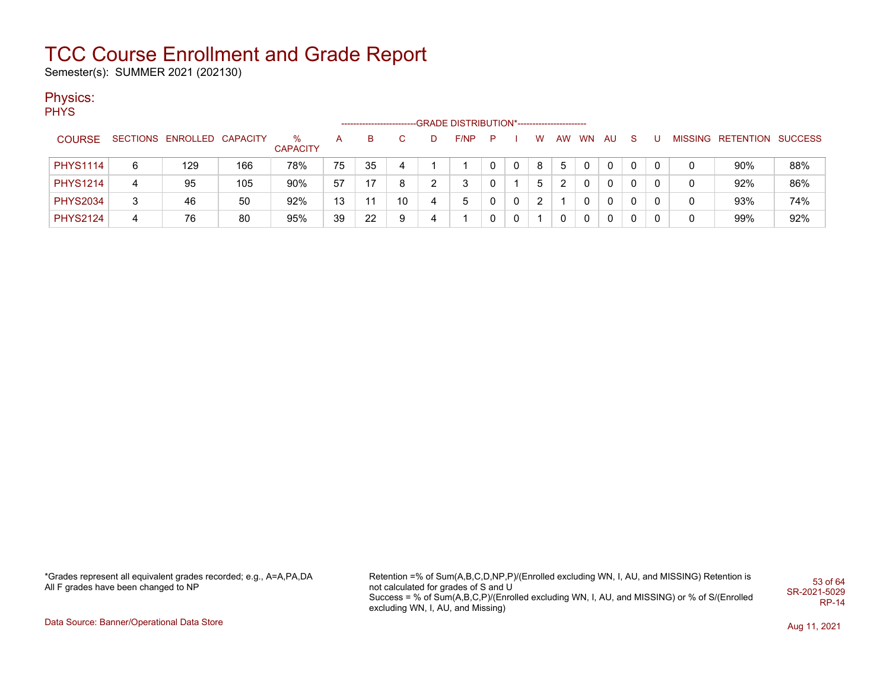# TCC Course Enrollment and Grade Report

Semester(s): SUMMER 2021 (202130)

## Physics:

PHYS

| COURSE | SECTIONS | ENROLLED | CAPACITY | % CAPACITY | A | B | C | D | F/NP | P | I | W | AW | WN | AU | S | U | MISSING | RETENTION | SUCCESS |
|---|---|---|---|---|---|---|---|---|---|---|---|---|---|---|---|---|---|---|---|---|
| | | | | | GRADE DISTRIBUTION* | | | | | | | | | | | | | | | |
| PHYS1114 | 6 | 129 | 166 | 78% | 75 | 35 | 4 | 1 | 1 | 0 | 0 | 8 | 5 | 0 | 0 | 0 | 0 | 0 | 90% | 88% |
| PHYS1214 | 4 | 95 | 105 | 90% | 57 | 17 | 8 | 2 | 3 | 0 | 1 | 5 | 2 | 0 | 0 | 0 | 0 | 0 | 92% | 86% |
| PHYS2034 | 3 | 46 | 50 | 92% | 13 | 11 | 10 | 4 | 5 | 0 | 0 | 2 | 1 | 0 | 0 | 0 | 0 | 0 | 93% | 74% |
| PHYS2124 | 4 | 76 | 80 | 95% | 39 | 22 | 9 | 4 | 1 | 0 | 0 | 1 | 0 | 0 | 0 | 0 | 0 | 0 | 99% | 92% |

*Grades represent all equivalent grades recorded; e.g., A=A,PA,DA
All F grades have been changed to NP

Retention =% of Sum(A,B,C,D,NP,P)/(Enrolled excluding WN, I, AU, and MISSING) Retention is not calculated for grades of S and U
Success = % of Sum(A,B,C,P)/(Enrolled excluding WN, I, AU, and MISSING) or % of S/(Enrolled excluding WN, I, AU, and Missing)

SR-2021-5029
RP-14

Data Source: Banner/Operational Data Store

Aug 11, 2021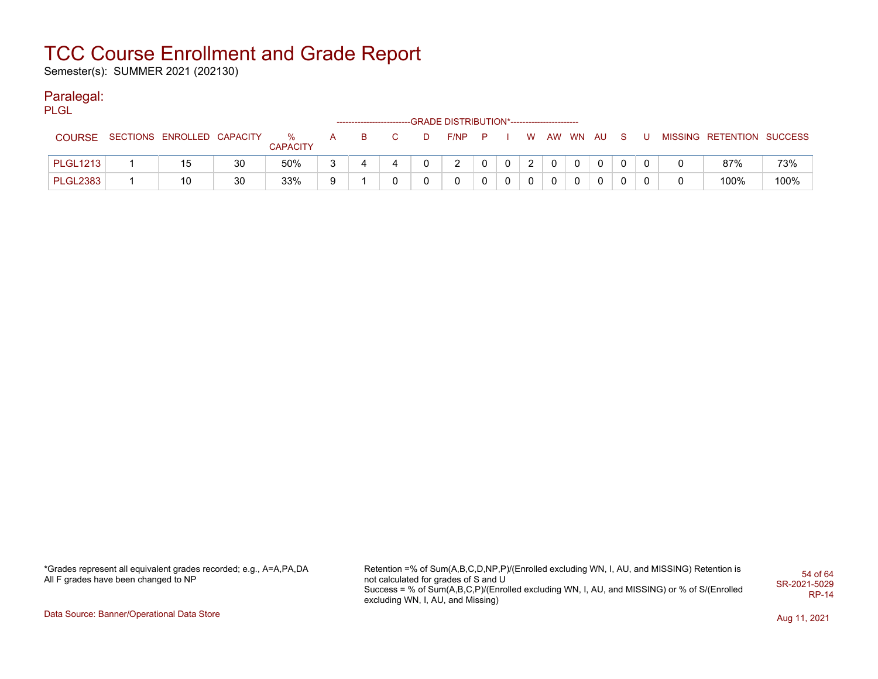# TCC Course Enrollment and Grade Report

Semester(s): SUMMER 2021 (202130)

## Paralegal:

PLGL

| COURSE | SECTIONS | ENROLLED | CAPACITY | % CAPACITY | A | B | C | D | F/NP | P | I | W | AW | WN | AU | S | U | MISSING | RETENTION | SUCCESS |
|---|---|---|---|---|---|---|---|---|---|---|---|---|---|---|---|---|---|---|---|---|
| | | | | | GRADE DISTRIBUTION* | | | | | | | | | | | | | | | |
| PLGL1213 | 1 | 15 | 30 | 50% | 3 | 4 | 4 | 0 | 2 | 0 | 0 | 2 | 0 | 0 | 0 | 0 | 0 | 0 | 87% | 73% |
| PLGL2383 | 1 | 10 | 30 | 33% | 9 | 1 | 0 | 0 | 0 | 0 | 0 | 0 | 0 | 0 | 0 | 0 | 0 | 0 | 100% | 100% |

*Grades represent all equivalent grades recorded; e.g., A=A,PA,DA
All F grades have been changed to NP

Retention =% of Sum(A,B,C,D,NP,P)/(Enrolled excluding WN, I, AU, and MISSING) Retention is not calculated for grades of S and U
Success = % of Sum(A,B,C,P)/(Enrolled excluding WN, I, AU, and MISSING) or % of S/(Enrolled excluding WN, I, AU, and Missing)

SR-2021-5029
RP-14

Data Source: Banner/Operational Data Store

Aug 11, 2021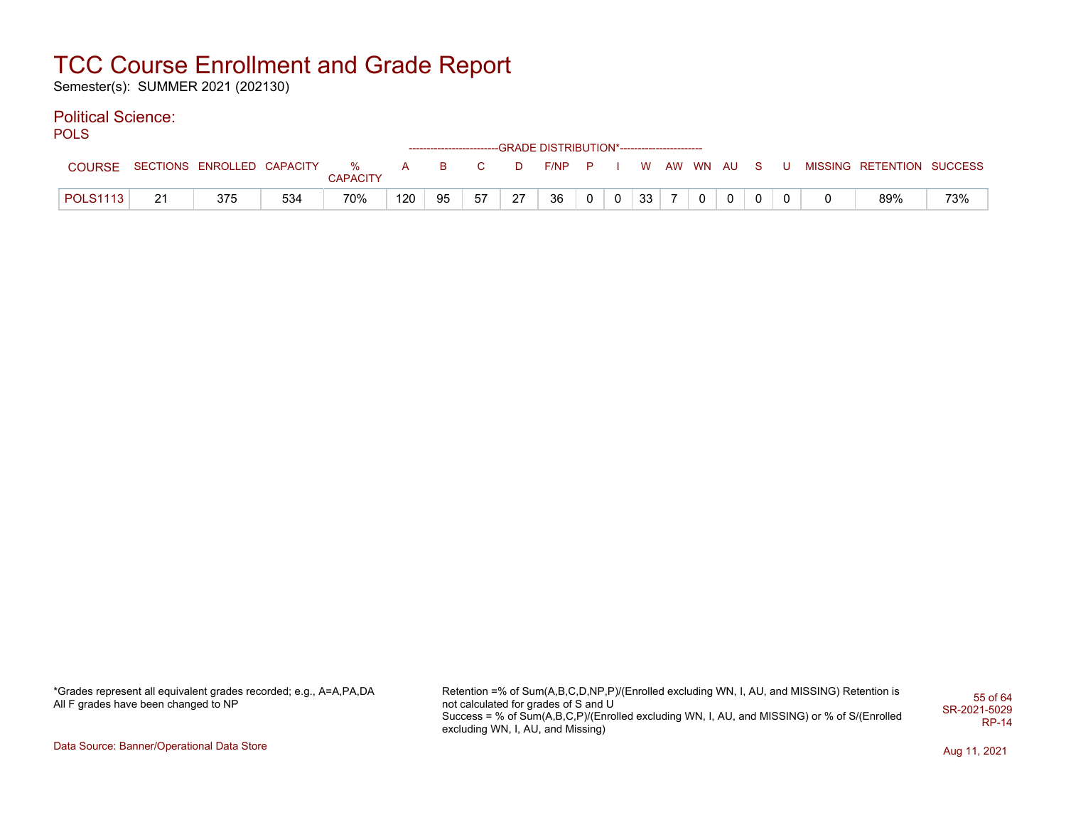# TCC Course Enrollment and Grade Report

Semester(s): SUMMER 2021 (202130)

## Political Science:

POLS

| COURSE | SECTIONS | ENROLLED | CAPACITY | % CAPACITY | A | B | C | D | F/NP | P | I | W | AW | WN | AU | S | U | MISSING | RETENTION | SUCCESS |
|---|---|---|---|---|---|---|---|---|---|---|---|---|---|---|---|---|---|---|---|---|
| | | | | | GRADE DISTRIBUTION* | | | | | | | | | | | | | | | |
| POLS1113 | 21 | 375 | 534 | 70% | 120 | 95 | 57 | 27 | 36 | 0 | 0 | 33 | 7 | 0 | 0 | 0 | 0 | 0 | 89% | 73% |

*Grades represent all equivalent grades recorded; e.g., A=A,PA,DA
All F grades have been changed to NP

Retention =% of Sum(A,B,C,D,NP,P)/(Enrolled excluding WN, I, AU, and MISSING) Retention is not calculated for grades of S and U
Success = % of Sum(A,B,C,P)/(Enrolled excluding WN, I, AU, and MISSING) or % of S/(Enrolled excluding WN, I, AU, and Missing)

SR-2021-5029
RP-14

Data Source: Banner/Operational Data Store

Aug 11, 2021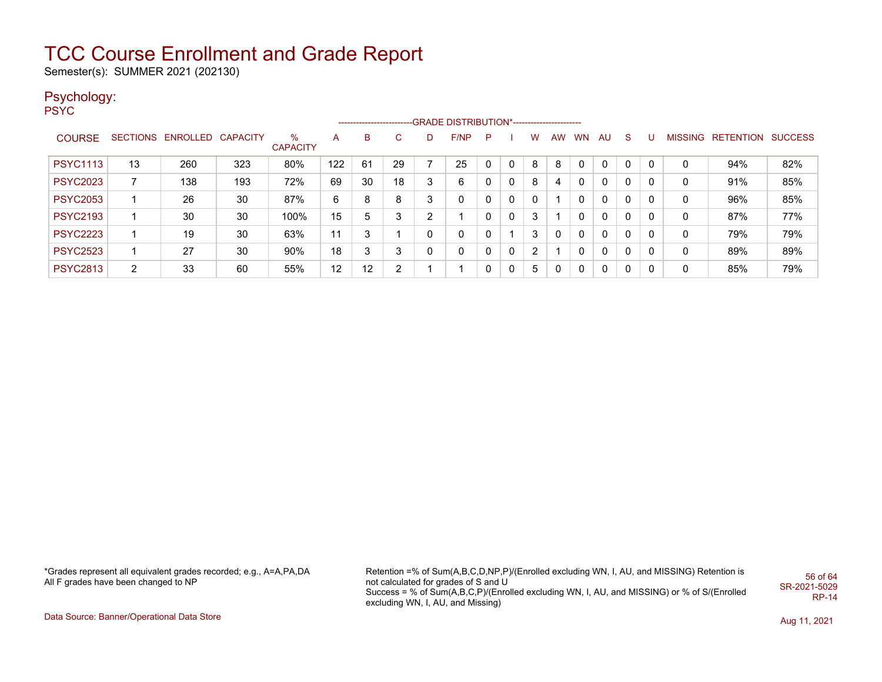# TCC Course Enrollment and Grade Report

Semester(s): SUMMER 2021 (202130)

## Psychology:

PSYC

| COURSE | SECTIONS | ENROLLED | CAPACITY | % CAPACITY | A | B | C | D | F/NP | P | I | W | AW | WN | AU | S | U | MISSING | RETENTION | SUCCESS |
|---|---|---|---|---|---|---|---|---|---|---|---|---|---|---|---|---|---|---|---|---|
| | | | | | GRADE DISTRIBUTION* | | | | | | | | | | | | | | | |
| PSYC1113 | 13 | 260 | 323 | 80% | 122 | 61 | 29 | 7 | 25 | 0 | 0 | 8 | 8 | 0 | 0 | 0 | 0 | 0 | 94% | 82% |
| PSYC2023 | 7 | 138 | 193 | 72% | 69 | 30 | 18 | 3 | 6 | 0 | 0 | 8 | 4 | 0 | 0 | 0 | 0 | 0 | 91% | 85% |
| PSYC2053 | 1 | 26 | 30 | 87% | 6 | 8 | 8 | 3 | 0 | 0 | 0 | 0 | 1 | 0 | 0 | 0 | 0 | 0 | 96% | 85% |
| PSYC2193 | 1 | 30 | 30 | 100% | 15 | 5 | 3 | 2 | 1 | 0 | 0 | 3 | 1 | 0 | 0 | 0 | 0 | 0 | 87% | 77% |
| PSYC2223 | 1 | 19 | 30 | 63% | 11 | 3 | 1 | 0 | 0 | 0 | 1 | 3 | 0 | 0 | 0 | 0 | 0 | 0 | 79% | 79% |
| PSYC2523 | 1 | 27 | 30 | 90% | 18 | 3 | 3 | 0 | 0 | 0 | 0 | 2 | 1 | 0 | 0 | 0 | 0 | 0 | 89% | 89% |
| PSYC2813 | 2 | 33 | 60 | 55% | 12 | 12 | 2 | 1 | 1 | 0 | 0 | 5 | 0 | 0 | 0 | 0 | 0 | 0 | 85% | 79% |

*Grades represent all equivalent grades recorded; e.g., A=A,PA,DA
All F grades have been changed to NP

Retention =% of Sum(A,B,C,D,NP,P)/(Enrolled excluding WN, I, AU, and MISSING) Retention is not calculated for grades of S and U
Success = % of Sum(A,B,C,P)/(Enrolled excluding WN, I, AU, and MISSING) or % of S/(Enrolled excluding WN, I, AU, and Missing)

SR-2021-5029
RP-14

Data Source: Banner/Operational Data Store

Aug 11, 2021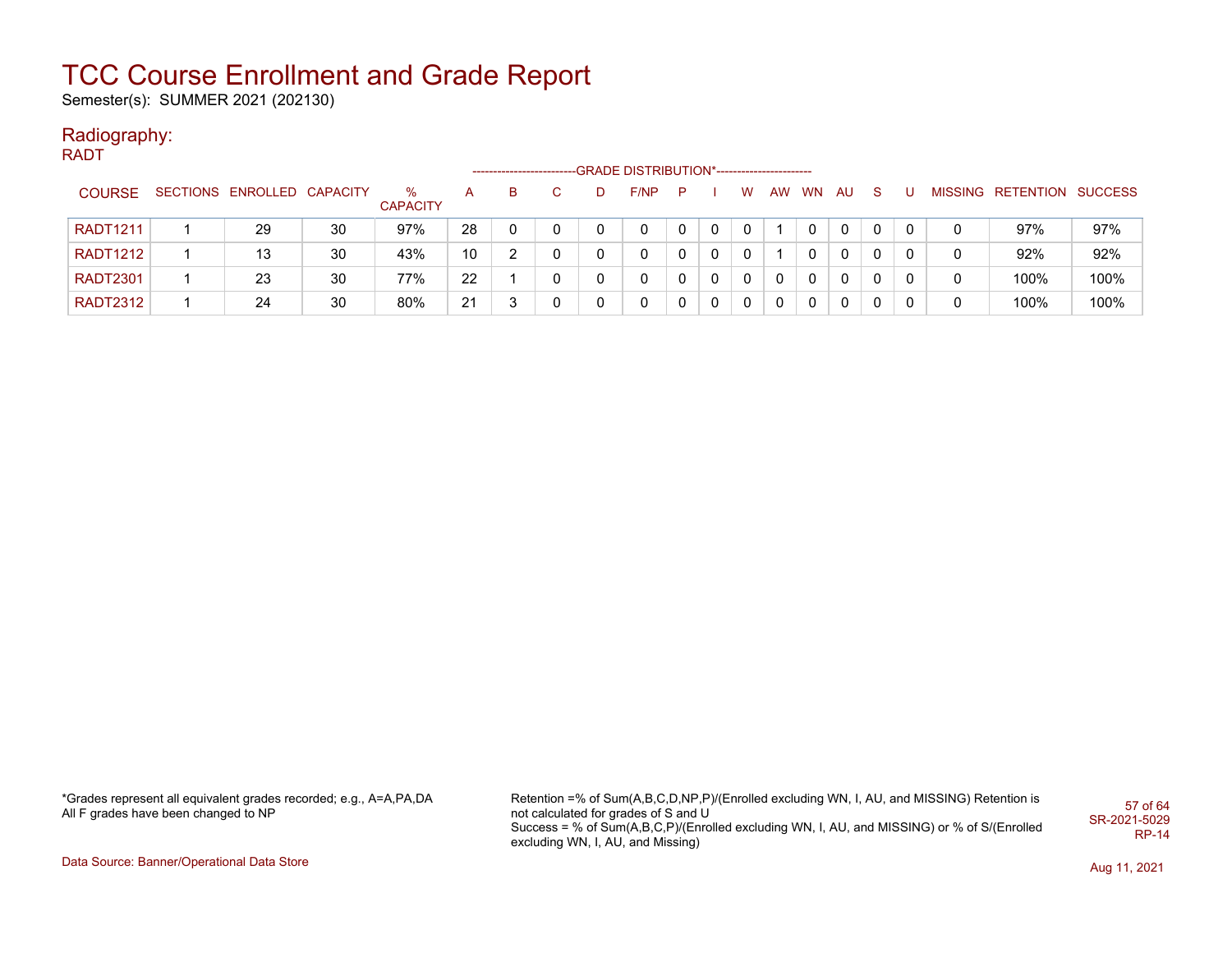# TCC Course Enrollment and Grade Report

Semester(s): SUMMER 2021 (202130)

## Radiography:

RADT

| COURSE | SECTIONS | ENROLLED | CAPACITY | % CAPACITY | GRADE DISTRIBUTION* A | B | C | D | F/NP | P | I | W | AW | WN | AU | S | U | MISSING | RETENTION | SUCCESS |
|---|---|---|---|---|---|---|---|---|---|---|---|---|---|---|---|---|---|---|---|---|
| RADT1211 | 1 | 29 | 30 | 97% | 28 | 0 | 0 | 0 | 0 | 0 | 0 | 0 | 1 | 0 | 0 | 0 | 0 | 0 | 97% | 97% |
| RADT1212 | 1 | 13 | 30 | 43% | 10 | 2 | 0 | 0 | 0 | 0 | 0 | 0 | 1 | 0 | 0 | 0 | 0 | 0 | 92% | 92% |
| RADT2301 | 1 | 23 | 30 | 77% | 22 | 1 | 0 | 0 | 0 | 0 | 0 | 0 | 0 | 0 | 0 | 0 | 0 | 0 | 100% | 100% |
| RADT2312 | 1 | 24 | 30 | 80% | 21 | 3 | 0 | 0 | 0 | 0 | 0 | 0 | 0 | 0 | 0 | 0 | 0 | 0 | 100% | 100% |

*Grades represent all equivalent grades recorded; e.g., A=A,PA,DA
All F grades have been changed to NP

Retention =% of Sum(A,B,C,D,NP,P)/(Enrolled excluding WN, I, AU, and MISSING) Retention is not calculated for grades of S and U
Success = % of Sum(A,B,C,P)/(Enrolled excluding WN, I, AU, and MISSING) or % of S/(Enrolled excluding WN, I, AU, and Missing)

SR-2021-5029
RP-14

Data Source: Banner/Operational Data Store

Aug 11, 2021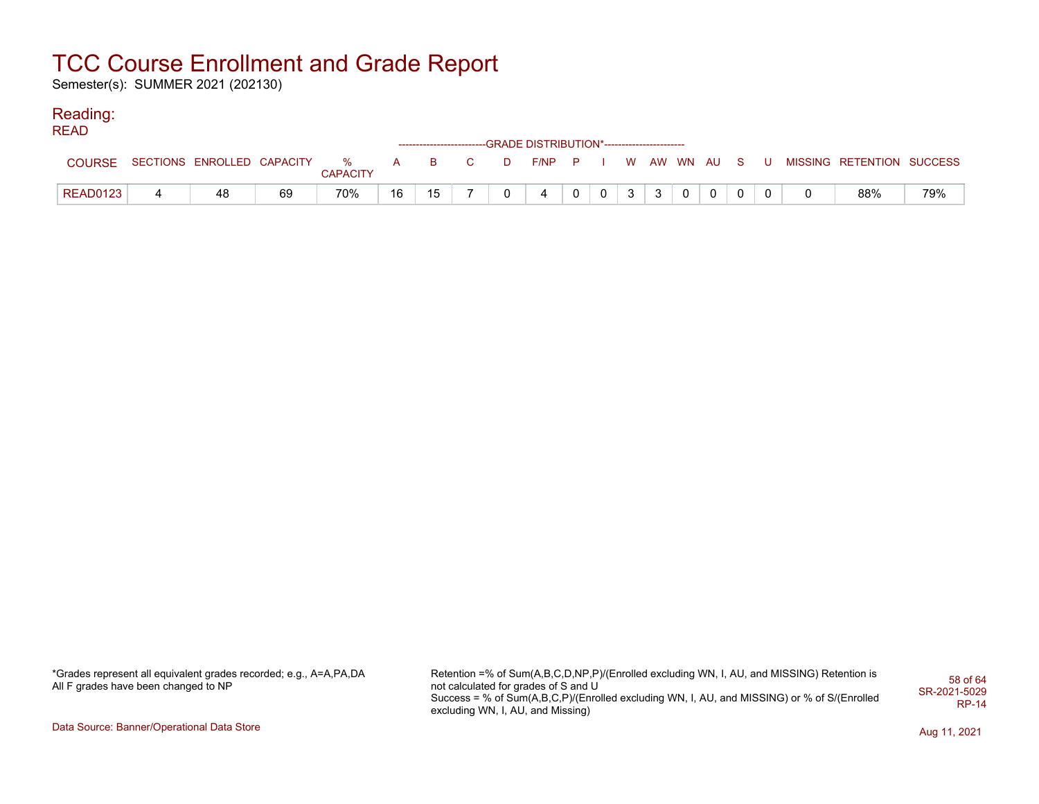# TCC Course Enrollment and Grade Report

Semester(s): SUMMER 2021 (202130)

## Reading:

READ

| COURSE | SECTIONS | ENROLLED | CAPACITY | % CAPACITY | A | B | C | D | F/NP | P | I | W | AW | WN | AU | S | U | MISSING | RETENTION | SUCCESS |
|---|---|---|---|---|---|---|---|---|---|---|---|---|---|---|---|---|---|---|---|---|
| | | | | | GRADE DISTRIBUTION* | | | | | | | | | | | | | | | |
| READ0123 | 4 | 48 | 69 | 70% | 16 | 15 | 7 | 0 | 4 | 0 | 0 | 3 | 3 | 0 | 0 | 0 | 0 | 0 | 88% | 79% |

*Grades represent all equivalent grades recorded; e.g., A=A,PA,DA
All F grades have been changed to NP

Retention =% of Sum(A,B,C,D,NP,P)/(Enrolled excluding WN, I, AU, and MISSING) Retention is not calculated for grades of S and U
Success = % of Sum(A,B,C,P)/(Enrolled excluding WN, I, AU, and MISSING) or % of S/(Enrolled excluding WN, I, AU, and Missing)

SR-2021-5029
RP-14

Data Source: Banner/Operational Data Store

Aug 11, 2021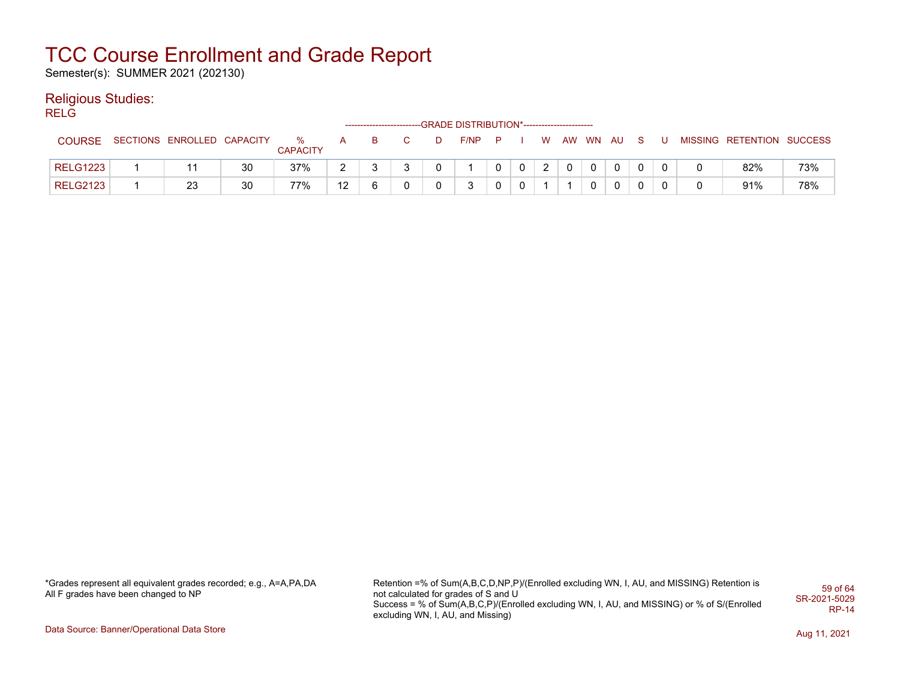# TCC Course Enrollment and Grade Report

Semester(s): SUMMER 2021 (202130)

## Religious Studies:

RELG

| COURSE | SECTIONS | ENROLLED | CAPACITY | % CAPACITY | A | B | C | D | F/NP | P | I | W | AW | WN | AU | S | U | MISSING | RETENTION | SUCCESS |
|---|---|---|---|---|---|---|---|---|---|---|---|---|---|---|---|---|---|---|---|---|
| | | | | | GRADE DISTRIBUTION* | | | | | | | | | | | | | | | |
| RELG1223 | 1 | 11 | 30 | 37% | 2 | 3 | 3 | 0 | 1 | 0 | 0 | 2 | 0 | 0 | 0 | 0 | 0 | 0 | 82% | 73% |
| RELG2123 | 1 | 23 | 30 | 77% | 12 | 6 | 0 | 0 | 3 | 0 | 0 | 1 | 1 | 0 | 0 | 0 | 0 | 0 | 91% | 78% |

*Grades represent all equivalent grades recorded; e.g., A=A,PA,DA
All F grades have been changed to NP

Retention =% of Sum(A,B,C,D,NP,P)/(Enrolled excluding WN, I, AU, and MISSING) Retention is not calculated for grades of S and U
Success = % of Sum(A,B,C,P)/(Enrolled excluding WN, I, AU, and MISSING) or % of S/(Enrolled excluding WN, I, AU, and Missing)

SR-2021-5029
RP-14

Data Source: Banner/Operational Data Store

Aug 11, 2021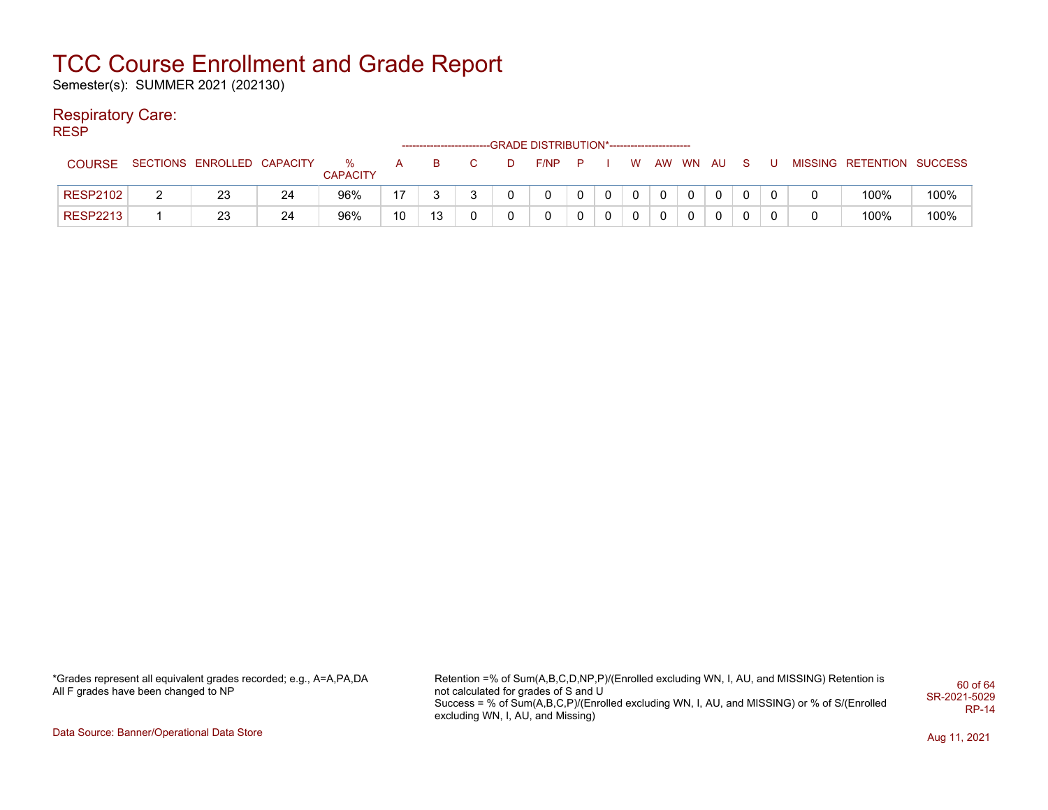# TCC Course Enrollment and Grade Report

Semester(s): SUMMER 2021 (202130)

## Respiratory Care:

RESP

| COURSE | SECTIONS | ENROLLED | CAPACITY | % CAPACITY | A | B | C | D | F/NP | P | I | W | AW | WN | AU | S | U | MISSING | RETENTION | SUCCESS |
|---|---|---|---|---|---|---|---|---|---|---|---|---|---|---|---|---|---|---|---|---|
| | | | | | GRADE DISTRIBUTION* | | | | | | | | | | | | | | | |
| RESP2102 | 2 | 23 | 24 | 96% | 17 | 3 | 3 | 0 | 0 | 0 | 0 | 0 | 0 | 0 | 0 | 0 | 0 | 0 | 100% | 100% |
| RESP2213 | 1 | 23 | 24 | 96% | 10 | 13 | 0 | 0 | 0 | 0 | 0 | 0 | 0 | 0 | 0 | 0 | 0 | 0 | 100% | 100% |

*Grades represent all equivalent grades recorded; e.g., A=A,PA,DA
All F grades have been changed to NP

Retention =% of Sum(A,B,C,D,NP,P)/(Enrolled excluding WN, I, AU, and MISSING) Retention is not calculated for grades of S and U
Success = % of Sum(A,B,C,P)/(Enrolled excluding WN, I, AU, and MISSING) or % of S/(Enrolled excluding WN, I, AU, and Missing)

SR-2021-5029
RP-14

Data Source: Banner/Operational Data Store

Aug 11, 2021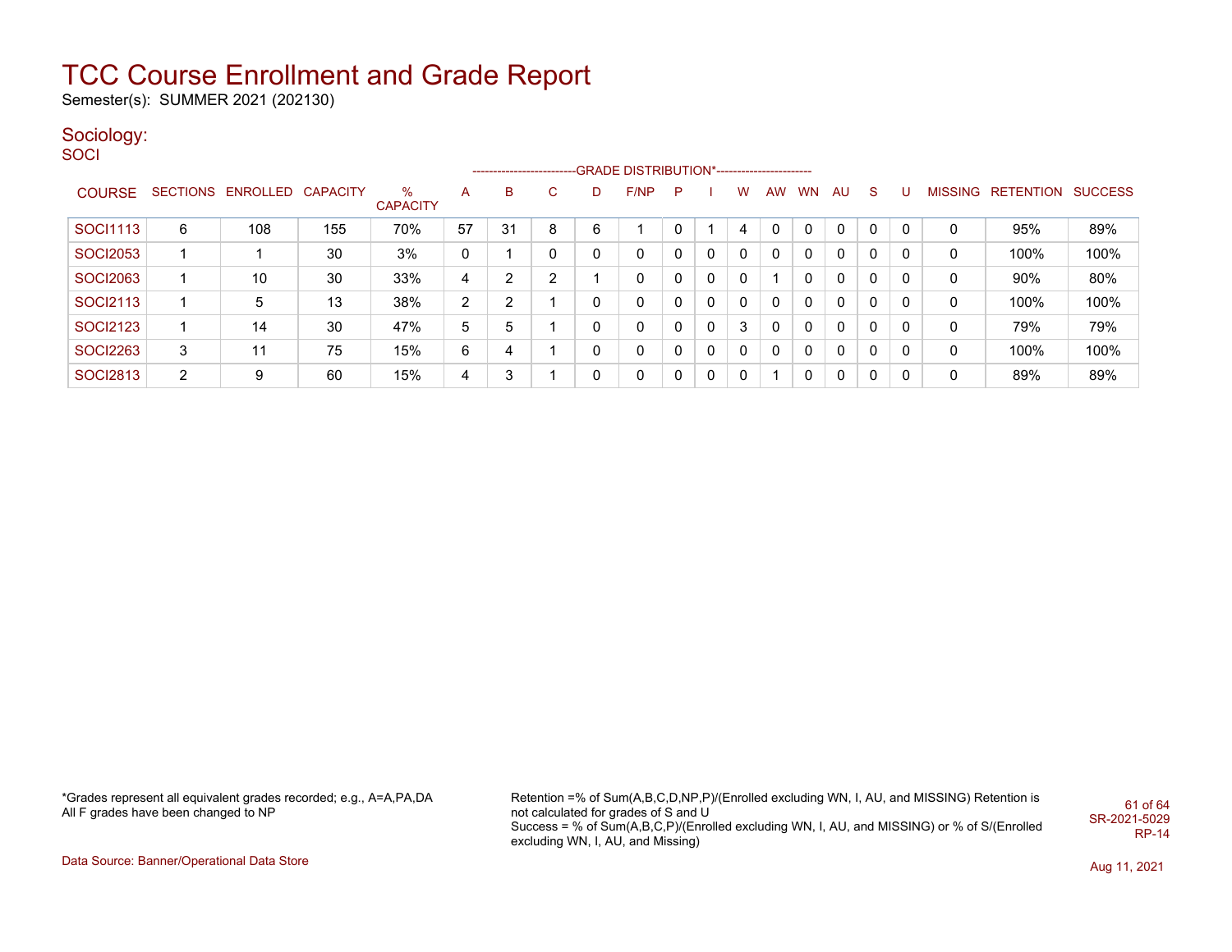# TCC Course Enrollment and Grade Report

Semester(s): SUMMER 2021 (202130)

## Sociology:

SOCI

| COURSE | SECTIONS | ENROLLED | CAPACITY | % CAPACITY | A | B | C | D | F/NP | P | I | W | AW | WN | AU | S | U | MISSING | RETENTION | SUCCESS |
|---|---|---|---|---|---|---|---|---|---|---|---|---|---|---|---|---|---|---|---|---|
| | | | | | GRADE DISTRIBUTION* | | | | | | | | | | | | | | | |
| SOCI1113 | 6 | 108 | 155 | 70% | 57 | 31 | 8 | 6 | 1 | 0 | 1 | 4 | 0 | 0 | 0 | 0 | 0 | 0 | 95% | 89% |
| SOCI2053 | 1 | 1 | 30 | 3% | 0 | 1 | 0 | 0 | 0 | 0 | 0 | 0 | 0 | 0 | 0 | 0 | 0 | 0 | 100% | 100% |
| SOCI2063 | 1 | 10 | 30 | 33% | 4 | 2 | 2 | 1 | 0 | 0 | 0 | 0 | 1 | 0 | 0 | 0 | 0 | 0 | 90% | 80% |
| SOCI2113 | 1 | 5 | 13 | 38% | 2 | 2 | 1 | 0 | 0 | 0 | 0 | 0 | 0 | 0 | 0 | 0 | 0 | 0 | 100% | 100% |
| SOCI2123 | 1 | 14 | 30 | 47% | 5 | 5 | 1 | 0 | 0 | 0 | 0 | 3 | 0 | 0 | 0 | 0 | 0 | 0 | 79% | 79% |
| SOCI2263 | 3 | 11 | 75 | 15% | 6 | 4 | 1 | 0 | 0 | 0 | 0 | 0 | 0 | 0 | 0 | 0 | 0 | 0 | 100% | 100% |
| SOCI2813 | 2 | 9 | 60 | 15% | 4 | 3 | 1 | 0 | 0 | 0 | 0 | 0 | 1 | 0 | 0 | 0 | 0 | 0 | 89% | 89% |

*Grades represent all equivalent grades recorded; e.g., A=A,PA,DA
All F grades have been changed to NP

Retention =% of Sum(A,B,C,D,NP,P)/(Enrolled excluding WN, I, AU, and MISSING) Retention is not calculated for grades of S and U
Success = % of Sum(A,B,C,P)/(Enrolled excluding WN, I, AU, and MISSING) or % of S/(Enrolled excluding WN, I, AU, and Missing)

SR-2021-5029
RP-14

Data Source: Banner/Operational Data Store

Aug 11, 2021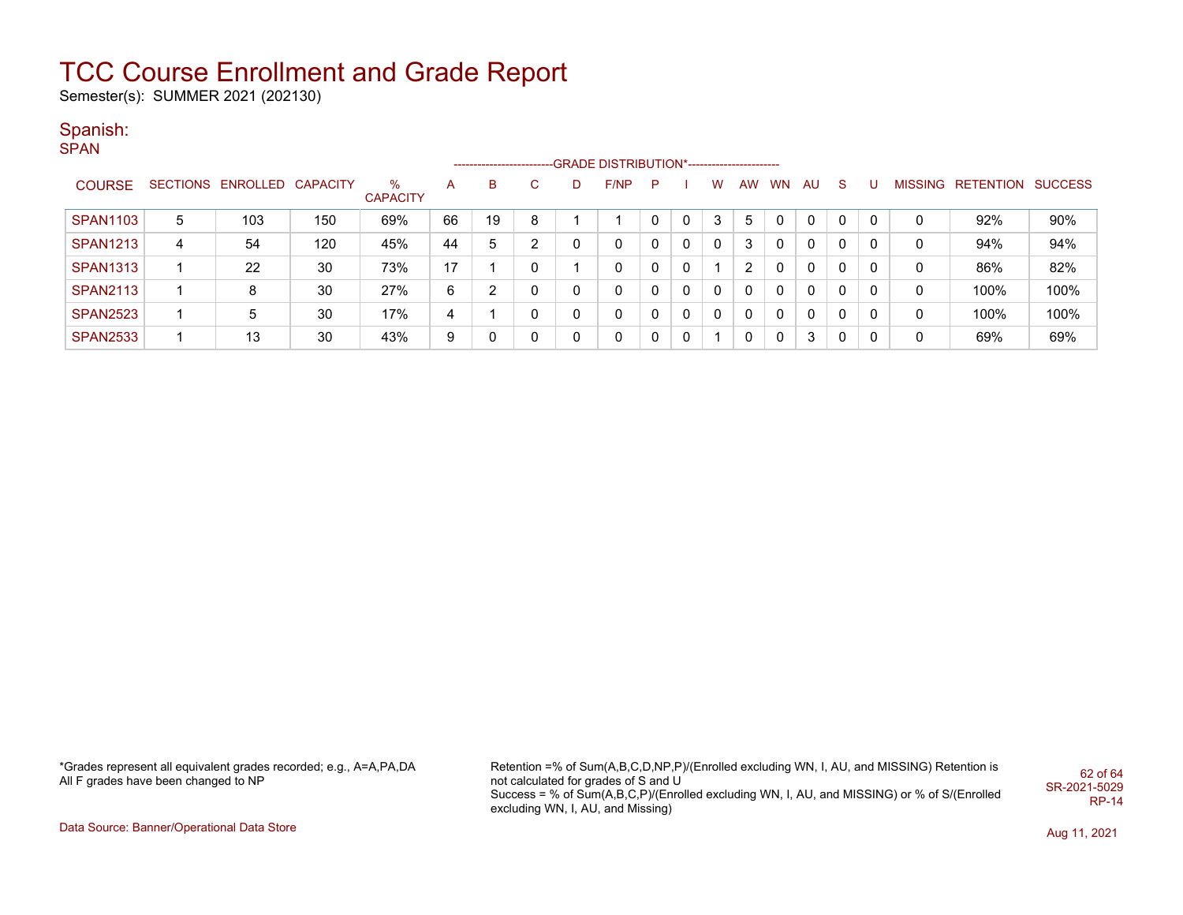# TCC Course Enrollment and Grade Report

Semester(s): SUMMER 2021 (202130)

## Spanish:

### SPAN

| COURSE | SECTIONS | ENROLLED | CAPACITY | % CAPACITY | A | B | C | D | F/NP | P | I | W | AW | WN | AU | S | U | MISSING | RETENTION | SUCCESS |
|---|---|---|---|---|---|---|---|---|---|---|---|---|---|---|---|---|---|---|---|---|
| | | | | | -------------------------GRADE DISTRIBUTION*----------------------- | | | | | | | | | | | | | | | |
| SPAN1103 | 5 | 103 | 150 | 69% | 66 | 19 | 8 | 1 | 1 | 0 | 0 | 3 | 5 | 0 | 0 | 0 | 0 | 0 | 92% | 90% |
| SPAN1213 | 4 | 54 | 120 | 45% | 44 | 5 | 2 | 0 | 0 | 0 | 0 | 0 | 3 | 0 | 0 | 0 | 0 | 0 | 94% | 94% |
| SPAN1313 | 1 | 22 | 30 | 73% | 17 | 1 | 0 | 1 | 0 | 0 | 0 | 1 | 2 | 0 | 0 | 0 | 0 | 0 | 86% | 82% |
| SPAN2113 | 1 | 8 | 30 | 27% | 6 | 2 | 0 | 0 | 0 | 0 | 0 | 0 | 0 | 0 | 0 | 0 | 0 | 0 | 100% | 100% |
| SPAN2523 | 1 | 5 | 30 | 17% | 4 | 1 | 0 | 0 | 0 | 0 | 0 | 0 | 0 | 0 | 0 | 0 | 0 | 0 | 100% | 100% |
| SPAN2533 | 1 | 13 | 30 | 43% | 9 | 0 | 0 | 0 | 0 | 0 | 0 | 1 | 0 | 0 | 3 | 0 | 0 | 0 | 69% | 69% |

*Grades represent all equivalent grades recorded; e.g., A=A,PA,DA
All F grades have been changed to NP

Retention =% of Sum(A,B,C,D,NP,P)/(Enrolled excluding WN, I, AU, and MISSING) Retention is not calculated for grades of S and U
Success = % of Sum(A,B,C,P)/(Enrolled excluding WN, I, AU, and MISSING) or % of S/(Enrolled excluding WN, I, AU, and Missing)

SR-2021-5029
RP-14

Data Source: Banner/Operational Data Store

Aug 11, 2021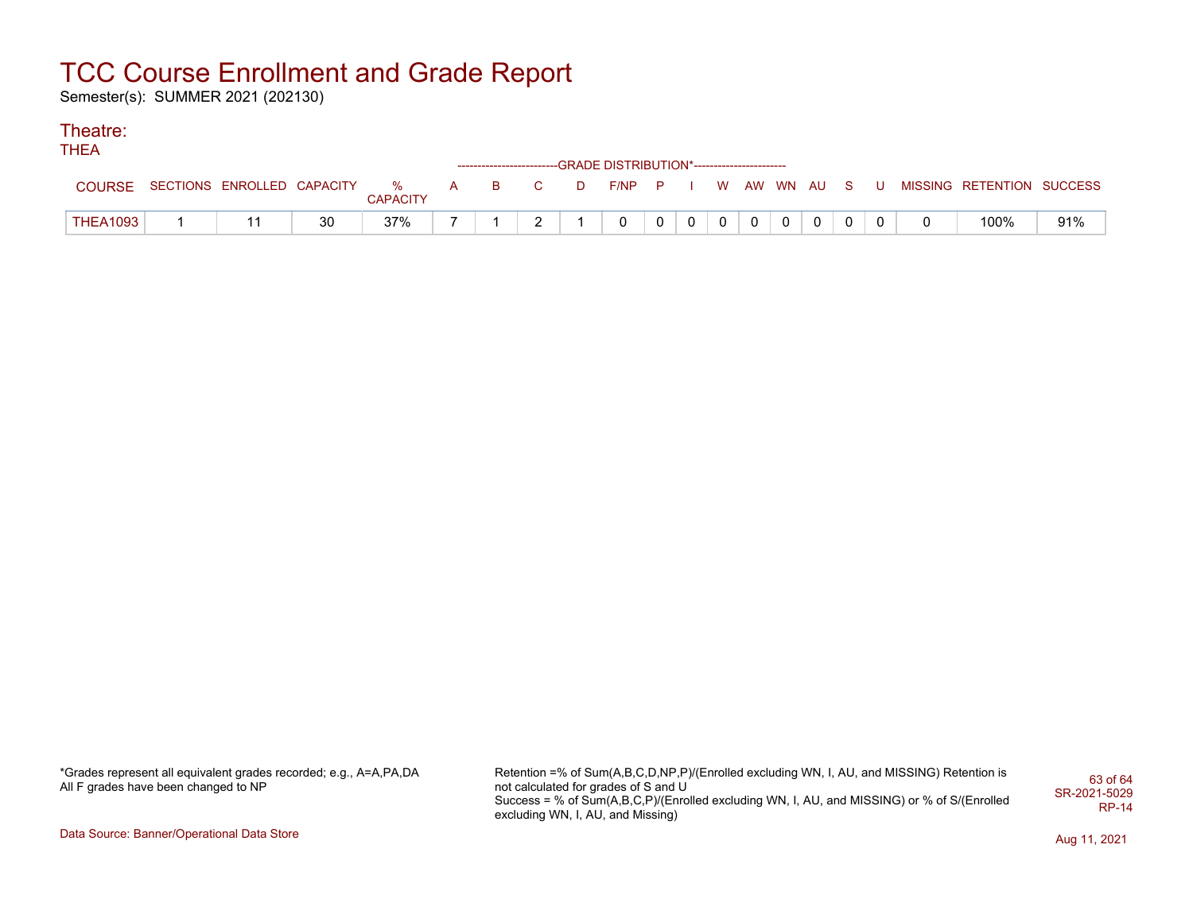# TCC Course Enrollment and Grade Report

Semester(s): SUMMER 2021 (202130)

## Theatre:

THEA

| COURSE | SECTIONS | ENROLLED | CAPACITY | % CAPACITY | A | B | C | D | F/NP | P | I | W | AW | WN | AU | S | U | MISSING | RETENTION | SUCCESS |
|---|---|---|---|---|---|---|---|---|---|---|---|---|---|---|---|---|---|---|---|---|
| | | | | | --GRADE DISTRIBUTION*-- | | | | | | | | | | | | | | | |
| THEA1093 | 1 | 11 | 30 | 37% | 7 | 1 | 2 | 1 | 0 | 0 | 0 | 0 | 0 | 0 | 0 | 0 | 0 | 0 | 100% | 91% |

*Grades represent all equivalent grades recorded; e.g., A=A,PA,DA
All F grades have been changed to NP

Retention =% of Sum(A,B,C,D,NP,P)/(Enrolled excluding WN, I, AU, and MISSING) Retention is not calculated for grades of S and U
Success = % of Sum(A,B,C,P)/(Enrolled excluding WN, I, AU, and MISSING) or % of S/(Enrolled excluding WN, I, AU, and Missing)

SR-2021-5029
RP-14

Data Source: Banner/Operational Data Store

Aug 11, 2021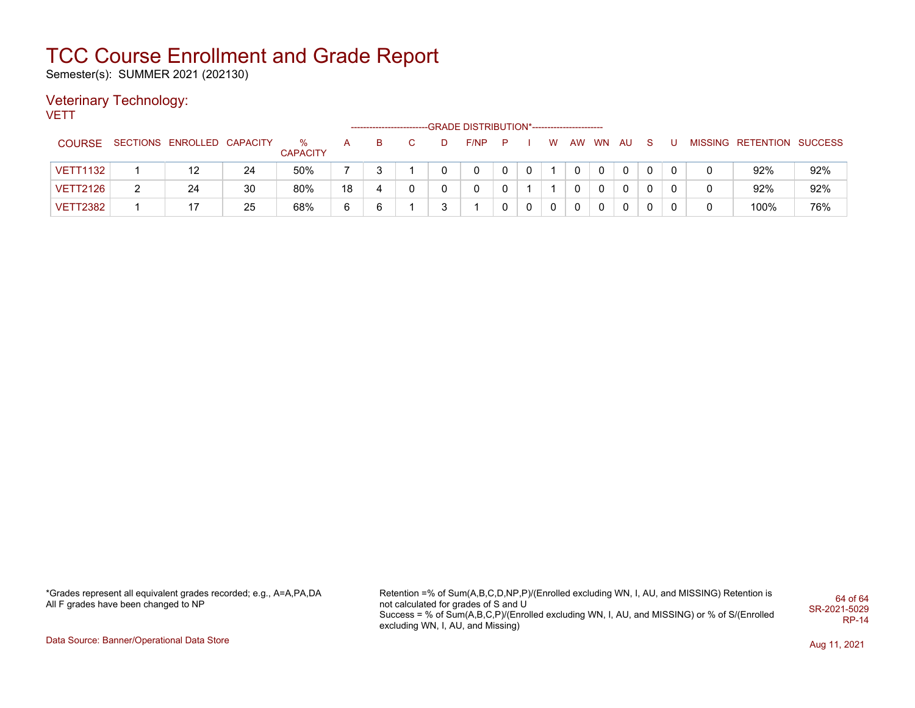# TCC Course Enrollment and Grade Report

Semester(s): SUMMER 2021 (202130)

## Veterinary Technology:

VETT

| COURSE | SECTIONS | ENROLLED | CAPACITY | % CAPACITY | A | B | C | D | F/NP | P | I | W | AW | WN | AU | S | U | MISSING | RETENTION | SUCCESS |
|---|---|---|---|---|---|---|---|---|---|---|---|---|---|---|---|---|---|---|---|---|
| VETT1132 | 1 | 12 | 24 | 50% | 7 | 3 | 1 | 0 | 0 | 0 | 0 | 1 | 0 | 0 | 0 | 0 | 0 | 0 | 92% | 92% |
| VETT2126 | 2 | 24 | 30 | 80% | 18 | 4 | 0 | 0 | 0 | 0 | 1 | 1 | 0 | 0 | 0 | 0 | 0 | 0 | 92% | 92% |
| VETT2382 | 1 | 17 | 25 | 68% | 6 | 6 | 1 | 3 | 1 | 0 | 0 | 0 | 0 | 0 | 0 | 0 | 0 | 0 | 100% | 76% |

(-------------------------GRADE DISTRIBUTION*----------------------- spans columns A through U)

*Grades represent all equivalent grades recorded; e.g., A=A,PA,DA
All F grades have been changed to NP

Retention =% of Sum(A,B,C,D,NP,P)/(Enrolled excluding WN, I, AU, and MISSING) Retention is not calculated for grades of S and U
Success = % of Sum(A,B,C,P)/(Enrolled excluding WN, I, AU, and MISSING) or % of S/(Enrolled excluding WN, I, AU, and Missing)

SR-2021-5029
RP-14

Data Source: Banner/Operational Data Store

Aug 11, 2021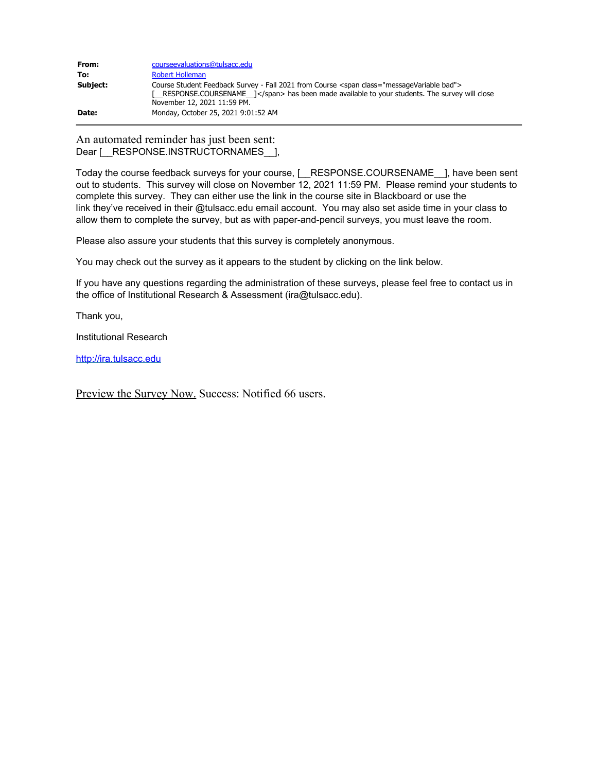**From:** courseevaluations@tulsacc.edu
**To:** Robert Holleman
**Subject:** Course Student Feedback Survey - Fall 2021 from Course <span class="messageVariable bad">[__RESPONSE.COURSENAME__]</span> has been made available to your students. The survey will close November 12, 2021 11:59 PM.
**Date:** Monday, October 25, 2021 9:01:52 AM

---

An automated reminder has just been sent:
Dear [__RESPONSE.INSTRUCTORNAMES__],

Today the course feedback surveys for your course, [__RESPONSE.COURSENAME__], have been sent out to students. This survey will close on November 12, 2021 11:59 PM. Please remind your students to complete this survey. They can either use the link in the course site in Blackboard or use the link they've received in their @tulsacc.edu email account. You may also set aside time in your class to allow them to complete the survey, but as with paper-and-pencil surveys, you must leave the room.

Please also assure your students that this survey is completely anonymous.

You may check out the survey as it appears to the student by clicking on the link below.

If you have any questions regarding the administration of these surveys, please feel free to contact us in the office of Institutional Research & Assessment (ira@tulsacc.edu).

Thank you,

Institutional Research

http://ira.tulsacc.edu

Preview the Survey Now. Success: Notified 66 users.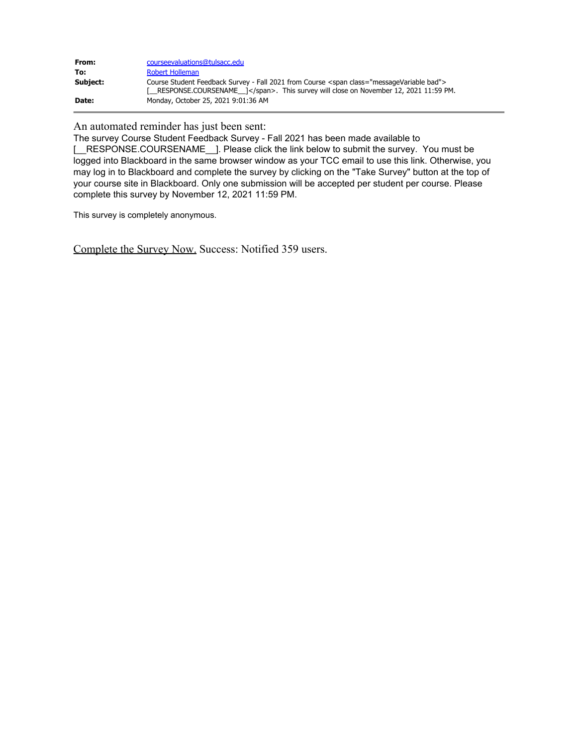| | |
|---|---|
| **From:** | courseevaluations@tulsacc.edu |
| **To:** | Robert Holleman |
| **Subject:** | Course Student Feedback Survey - Fall 2021 from Course <span class="messageVariable bad">[__RESPONSE.COURSENAME__]</span>. This survey will close on November 12, 2021 11:59 PM. |
| **Date:** | Monday, October 25, 2021 9:01:36 AM |

---

An automated reminder has just been sent:
The survey Course Student Feedback Survey - Fall 2021 has been made available to [__RESPONSE.COURSENAME__]. Please click the link below to submit the survey. You must be logged into Blackboard in the same browser window as your TCC email to use this link. Otherwise, you may log in to Blackboard and complete the survey by clicking on the "Take Survey" button at the top of your course site in Blackboard. Only one submission will be accepted per student per course. Please complete this survey by November 12, 2021 11:59 PM.

This survey is completely anonymous.

Complete the Survey Now. Success: Notified 359 users.